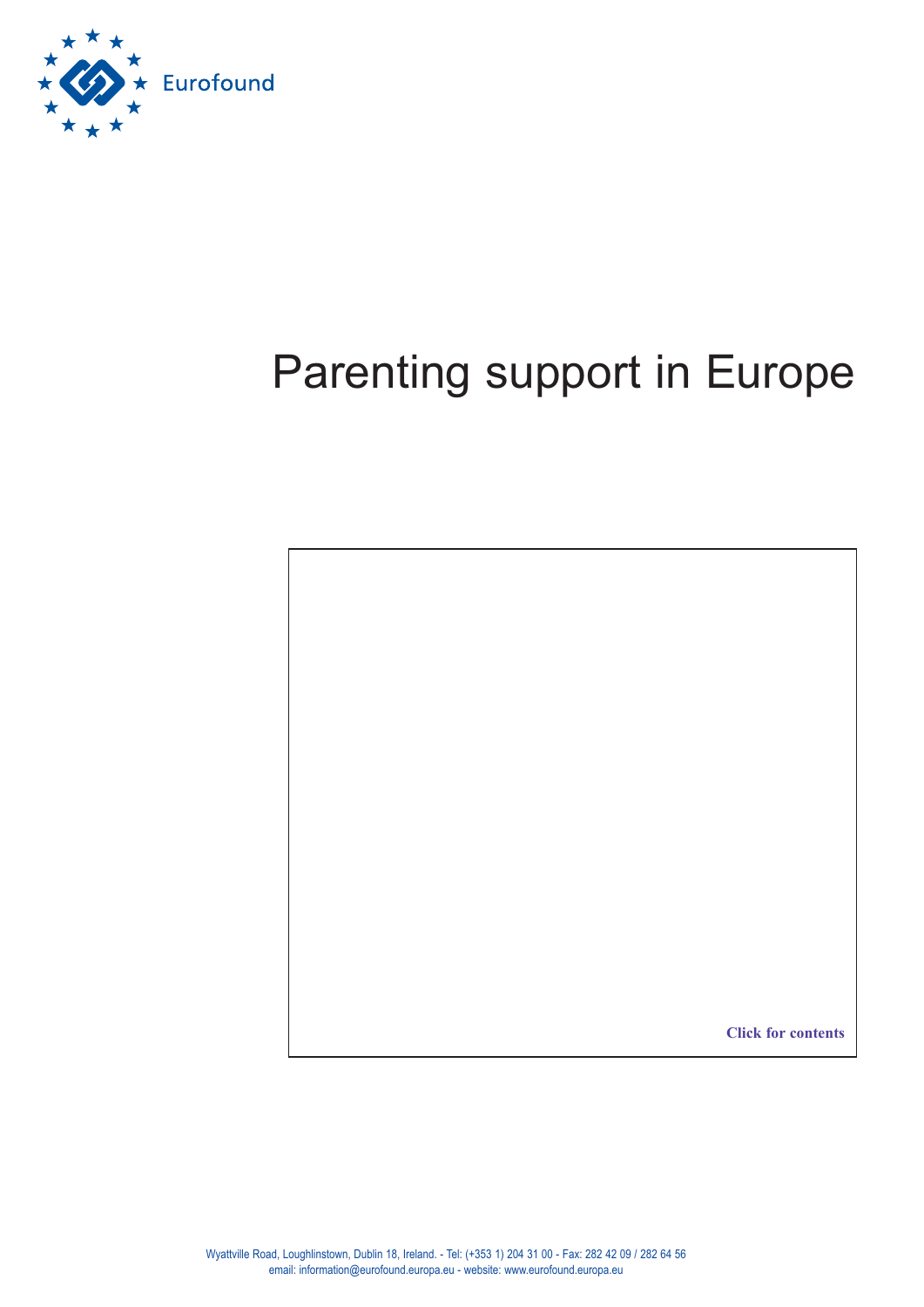Eurofound

# Parenting support in Europe

Click for contents

Wyattville Road, Loughlinstown, Dublin 18, Ireland. - Tel: (+353 1) 204 31 00 - Fax: 282 42 09 / 282 64 56
email: information@eurofound.europa.eu - website: www.eurofound.europa.eu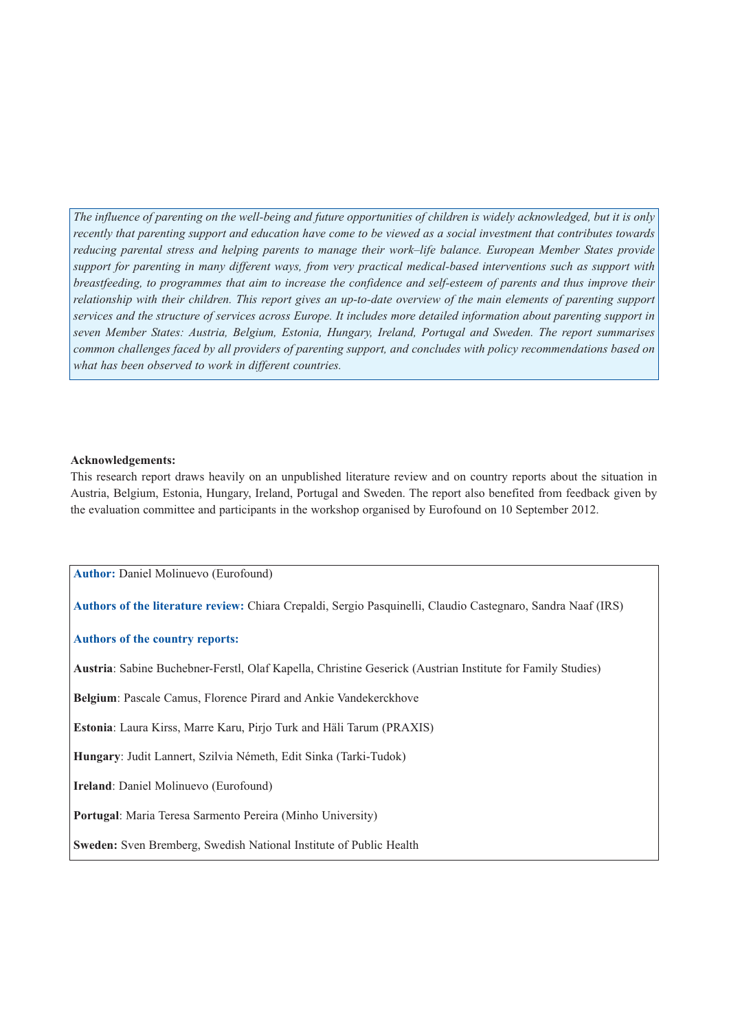*The influence of parenting on the well-being and future opportunities of children is widely acknowledged, but it is only recently that parenting support and education have come to be viewed as a social investment that contributes towards reducing parental stress and helping parents to manage their work–life balance. European Member States provide support for parenting in many different ways, from very practical medical-based interventions such as support with breastfeeding, to programmes that aim to increase the confidence and self-esteem of parents and thus improve their relationship with their children. This report gives an up-to-date overview of the main elements of parenting support services and the structure of services across Europe. It includes more detailed information about parenting support in seven Member States: Austria, Belgium, Estonia, Hungary, Ireland, Portugal and Sweden. The report summarises common challenges faced by all providers of parenting support, and concludes with policy recommendations based on what has been observed to work in different countries.*

**Acknowledgements:**

This research report draws heavily on an unpublished literature review and on country reports about the situation in Austria, Belgium, Estonia, Hungary, Ireland, Portugal and Sweden. The report also benefited from feedback given by the evaluation committee and participants in the workshop organised by Eurofound on 10 September 2012.

**Author:** Daniel Molinuevo (Eurofound)

**Authors of the literature review:** Chiara Crepaldi, Sergio Pasquinelli, Claudio Castegnaro, Sandra Naaf (IRS)

**Authors of the country reports:**

**Austria**: Sabine Buchebner-Ferstl, Olaf Kapella, Christine Geserick (Austrian Institute for Family Studies)

**Belgium**: Pascale Camus, Florence Pirard and Ankie Vandekerckhove

**Estonia**: Laura Kirss, Marre Karu, Pirjo Turk and Häli Tarum (PRAXIS)

**Hungary**: Judit Lannert, Szilvia Németh, Edit Sinka (Tarki-Tudok)

**Ireland**: Daniel Molinuevo (Eurofound)

**Portugal**: Maria Teresa Sarmento Pereira (Minho University)

**Sweden:** Sven Bremberg, Swedish National Institute of Public Health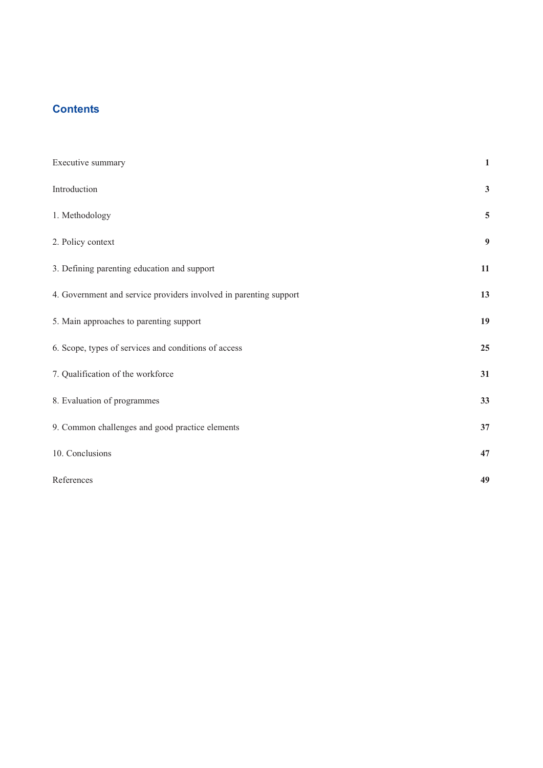## Contents

| | |
|---|---|
| Executive summary | 1 |
| Introduction | 3 |
| 1. Methodology | 5 |
| 2. Policy context | 9 |
| 3. Defining parenting education and support | 11 |
| 4. Government and service providers involved in parenting support | 13 |
| 5. Main approaches to parenting support | 19 |
| 6. Scope, types of services and conditions of access | 25 |
| 7. Qualification of the workforce | 31 |
| 8. Evaluation of programmes | 33 |
| 9. Common challenges and good practice elements | 37 |
| 10. Conclusions | 47 |
| References | 49 |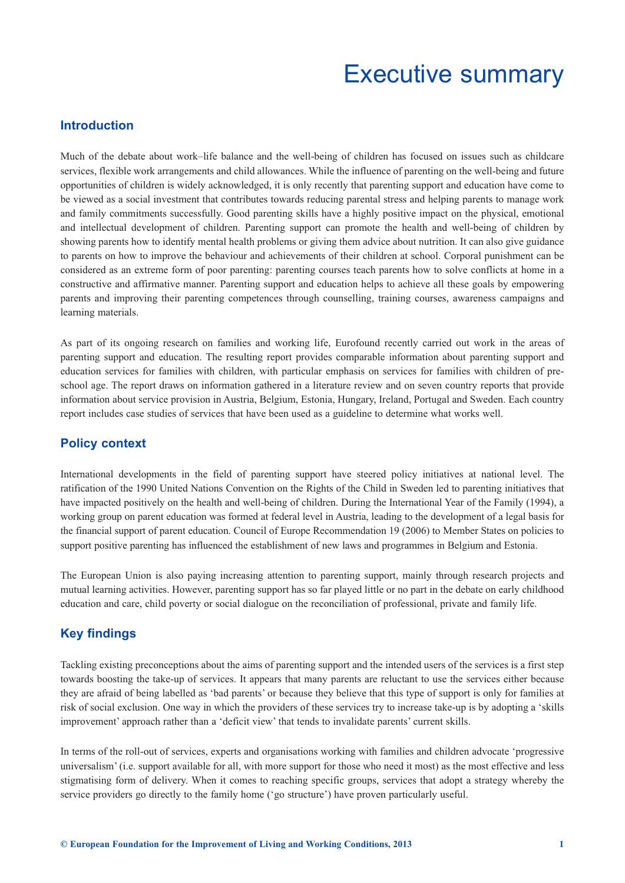# Executive summary

## Introduction

Much of the debate about work–life balance and the well-being of children has focused on issues such as childcare services, flexible work arrangements and child allowances. While the influence of parenting on the well-being and future opportunities of children is widely acknowledged, it is only recently that parenting support and education have come to be viewed as a social investment that contributes towards reducing parental stress and helping parents to manage work and family commitments successfully. Good parenting skills have a highly positive impact on the physical, emotional and intellectual development of children. Parenting support can promote the health and well-being of children by showing parents how to identify mental health problems or giving them advice about nutrition. It can also give guidance to parents on how to improve the behaviour and achievements of their children at school. Corporal punishment can be considered as an extreme form of poor parenting: parenting courses teach parents how to solve conflicts at home in a constructive and affirmative manner. Parenting support and education helps to achieve all these goals by empowering parents and improving their parenting competences through counselling, training courses, awareness campaigns and learning materials.

As part of its ongoing research on families and working life, Eurofound recently carried out work in the areas of parenting support and education. The resulting report provides comparable information about parenting support and education services for families with children, with particular emphasis on services for families with children of pre-school age. The report draws on information gathered in a literature review and on seven country reports that provide information about service provision in Austria, Belgium, Estonia, Hungary, Ireland, Portugal and Sweden. Each country report includes case studies of services that have been used as a guideline to determine what works well.

## Policy context

International developments in the field of parenting support have steered policy initiatives at national level. The ratification of the 1990 United Nations Convention on the Rights of the Child in Sweden led to parenting initiatives that have impacted positively on the health and well-being of children. During the International Year of the Family (1994), a working group on parent education was formed at federal level in Austria, leading to the development of a legal basis for the financial support of parent education. Council of Europe Recommendation 19 (2006) to Member States on policies to support positive parenting has influenced the establishment of new laws and programmes in Belgium and Estonia.

The European Union is also paying increasing attention to parenting support, mainly through research projects and mutual learning activities. However, parenting support has so far played little or no part in the debate on early childhood education and care, child poverty or social dialogue on the reconciliation of professional, private and family life.

## Key findings

Tackling existing preconceptions about the aims of parenting support and the intended users of the services is a first step towards boosting the take-up of services. It appears that many parents are reluctant to use the services either because they are afraid of being labelled as 'bad parents' or because they believe that this type of support is only for families at risk of social exclusion. One way in which the providers of these services try to increase take-up is by adopting a 'skills improvement' approach rather than a 'deficit view' that tends to invalidate parents' current skills.

In terms of the roll-out of services, experts and organisations working with families and children advocate 'progressive universalism' (i.e. support available for all, with more support for those who need it most) as the most effective and less stigmatising form of delivery. When it comes to reaching specific groups, services that adopt a strategy whereby the service providers go directly to the family home ('go structure') have proven particularly useful.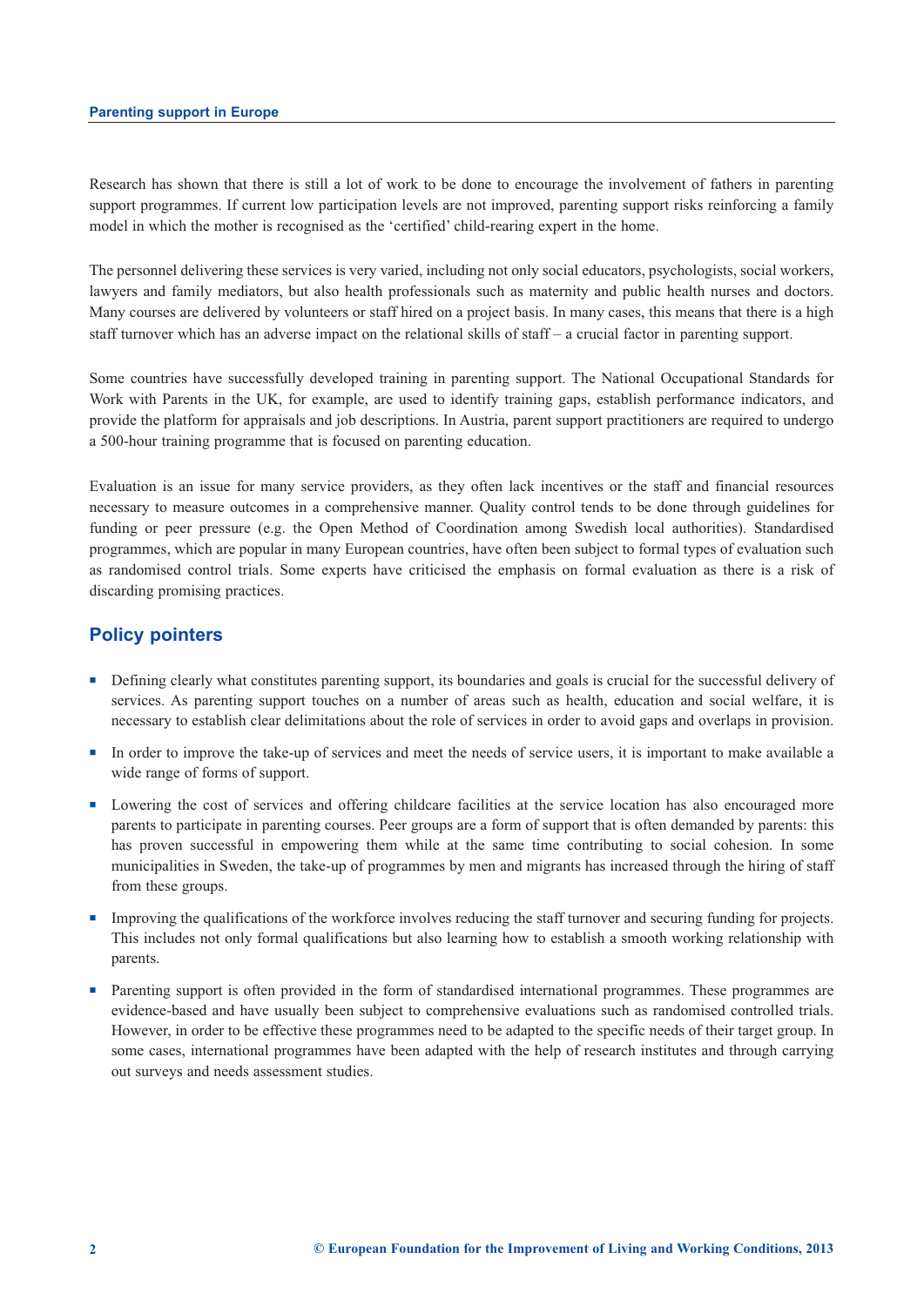Research has shown that there is still a lot of work to be done to encourage the involvement of fathers in parenting support programmes. If current low participation levels are not improved, parenting support risks reinforcing a family model in which the mother is recognised as the 'certified' child-rearing expert in the home.

The personnel delivering these services is very varied, including not only social educators, psychologists, social workers, lawyers and family mediators, but also health professionals such as maternity and public health nurses and doctors. Many courses are delivered by volunteers or staff hired on a project basis. In many cases, this means that there is a high staff turnover which has an adverse impact on the relational skills of staff – a crucial factor in parenting support.

Some countries have successfully developed training in parenting support. The National Occupational Standards for Work with Parents in the UK, for example, are used to identify training gaps, establish performance indicators, and provide the platform for appraisals and job descriptions. In Austria, parent support practitioners are required to undergo a 500-hour training programme that is focused on parenting education.

Evaluation is an issue for many service providers, as they often lack incentives or the staff and financial resources necessary to measure outcomes in a comprehensive manner. Quality control tends to be done through guidelines for funding or peer pressure (e.g. the Open Method of Coordination among Swedish local authorities). Standardised programmes, which are popular in many European countries, have often been subject to formal types of evaluation such as randomised control trials. Some experts have criticised the emphasis on formal evaluation as there is a risk of discarding promising practices.

## Policy pointers

- Defining clearly what constitutes parenting support, its boundaries and goals is crucial for the successful delivery of services. As parenting support touches on a number of areas such as health, education and social welfare, it is necessary to establish clear delimitations about the role of services in order to avoid gaps and overlaps in provision.
- In order to improve the take-up of services and meet the needs of service users, it is important to make available a wide range of forms of support.
- Lowering the cost of services and offering childcare facilities at the service location has also encouraged more parents to participate in parenting courses. Peer groups are a form of support that is often demanded by parents: this has proven successful in empowering them while at the same time contributing to social cohesion. In some municipalities in Sweden, the take-up of programmes by men and migrants has increased through the hiring of staff from these groups.
- Improving the qualifications of the workforce involves reducing the staff turnover and securing funding for projects. This includes not only formal qualifications but also learning how to establish a smooth working relationship with parents.
- Parenting support is often provided in the form of standardised international programmes. These programmes are evidence-based and have usually been subject to comprehensive evaluations such as randomised controlled trials. However, in order to be effective these programmes need to be adapted to the specific needs of their target group. In some cases, international programmes have been adapted with the help of research institutes and through carrying out surveys and needs assessment studies.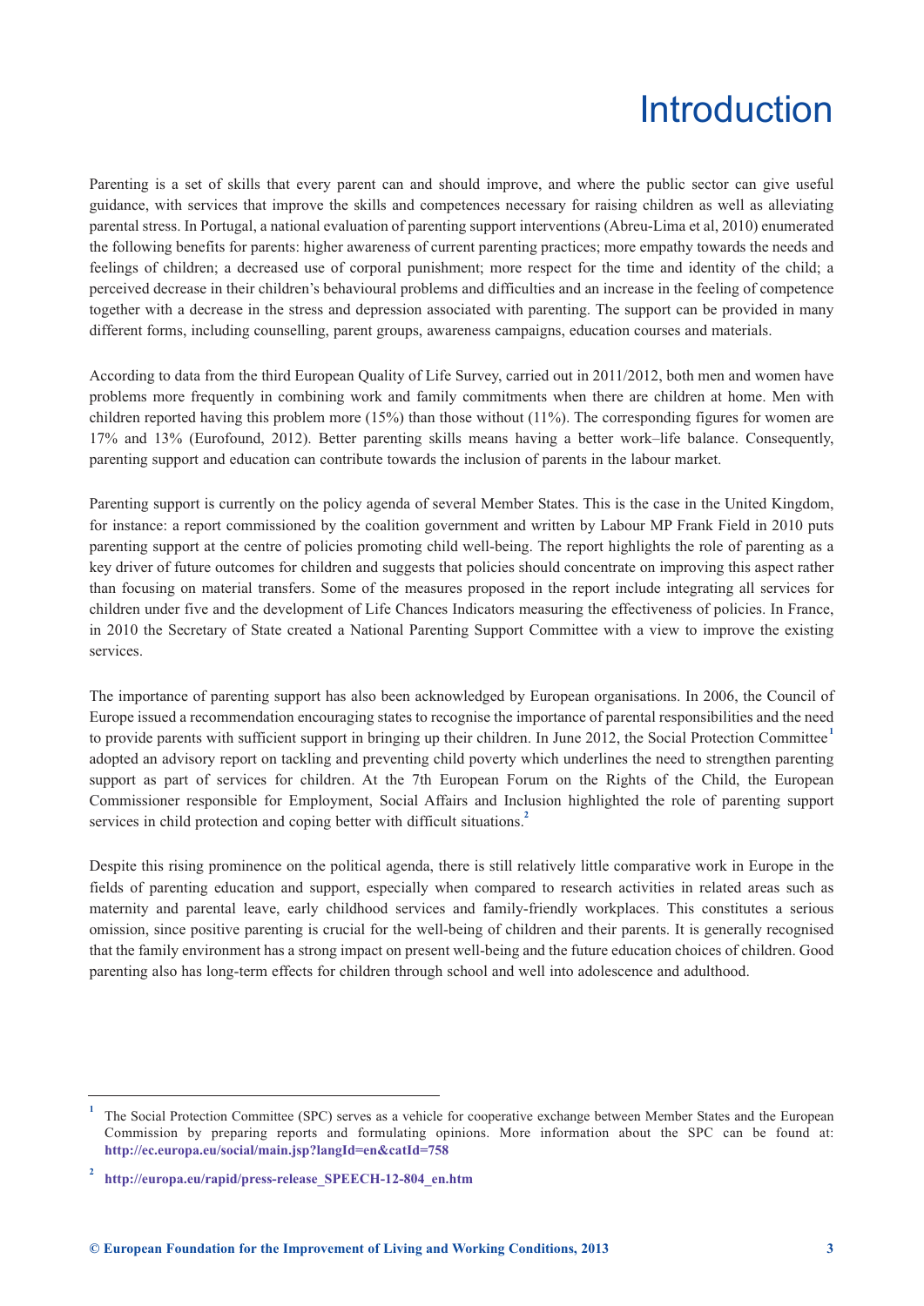# Introduction

Parenting is a set of skills that every parent can and should improve, and where the public sector can give useful guidance, with services that improve the skills and competences necessary for raising children as well as alleviating parental stress. In Portugal, a national evaluation of parenting support interventions (Abreu-Lima et al, 2010) enumerated the following benefits for parents: higher awareness of current parenting practices; more empathy towards the needs and feelings of children; a decreased use of corporal punishment; more respect for the time and identity of the child; a perceived decrease in their children's behavioural problems and difficulties and an increase in the feeling of competence together with a decrease in the stress and depression associated with parenting. The support can be provided in many different forms, including counselling, parent groups, awareness campaigns, education courses and materials.

According to data from the third European Quality of Life Survey, carried out in 2011/2012, both men and women have problems more frequently in combining work and family commitments when there are children at home. Men with children reported having this problem more (15%) than those without (11%). The corresponding figures for women are 17% and 13% (Eurofound, 2012). Better parenting skills means having a better work–life balance. Consequently, parenting support and education can contribute towards the inclusion of parents in the labour market.

Parenting support is currently on the policy agenda of several Member States. This is the case in the United Kingdom, for instance: a report commissioned by the coalition government and written by Labour MP Frank Field in 2010 puts parenting support at the centre of policies promoting child well-being. The report highlights the role of parenting as a key driver of future outcomes for children and suggests that policies should concentrate on improving this aspect rather than focusing on material transfers. Some of the measures proposed in the report include integrating all services for children under five and the development of Life Chances Indicators measuring the effectiveness of policies. In France, in 2010 the Secretary of State created a National Parenting Support Committee with a view to improve the existing services.

The importance of parenting support has also been acknowledged by European organisations. In 2006, the Council of Europe issued a recommendation encouraging states to recognise the importance of parental responsibilities and the need to provide parents with sufficient support in bringing up their children. In June 2012, the Social Protection Committee[1] adopted an advisory report on tackling and preventing child poverty which underlines the need to strengthen parenting support as part of services for children. At the 7th European Forum on the Rights of the Child, the European Commissioner responsible for Employment, Social Affairs and Inclusion highlighted the role of parenting support services in child protection and coping better with difficult situations.[2]

Despite this rising prominence on the political agenda, there is still relatively little comparative work in Europe in the fields of parenting education and support, especially when compared to research activities in related areas such as maternity and parental leave, early childhood services and family-friendly workplaces. This constitutes a serious omission, since positive parenting is crucial for the well-being of children and their parents. It is generally recognised that the family environment has a strong impact on present well-being and the future education choices of children. Good parenting also has long-term effects for children through school and well into adolescence and adulthood.

---

[1] The Social Protection Committee (SPC) serves as a vehicle for cooperative exchange between Member States and the European Commission by preparing reports and formulating opinions. More information about the SPC can be found at: **http://ec.europa.eu/social/main.jsp?langId=en&catId=758**

[2] **http://europa.eu/rapid/press-release_SPEECH-12-804_en.htm**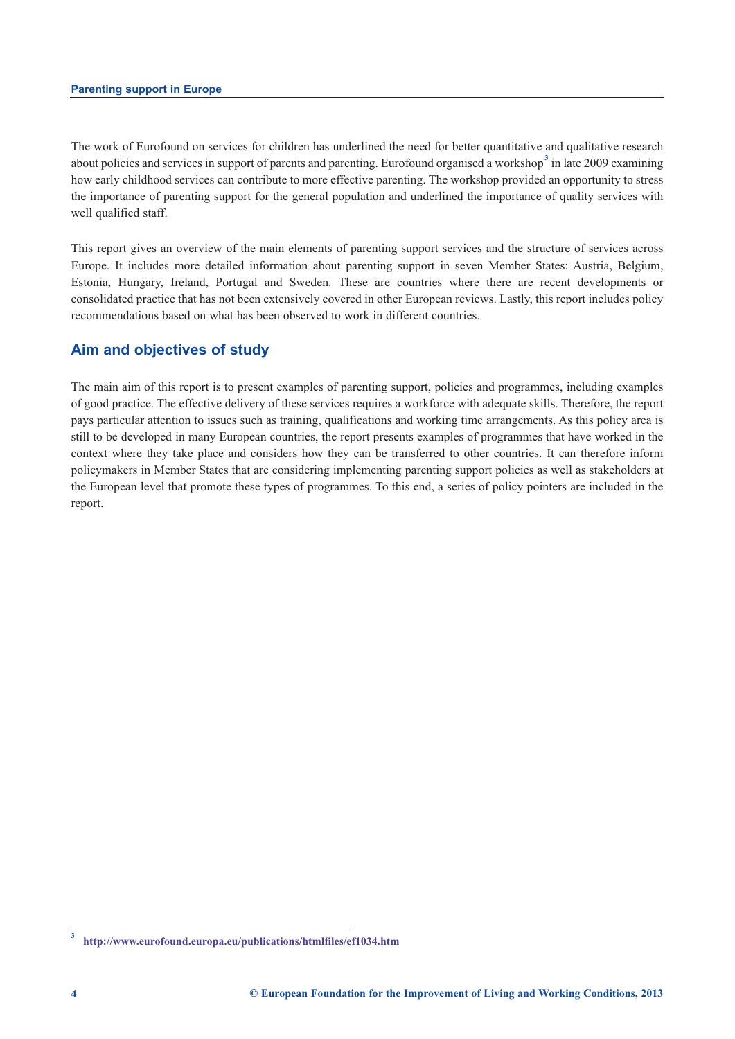The work of Eurofound on services for children has underlined the need for better quantitative and qualitative research about policies and services in support of parents and parenting. Eurofound organised a workshop[3] in late 2009 examining how early childhood services can contribute to more effective parenting. The workshop provided an opportunity to stress the importance of parenting support for the general population and underlined the importance of quality services with well qualified staff.

This report gives an overview of the main elements of parenting support services and the structure of services across Europe. It includes more detailed information about parenting support in seven Member States: Austria, Belgium, Estonia, Hungary, Ireland, Portugal and Sweden. These are countries where there are recent developments or consolidated practice that has not been extensively covered in other European reviews. Lastly, this report includes policy recommendations based on what has been observed to work in different countries.

## Aim and objectives of study

The main aim of this report is to present examples of parenting support, policies and programmes, including examples of good practice. The effective delivery of these services requires a workforce with adequate skills. Therefore, the report pays particular attention to issues such as training, qualifications and working time arrangements. As this policy area is still to be developed in many European countries, the report presents examples of programmes that have worked in the context where they take place and considers how they can be transferred to other countries. It can therefore inform policymakers in Member States that are considering implementing parenting support policies as well as stakeholders at the European level that promote these types of programmes. To this end, a series of policy pointers are included in the report.

[3] http://www.eurofound.europa.eu/publications/htmlfiles/ef1034.htm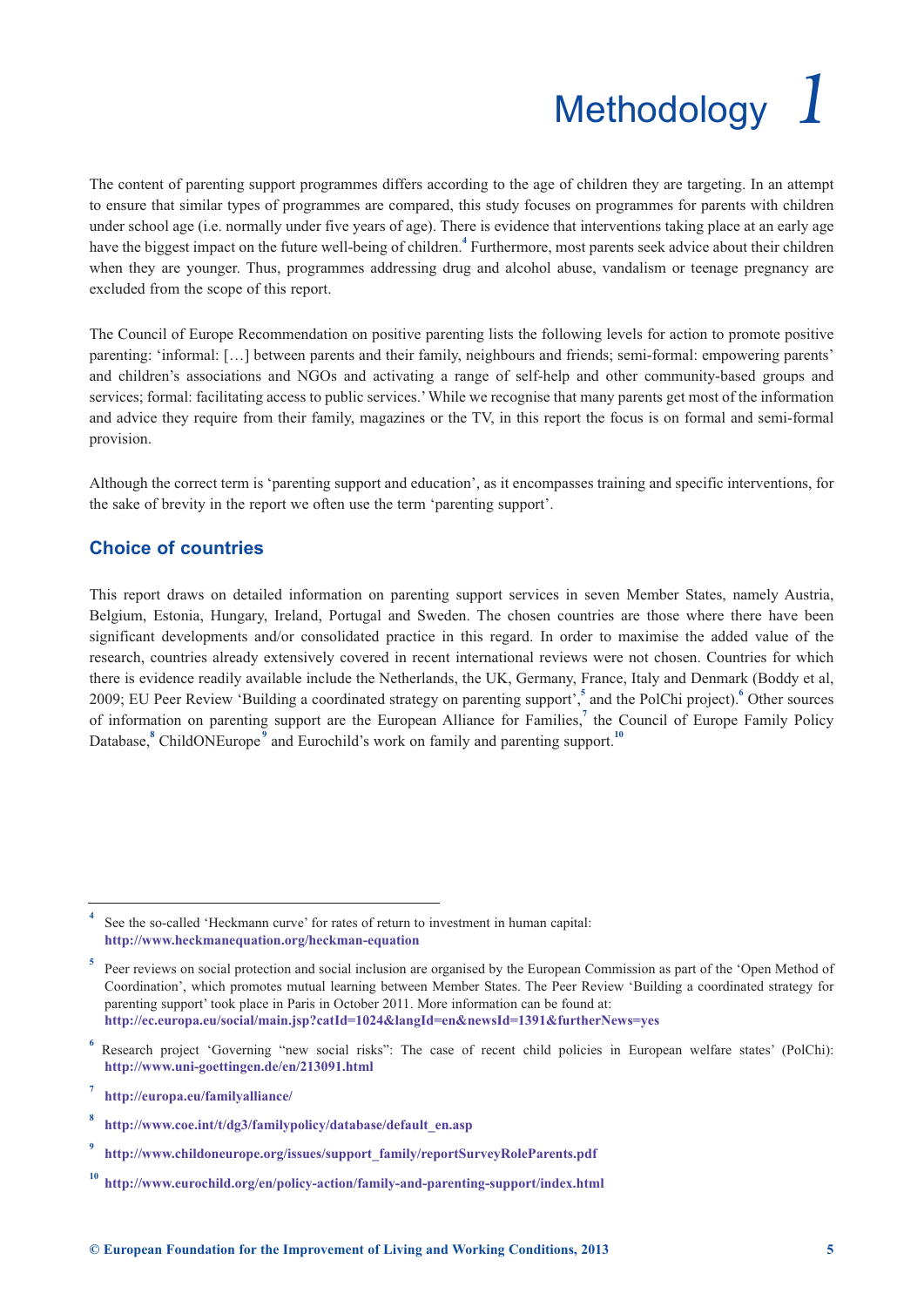# Methodology 1

The content of parenting support programmes differs according to the age of children they are targeting. In an attempt to ensure that similar types of programmes are compared, this study focuses on programmes for parents with children under school age (i.e. normally under five years of age). There is evidence that interventions taking place at an early age have the biggest impact on the future well-being of children.[4] Furthermore, most parents seek advice about their children when they are younger. Thus, programmes addressing drug and alcohol abuse, vandalism or teenage pregnancy are excluded from the scope of this report.

The Council of Europe Recommendation on positive parenting lists the following levels for action to promote positive parenting: 'informal: […] between parents and their family, neighbours and friends; semi-formal: empowering parents' and children's associations and NGOs and activating a range of self-help and other community-based groups and services; formal: facilitating access to public services.' While we recognise that many parents get most of the information and advice they require from their family, magazines or the TV, in this report the focus is on formal and semi-formal provision.

Although the correct term is 'parenting support and education', as it encompasses training and specific interventions, for the sake of brevity in the report we often use the term 'parenting support'.

## Choice of countries

This report draws on detailed information on parenting support services in seven Member States, namely Austria, Belgium, Estonia, Hungary, Ireland, Portugal and Sweden. The chosen countries are those where there have been significant developments and/or consolidated practice in this regard. In order to maximise the added value of the research, countries already extensively covered in recent international reviews were not chosen. Countries for which there is evidence readily available include the Netherlands, the UK, Germany, France, Italy and Denmark (Boddy et al, 2009; EU Peer Review 'Building a coordinated strategy on parenting support',[5] and the PolChi project).[6] Other sources of information on parenting support are the European Alliance for Families,[7] the Council of Europe Family Policy Database,[8] ChildONEurope[9] and Eurochild's work on family and parenting support.[10]

---

[4] See the so-called 'Heckmann curve' for rates of return to investment in human capital: **http://www.heckmanequation.org/heckman-equation**

[5] Peer reviews on social protection and social inclusion are organised by the European Commission as part of the 'Open Method of Coordination', which promotes mutual learning between Member States. The Peer Review 'Building a coordinated strategy for parenting support' took place in Paris in October 2011. More information can be found at: **http://ec.europa.eu/social/main.jsp?catId=1024&langId=en&newsId=1391&furtherNews=yes**

[6] Research project 'Governing "new social risks": The case of recent child policies in European welfare states' (PolChi): **http://www.uni-goettingen.de/en/213091.html**

[7] **http://europa.eu/familyalliance/**

[8] **http://www.coe.int/t/dg3/familypolicy/database/default_en.asp**

[9] **http://www.childoneurope.org/issues/support_family/reportSurveyRoleParents.pdf**

[10] **http://www.eurochild.org/en/policy-action/family-and-parenting-support/index.html**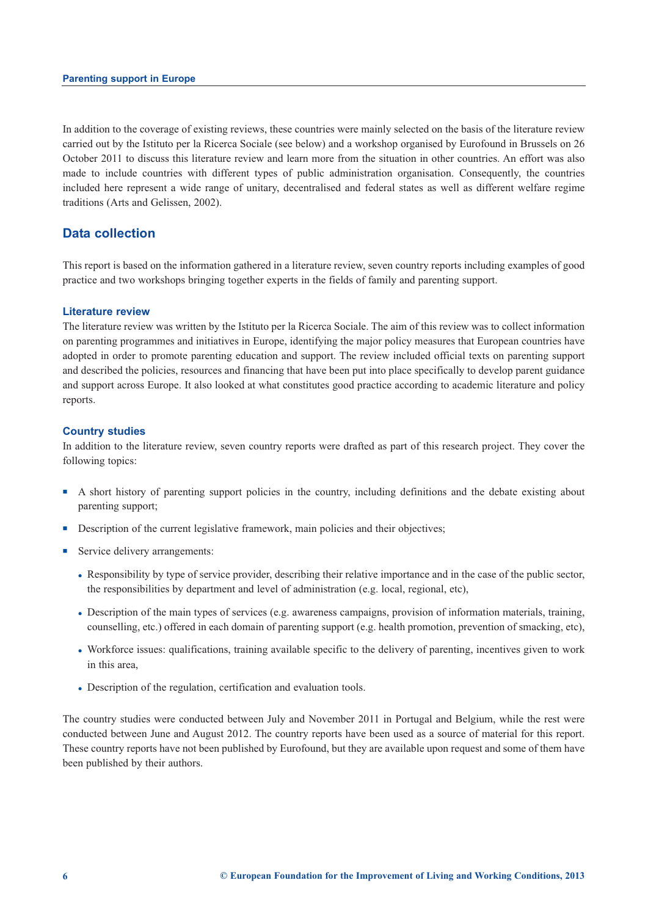In addition to the coverage of existing reviews, these countries were mainly selected on the basis of the literature review carried out by the Istituto per la Ricerca Sociale (see below) and a workshop organised by Eurofound in Brussels on 26 October 2011 to discuss this literature review and learn more from the situation in other countries. An effort was also made to include countries with different types of public administration organisation. Consequently, the countries included here represent a wide range of unitary, decentralised and federal states as well as different welfare regime traditions (Arts and Gelissen, 2002).

## Data collection

This report is based on the information gathered in a literature review, seven country reports including examples of good practice and two workshops bringing together experts in the fields of family and parenting support.

### Literature review

The literature review was written by the Istituto per la Ricerca Sociale. The aim of this review was to collect information on parenting programmes and initiatives in Europe, identifying the major policy measures that European countries have adopted in order to promote parenting education and support. The review included official texts on parenting support and described the policies, resources and financing that have been put into place specifically to develop parent guidance and support across Europe. It also looked at what constitutes good practice according to academic literature and policy reports.

### Country studies

In addition to the literature review, seven country reports were drafted as part of this research project. They cover the following topics:

- A short history of parenting support policies in the country, including definitions and the debate existing about parenting support;
- Description of the current legislative framework, main policies and their objectives;
- Service delivery arrangements:
  - Responsibility by type of service provider, describing their relative importance and in the case of the public sector, the responsibilities by department and level of administration (e.g. local, regional, etc),
  - Description of the main types of services (e.g. awareness campaigns, provision of information materials, training, counselling, etc.) offered in each domain of parenting support (e.g. health promotion, prevention of smacking, etc),
  - Workforce issues: qualifications, training available specific to the delivery of parenting, incentives given to work in this area,
  - Description of the regulation, certification and evaluation tools.

The country studies were conducted between July and November 2011 in Portugal and Belgium, while the rest were conducted between June and August 2012. The country reports have been used as a source of material for this report. These country reports have not been published by Eurofound, but they are available upon request and some of them have been published by their authors.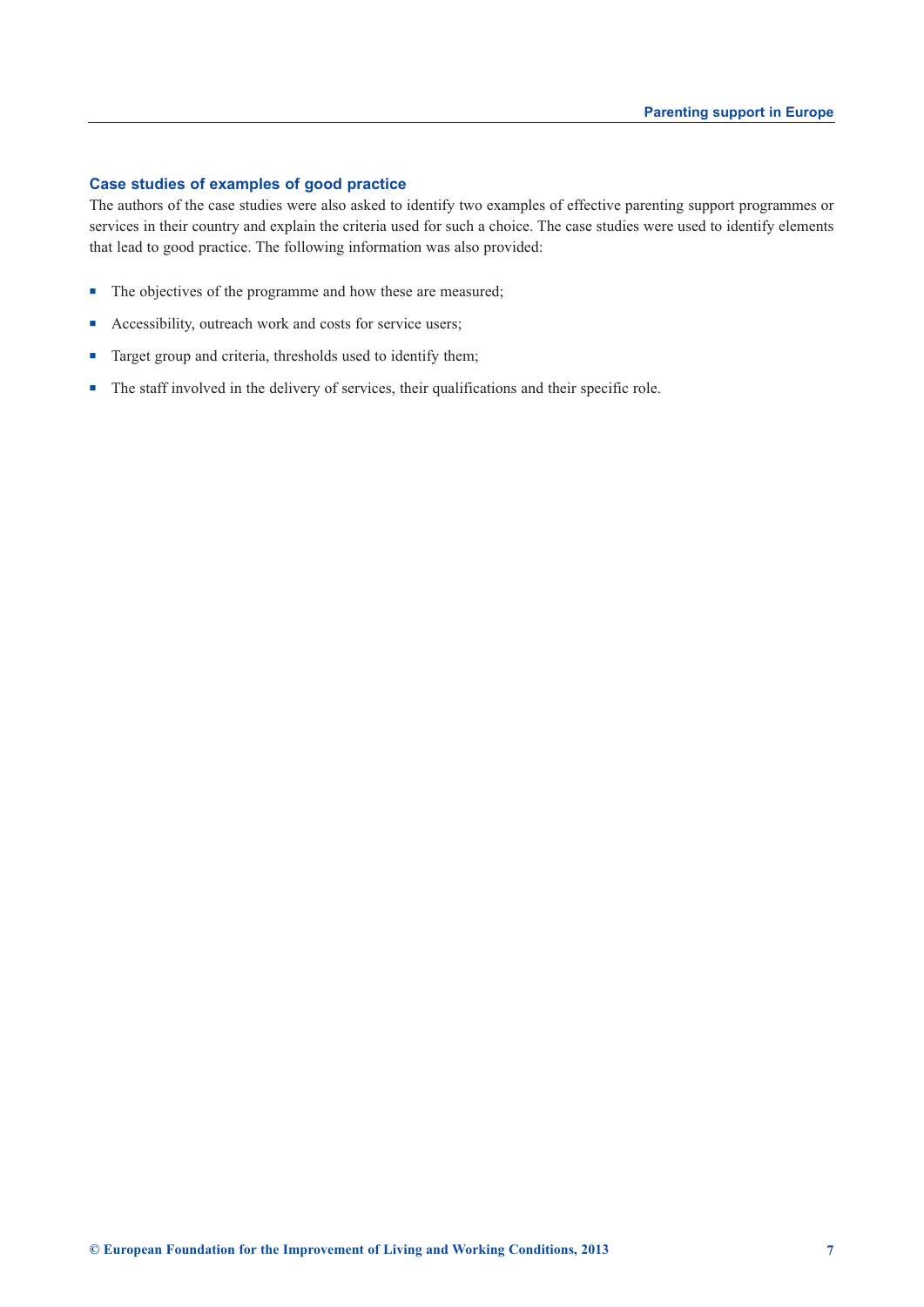### Case studies of examples of good practice

The authors of the case studies were also asked to identify two examples of effective parenting support programmes or services in their country and explain the criteria used for such a choice. The case studies were used to identify elements that lead to good practice. The following information was also provided:

- The objectives of the programme and how these are measured;
- Accessibility, outreach work and costs for service users;
- Target group and criteria, thresholds used to identify them;
- The staff involved in the delivery of services, their qualifications and their specific role.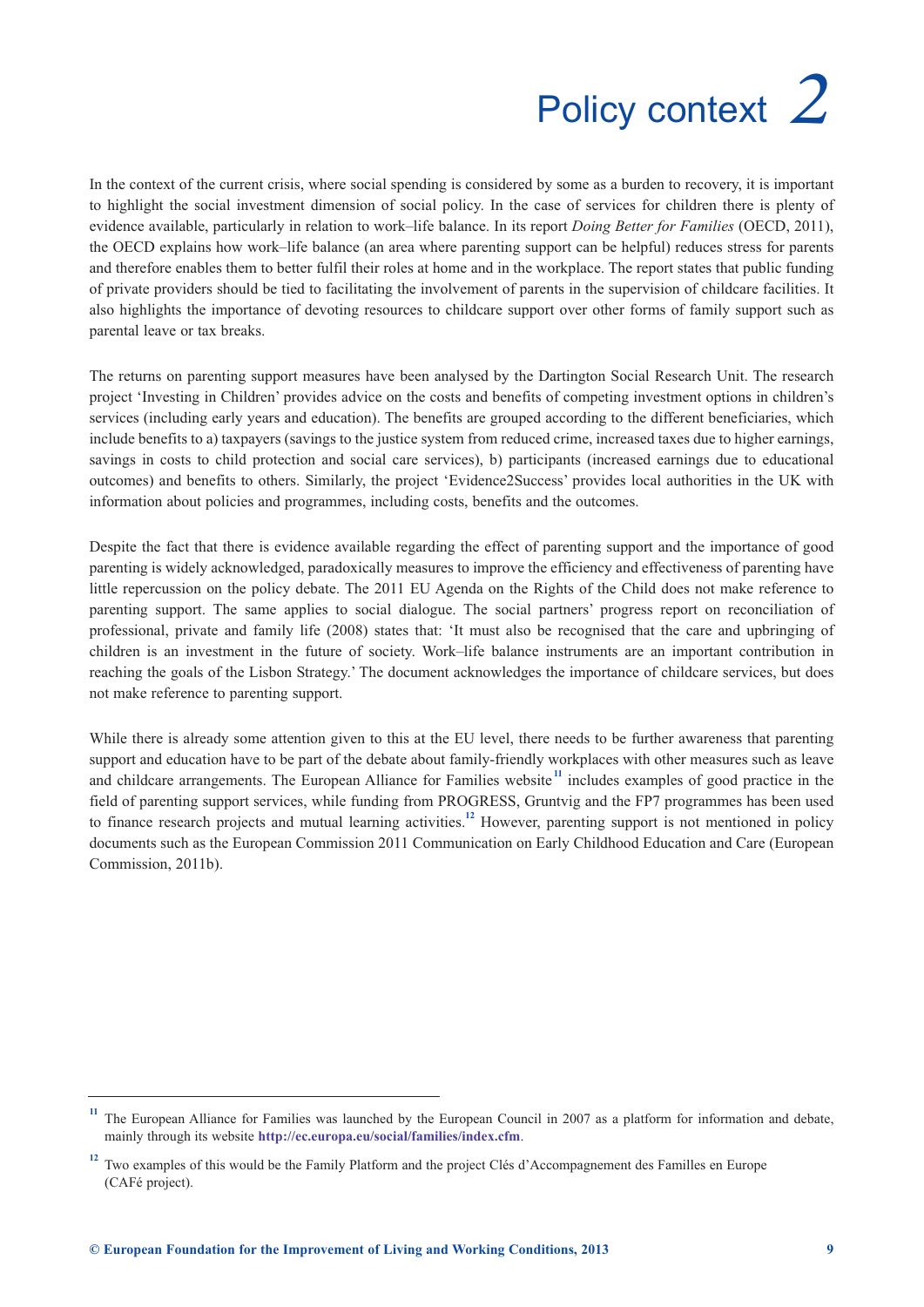# 2 Policy context

In the context of the current crisis, where social spending is considered by some as a burden to recovery, it is important to highlight the social investment dimension of social policy. In the case of services for children there is plenty of evidence available, particularly in relation to work–life balance. In its report *Doing Better for Families* (OECD, 2011), the OECD explains how work–life balance (an area where parenting support can be helpful) reduces stress for parents and therefore enables them to better fulfil their roles at home and in the workplace. The report states that public funding of private providers should be tied to facilitating the involvement of parents in the supervision of childcare facilities. It also highlights the importance of devoting resources to childcare support over other forms of family support such as parental leave or tax breaks.

The returns on parenting support measures have been analysed by the Dartington Social Research Unit. The research project 'Investing in Children' provides advice on the costs and benefits of competing investment options in children's services (including early years and education). The benefits are grouped according to the different beneficiaries, which include benefits to a) taxpayers (savings to the justice system from reduced crime, increased taxes due to higher earnings, savings in costs to child protection and social care services), b) participants (increased earnings due to educational outcomes) and benefits to others. Similarly, the project 'Evidence2Success' provides local authorities in the UK with information about policies and programmes, including costs, benefits and the outcomes.

Despite the fact that there is evidence available regarding the effect of parenting support and the importance of good parenting is widely acknowledged, paradoxically measures to improve the efficiency and effectiveness of parenting have little repercussion on the policy debate. The 2011 EU Agenda on the Rights of the Child does not make reference to parenting support. The same applies to social dialogue. The social partners' progress report on reconciliation of professional, private and family life (2008) states that: 'It must also be recognised that the care and upbringing of children is an investment in the future of society. Work–life balance instruments are an important contribution in reaching the goals of the Lisbon Strategy.' The document acknowledges the importance of childcare services, but does not make reference to parenting support.

While there is already some attention given to this at the EU level, there needs to be further awareness that parenting support and education have to be part of the debate about family-friendly workplaces with other measures such as leave and childcare arrangements. The European Alliance for Families website[11] includes examples of good practice in the field of parenting support services, while funding from PROGRESS, Gruntvig and the FP7 programmes has been used to finance research projects and mutual learning activities.[12] However, parenting support is not mentioned in policy documents such as the European Commission 2011 Communication on Early Childhood Education and Care (European Commission, 2011b).

---

[11] The European Alliance for Families was launched by the European Council in 2007 as a platform for information and debate, mainly through its website **http://ec.europa.eu/social/families/index.cfm**.

[12] Two examples of this would be the Family Platform and the project Clés d'Accompagnement des Familles en Europe (CAFé project).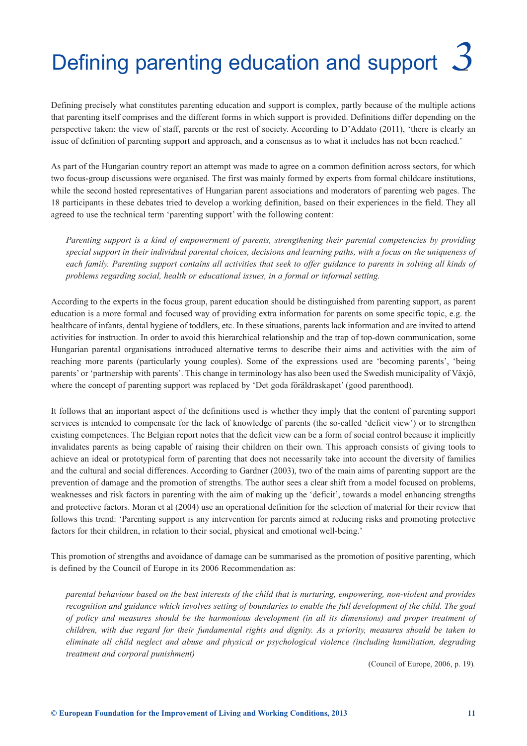# Defining parenting education and support 3

Defining precisely what constitutes parenting education and support is complex, partly because of the multiple actions that parenting itself comprises and the different forms in which support is provided. Definitions differ depending on the perspective taken: the view of staff, parents or the rest of society. According to D'Addato (2011), 'there is clearly an issue of definition of parenting support and approach, and a consensus as to what it includes has not been reached.'

As part of the Hungarian country report an attempt was made to agree on a common definition across sectors, for which two focus-group discussions were organised. The first was mainly formed by experts from formal childcare institutions, while the second hosted representatives of Hungarian parent associations and moderators of parenting web pages. The 18 participants in these debates tried to develop a working definition, based on their experiences in the field. They all agreed to use the technical term 'parenting support' with the following content:

> *Parenting support is a kind of empowerment of parents, strengthening their parental competencies by providing special support in their individual parental choices, decisions and learning paths, with a focus on the uniqueness of each family. Parenting support contains all activities that seek to offer guidance to parents in solving all kinds of problems regarding social, health or educational issues, in a formal or informal setting.*

According to the experts in the focus group, parent education should be distinguished from parenting support, as parent education is a more formal and focused way of providing extra information for parents on some specific topic, e.g. the healthcare of infants, dental hygiene of toddlers, etc. In these situations, parents lack information and are invited to attend activities for instruction. In order to avoid this hierarchical relationship and the trap of top-down communication, some Hungarian parental organisations introduced alternative terms to describe their aims and activities with the aim of reaching more parents (particularly young couples). Some of the expressions used are 'becoming parents', 'being parents' or 'partnership with parents'. This change in terminology has also been used the Swedish municipality of Växjö, where the concept of parenting support was replaced by 'Det goda föräldraskapet' (good parenthood).

It follows that an important aspect of the definitions used is whether they imply that the content of parenting support services is intended to compensate for the lack of knowledge of parents (the so-called 'deficit view') or to strengthen existing competences. The Belgian report notes that the deficit view can be a form of social control because it implicitly invalidates parents as being capable of raising their children on their own. This approach consists of giving tools to achieve an ideal or prototypical form of parenting that does not necessarily take into account the diversity of families and the cultural and social differences. According to Gardner (2003), two of the main aims of parenting support are the prevention of damage and the promotion of strengths. The author sees a clear shift from a model focused on problems, weaknesses and risk factors in parenting with the aim of making up the 'deficit', towards a model enhancing strengths and protective factors. Moran et al (2004) use an operational definition for the selection of material for their review that follows this trend: 'Parenting support is any intervention for parents aimed at reducing risks and promoting protective factors for their children, in relation to their social, physical and emotional well-being.'

This promotion of strengths and avoidance of damage can be summarised as the promotion of positive parenting, which is defined by the Council of Europe in its 2006 Recommendation as:

> *parental behaviour based on the best interests of the child that is nurturing, empowering, non-violent and provides recognition and guidance which involves setting of boundaries to enable the full development of the child. The goal of policy and measures should be the harmonious development (in all its dimensions) and proper treatment of children, with due regard for their fundamental rights and dignity. As a priority, measures should be taken to eliminate all child neglect and abuse and physical or psychological violence (including humiliation, degrading treatment and corporal punishment)*
>
> (Council of Europe, 2006, p. 19).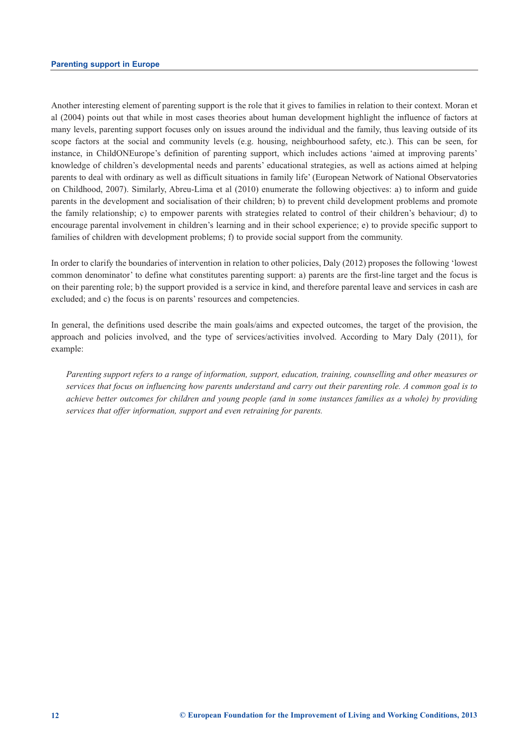Another interesting element of parenting support is the role that it gives to families in relation to their context. Moran et al (2004) points out that while in most cases theories about human development highlight the influence of factors at many levels, parenting support focuses only on issues around the individual and the family, thus leaving outside of its scope factors at the social and community levels (e.g. housing, neighbourhood safety, etc.). This can be seen, for instance, in ChildONEurope's definition of parenting support, which includes actions 'aimed at improving parents' knowledge of children's developmental needs and parents' educational strategies, as well as actions aimed at helping parents to deal with ordinary as well as difficult situations in family life' (European Network of National Observatories on Childhood, 2007). Similarly, Abreu-Lima et al (2010) enumerate the following objectives: a) to inform and guide parents in the development and socialisation of their children; b) to prevent child development problems and promote the family relationship; c) to empower parents with strategies related to control of their children's behaviour; d) to encourage parental involvement in children's learning and in their school experience; e) to provide specific support to families of children with development problems; f) to provide social support from the community.

In order to clarify the boundaries of intervention in relation to other policies, Daly (2012) proposes the following 'lowest common denominator' to define what constitutes parenting support: a) parents are the first-line target and the focus is on their parenting role; b) the support provided is a service in kind, and therefore parental leave and services in cash are excluded; and c) the focus is on parents' resources and competencies.

In general, the definitions used describe the main goals/aims and expected outcomes, the target of the provision, the approach and policies involved, and the type of services/activities involved. According to Mary Daly (2011), for example:

> *Parenting support refers to a range of information, support, education, training, counselling and other measures or services that focus on influencing how parents understand and carry out their parenting role. A common goal is to achieve better outcomes for children and young people (and in some instances families as a whole) by providing services that offer information, support and even retraining for parents.*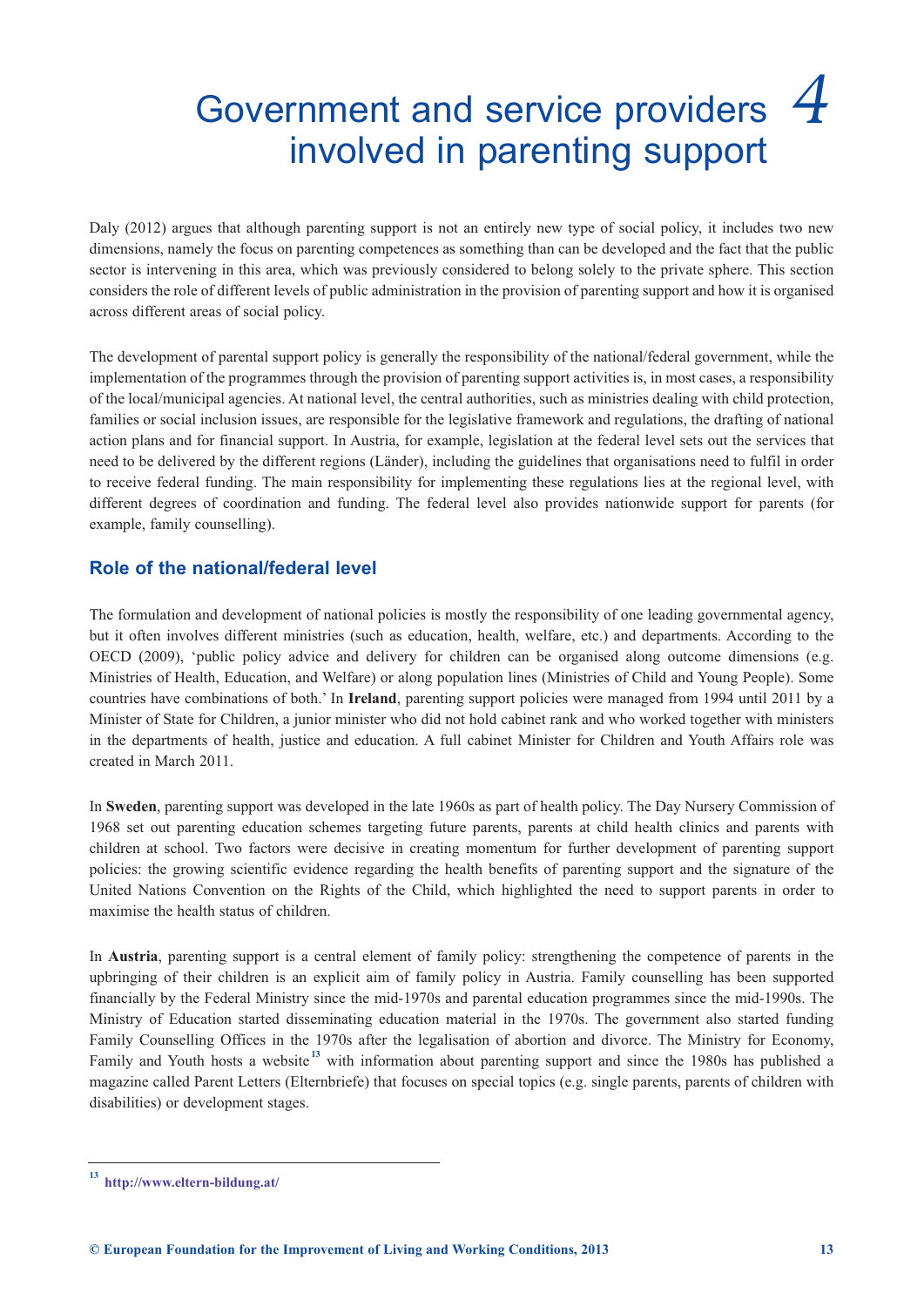# 4 Government and service providers involved in parenting support

Daly (2012) argues that although parenting support is not an entirely new type of social policy, it includes two new dimensions, namely the focus on parenting competences as something than can be developed and the fact that the public sector is intervening in this area, which was previously considered to belong solely to the private sphere. This section considers the role of different levels of public administration in the provision of parenting support and how it is organised across different areas of social policy.

The development of parental support policy is generally the responsibility of the national/federal government, while the implementation of the programmes through the provision of parenting support activities is, in most cases, a responsibility of the local/municipal agencies. At national level, the central authorities, such as ministries dealing with child protection, families or social inclusion issues, are responsible for the legislative framework and regulations, the drafting of national action plans and for financial support. In Austria, for example, legislation at the federal level sets out the services that need to be delivered by the different regions (Länder), including the guidelines that organisations need to fulfil in order to receive federal funding. The main responsibility for implementing these regulations lies at the regional level, with different degrees of coordination and funding. The federal level also provides nationwide support for parents (for example, family counselling).

## Role of the national/federal level

The formulation and development of national policies is mostly the responsibility of one leading governmental agency, but it often involves different ministries (such as education, health, welfare, etc.) and departments. According to the OECD (2009), 'public policy advice and delivery for children can be organised along outcome dimensions (e.g. Ministries of Health, Education, and Welfare) or along population lines (Ministries of Child and Young People). Some countries have combinations of both.' In **Ireland**, parenting support policies were managed from 1994 until 2011 by a Minister of State for Children, a junior minister who did not hold cabinet rank and who worked together with ministers in the departments of health, justice and education. A full cabinet Minister for Children and Youth Affairs role was created in March 2011.

In **Sweden**, parenting support was developed in the late 1960s as part of health policy. The Day Nursery Commission of 1968 set out parenting education schemes targeting future parents, parents at child health clinics and parents with children at school. Two factors were decisive in creating momentum for further development of parenting support policies: the growing scientific evidence regarding the health benefits of parenting support and the signature of the United Nations Convention on the Rights of the Child, which highlighted the need to support parents in order to maximise the health status of children.

In **Austria**, parenting support is a central element of family policy: strengthening the competence of parents in the upbringing of their children is an explicit aim of family policy in Austria. Family counselling has been supported financially by the Federal Ministry since the mid-1970s and parental education programmes since the mid-1990s. The Ministry of Education started disseminating education material in the 1970s. The government also started funding Family Counselling Offices in the 1970s after the legalisation of abortion and divorce. The Ministry for Economy, Family and Youth hosts a website[13] with information about parenting support and since the 1980s has published a magazine called Parent Letters (Elternbriefe) that focuses on special topics (e.g. single parents, parents of children with disabilities) or development stages.

[13] http://www.eltern-bildung.at/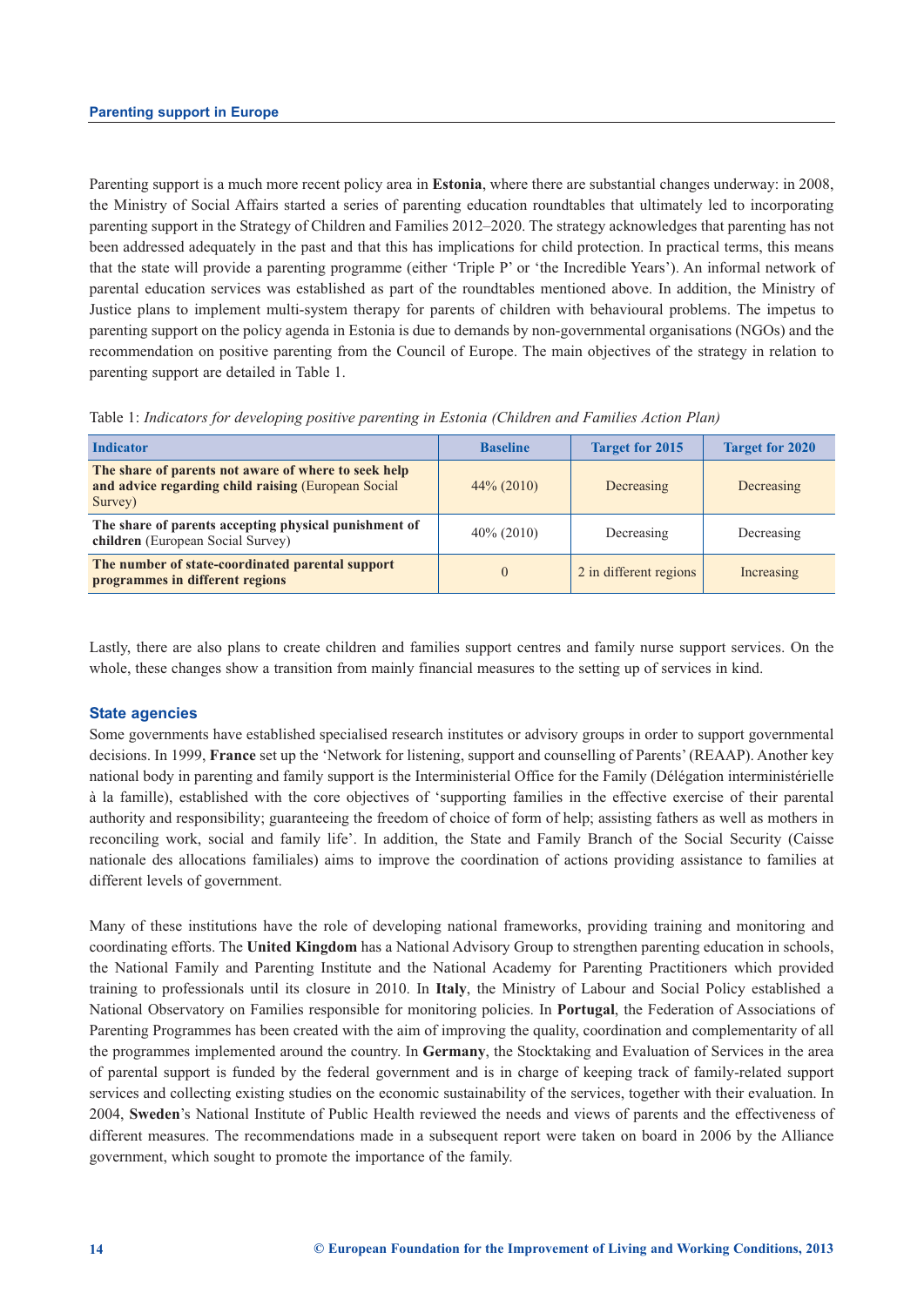Parenting support is a much more recent policy area in **Estonia**, where there are substantial changes underway: in 2008, the Ministry of Social Affairs started a series of parenting education roundtables that ultimately led to incorporating parenting support in the Strategy of Children and Families 2012–2020. The strategy acknowledges that parenting has not been addressed adequately in the past and that this has implications for child protection. In practical terms, this means that the state will provide a parenting programme (either 'Triple P' or 'the Incredible Years'). An informal network of parental education services was established as part of the roundtables mentioned above. In addition, the Ministry of Justice plans to implement multi-system therapy for parents of children with behavioural problems. The impetus to parenting support on the policy agenda in Estonia is due to demands by non-governmental organisations (NGOs) and the recommendation on positive parenting from the Council of Europe. The main objectives of the strategy in relation to parenting support are detailed in Table 1.

Table 1: *Indicators for developing positive parenting in Estonia (Children and Families Action Plan)*

| Indicator | Baseline | Target for 2015 | Target for 2020 |
|---|---|---|---|
| **The share of parents not aware of where to seek help and advice regarding child raising** (European Social Survey) | 44% (2010) | Decreasing | Decreasing |
| **The share of parents accepting physical punishment of children** (European Social Survey) | 40% (2010) | Decreasing | Decreasing |
| **The number of state-coordinated parental support programmes in different regions** | 0 | 2 in different regions | Increasing |

Lastly, there are also plans to create children and families support centres and family nurse support services. On the whole, these changes show a transition from mainly financial measures to the setting up of services in kind.

### State agencies

Some governments have established specialised research institutes or advisory groups in order to support governmental decisions. In 1999, **France** set up the 'Network for listening, support and counselling of Parents' (REAAP). Another key national body in parenting and family support is the Interministerial Office for the Family (Délégation interministérielle à la famille), established with the core objectives of 'supporting families in the effective exercise of their parental authority and responsibility; guaranteeing the freedom of choice of form of help; assisting fathers as well as mothers in reconciling work, social and family life'. In addition, the State and Family Branch of the Social Security (Caisse nationale des allocations familiales) aims to improve the coordination of actions providing assistance to families at different levels of government.

Many of these institutions have the role of developing national frameworks, providing training and monitoring and coordinating efforts. The **United Kingdom** has a National Advisory Group to strengthen parenting education in schools, the National Family and Parenting Institute and the National Academy for Parenting Practitioners which provided training to professionals until its closure in 2010. In **Italy**, the Ministry of Labour and Social Policy established a National Observatory on Families responsible for monitoring policies. In **Portugal**, the Federation of Associations of Parenting Programmes has been created with the aim of improving the quality, coordination and complementarity of all the programmes implemented around the country. In **Germany**, the Stocktaking and Evaluation of Services in the area of parental support is funded by the federal government and is in charge of keeping track of family-related support services and collecting existing studies on the economic sustainability of the services, together with their evaluation. In 2004, **Sweden**'s National Institute of Public Health reviewed the needs and views of parents and the effectiveness of different measures. The recommendations made in a subsequent report were taken on board in 2006 by the Alliance government, which sought to promote the importance of the family.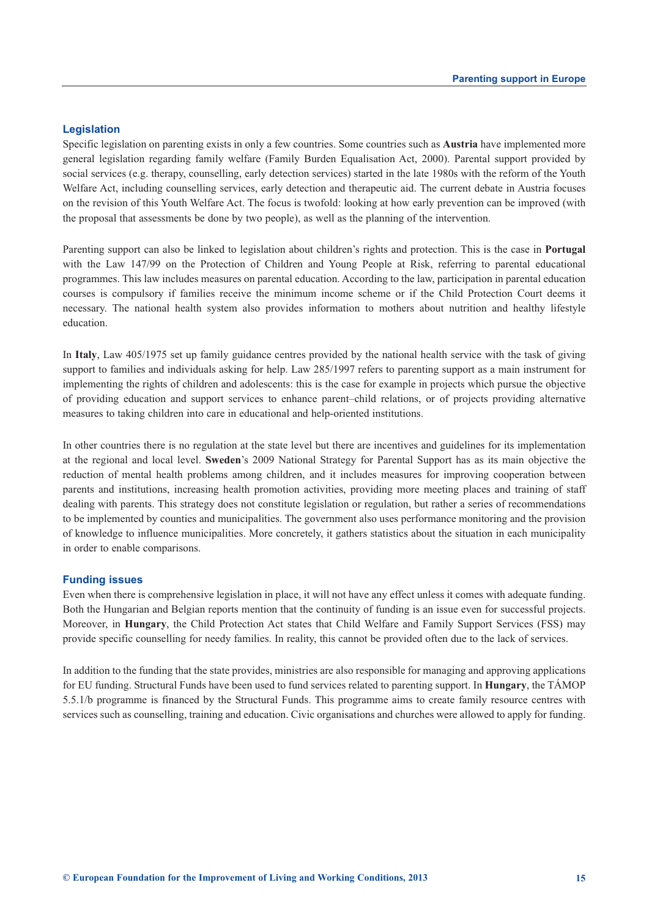## Legislation

Specific legislation on parenting exists in only a few countries. Some countries such as **Austria** have implemented more general legislation regarding family welfare (Family Burden Equalisation Act, 2000). Parental support provided by social services (e.g. therapy, counselling, early detection services) started in the late 1980s with the reform of the Youth Welfare Act, including counselling services, early detection and therapeutic aid. The current debate in Austria focuses on the revision of this Youth Welfare Act. The focus is twofold: looking at how early prevention can be improved (with the proposal that assessments be done by two people), as well as the planning of the intervention.

Parenting support can also be linked to legislation about children's rights and protection. This is the case in **Portugal** with the Law 147/99 on the Protection of Children and Young People at Risk, referring to parental educational programmes. This law includes measures on parental education. According to the law, participation in parental education courses is compulsory if families receive the minimum income scheme or if the Child Protection Court deems it necessary. The national health system also provides information to mothers about nutrition and healthy lifestyle education.

In **Italy**, Law 405/1975 set up family guidance centres provided by the national health service with the task of giving support to families and individuals asking for help. Law 285/1997 refers to parenting support as a main instrument for implementing the rights of children and adolescents: this is the case for example in projects which pursue the objective of providing education and support services to enhance parent–child relations, or of projects providing alternative measures to taking children into care in educational and help-oriented institutions.

In other countries there is no regulation at the state level but there are incentives and guidelines for its implementation at the regional and local level. **Sweden**'s 2009 National Strategy for Parental Support has as its main objective the reduction of mental health problems among children, and it includes measures for improving cooperation between parents and institutions, increasing health promotion activities, providing more meeting places and training of staff dealing with parents. This strategy does not constitute legislation or regulation, but rather a series of recommendations to be implemented by counties and municipalities. The government also uses performance monitoring and the provision of knowledge to influence municipalities. More concretely, it gathers statistics about the situation in each municipality in order to enable comparisons.

## Funding issues

Even when there is comprehensive legislation in place, it will not have any effect unless it comes with adequate funding. Both the Hungarian and Belgian reports mention that the continuity of funding is an issue even for successful projects. Moreover, in **Hungary**, the Child Protection Act states that Child Welfare and Family Support Services (FSS) may provide specific counselling for needy families. In reality, this cannot be provided often due to the lack of services.

In addition to the funding that the state provides, ministries are also responsible for managing and approving applications for EU funding. Structural Funds have been used to fund services related to parenting support. In **Hungary**, the TÁMOP 5.5.1/b programme is financed by the Structural Funds. This programme aims to create family resource centres with services such as counselling, training and education. Civic organisations and churches were allowed to apply for funding.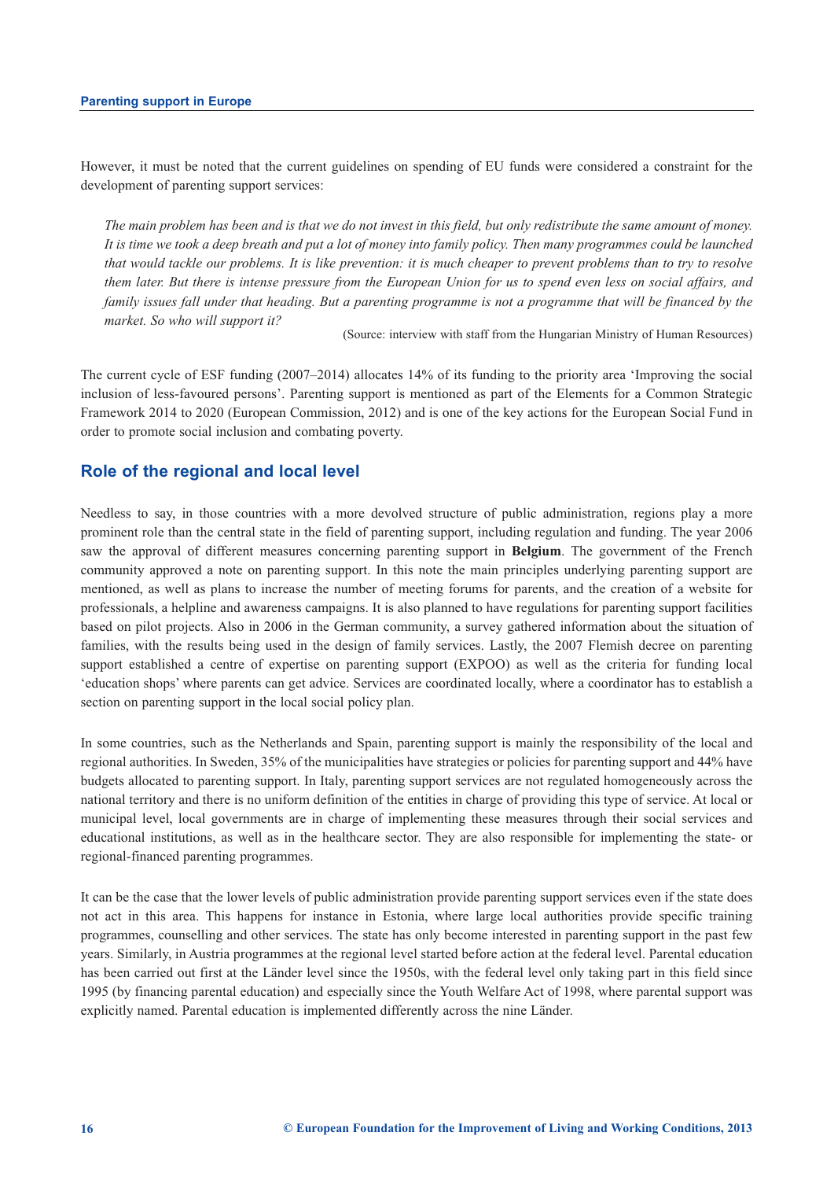However, it must be noted that the current guidelines on spending of EU funds were considered a constraint for the development of parenting support services:

> *The main problem has been and is that we do not invest in this field, but only redistribute the same amount of money. It is time we took a deep breath and put a lot of money into family policy. Then many programmes could be launched that would tackle our problems. It is like prevention: it is much cheaper to prevent problems than to try to resolve them later. But there is intense pressure from the European Union for us to spend even less on social affairs, and family issues fall under that heading. But a parenting programme is not a programme that will be financed by the market. So who will support it?*
>
> (Source: interview with staff from the Hungarian Ministry of Human Resources)

The current cycle of ESF funding (2007–2014) allocates 14% of its funding to the priority area 'Improving the social inclusion of less-favoured persons'. Parenting support is mentioned as part of the Elements for a Common Strategic Framework 2014 to 2020 (European Commission, 2012) and is one of the key actions for the European Social Fund in order to promote social inclusion and combating poverty.

## Role of the regional and local level

Needless to say, in those countries with a more devolved structure of public administration, regions play a more prominent role than the central state in the field of parenting support, including regulation and funding. The year 2006 saw the approval of different measures concerning parenting support in **Belgium**. The government of the French community approved a note on parenting support. In this note the main principles underlying parenting support are mentioned, as well as plans to increase the number of meeting forums for parents, and the creation of a website for professionals, a helpline and awareness campaigns. It is also planned to have regulations for parenting support facilities based on pilot projects. Also in 2006 in the German community, a survey gathered information about the situation of families, with the results being used in the design of family services. Lastly, the 2007 Flemish decree on parenting support established a centre of expertise on parenting support (EXPOO) as well as the criteria for funding local 'education shops' where parents can get advice. Services are coordinated locally, where a coordinator has to establish a section on parenting support in the local social policy plan.

In some countries, such as the Netherlands and Spain, parenting support is mainly the responsibility of the local and regional authorities. In Sweden, 35% of the municipalities have strategies or policies for parenting support and 44% have budgets allocated to parenting support. In Italy, parenting support services are not regulated homogeneously across the national territory and there is no uniform definition of the entities in charge of providing this type of service. At local or municipal level, local governments are in charge of implementing these measures through their social services and educational institutions, as well as in the healthcare sector. They are also responsible for implementing the state- or regional-financed parenting programmes.

It can be the case that the lower levels of public administration provide parenting support services even if the state does not act in this area. This happens for instance in Estonia, where large local authorities provide specific training programmes, counselling and other services. The state has only become interested in parenting support in the past few years. Similarly, in Austria programmes at the regional level started before action at the federal level. Parental education has been carried out first at the Länder level since the 1950s, with the federal level only taking part in this field since 1995 (by financing parental education) and especially since the Youth Welfare Act of 1998, where parental support was explicitly named. Parental education is implemented differently across the nine Länder.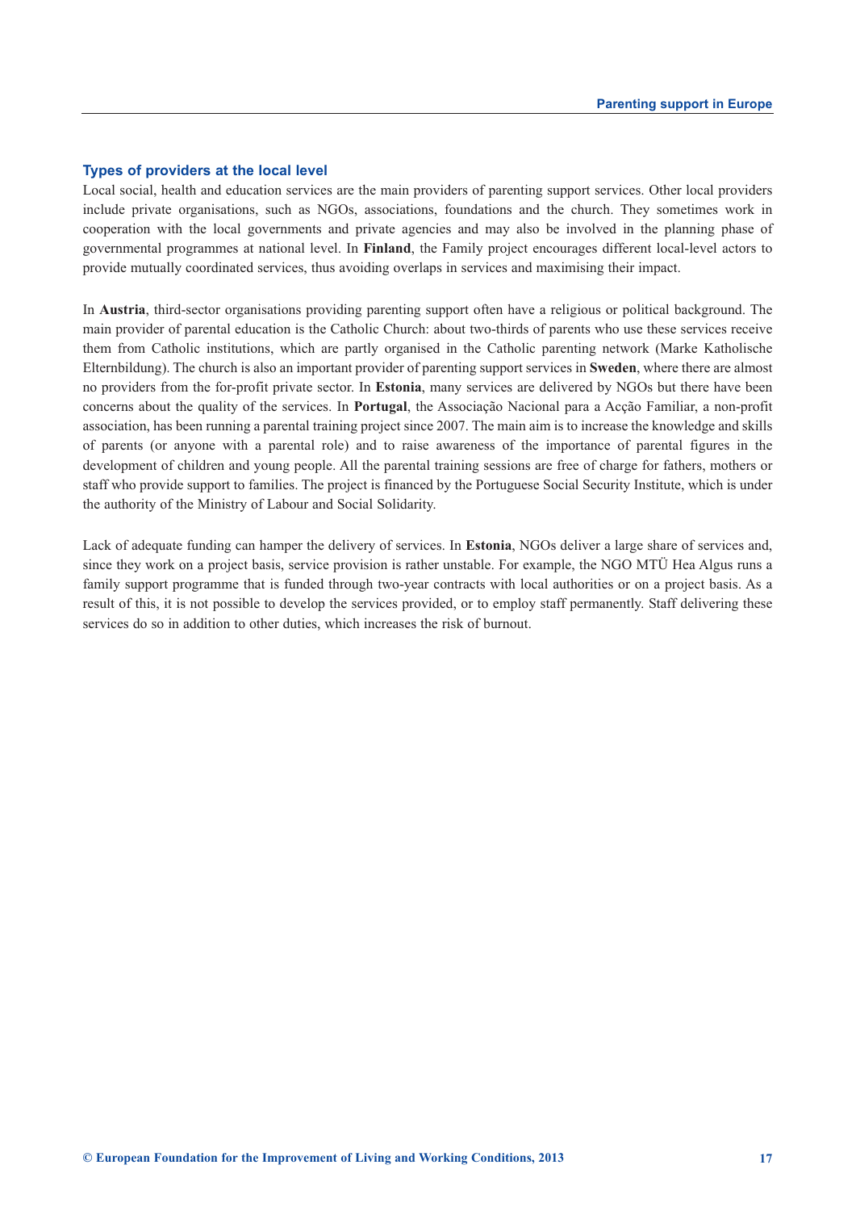### Types of providers at the local level

Local social, health and education services are the main providers of parenting support services. Other local providers include private organisations, such as NGOs, associations, foundations and the church. They sometimes work in cooperation with the local governments and private agencies and may also be involved in the planning phase of governmental programmes at national level. In **Finland**, the Family project encourages different local-level actors to provide mutually coordinated services, thus avoiding overlaps in services and maximising their impact.

In **Austria**, third-sector organisations providing parenting support often have a religious or political background. The main provider of parental education is the Catholic Church: about two-thirds of parents who use these services receive them from Catholic institutions, which are partly organised in the Catholic parenting network (Marke Katholische Elternbildung). The church is also an important provider of parenting support services in **Sweden**, where there are almost no providers from the for-profit private sector. In **Estonia**, many services are delivered by NGOs but there have been concerns about the quality of the services. In **Portugal**, the Associação Nacional para a Acção Familiar, a non-profit association, has been running a parental training project since 2007. The main aim is to increase the knowledge and skills of parents (or anyone with a parental role) and to raise awareness of the importance of parental figures in the development of children and young people. All the parental training sessions are free of charge for fathers, mothers or staff who provide support to families. The project is financed by the Portuguese Social Security Institute, which is under the authority of the Ministry of Labour and Social Solidarity.

Lack of adequate funding can hamper the delivery of services. In **Estonia**, NGOs deliver a large share of services and, since they work on a project basis, service provision is rather unstable. For example, the NGO MTÜ Hea Algus runs a family support programme that is funded through two-year contracts with local authorities or on a project basis. As a result of this, it is not possible to develop the services provided, or to employ staff permanently. Staff delivering these services do so in addition to other duties, which increases the risk of burnout.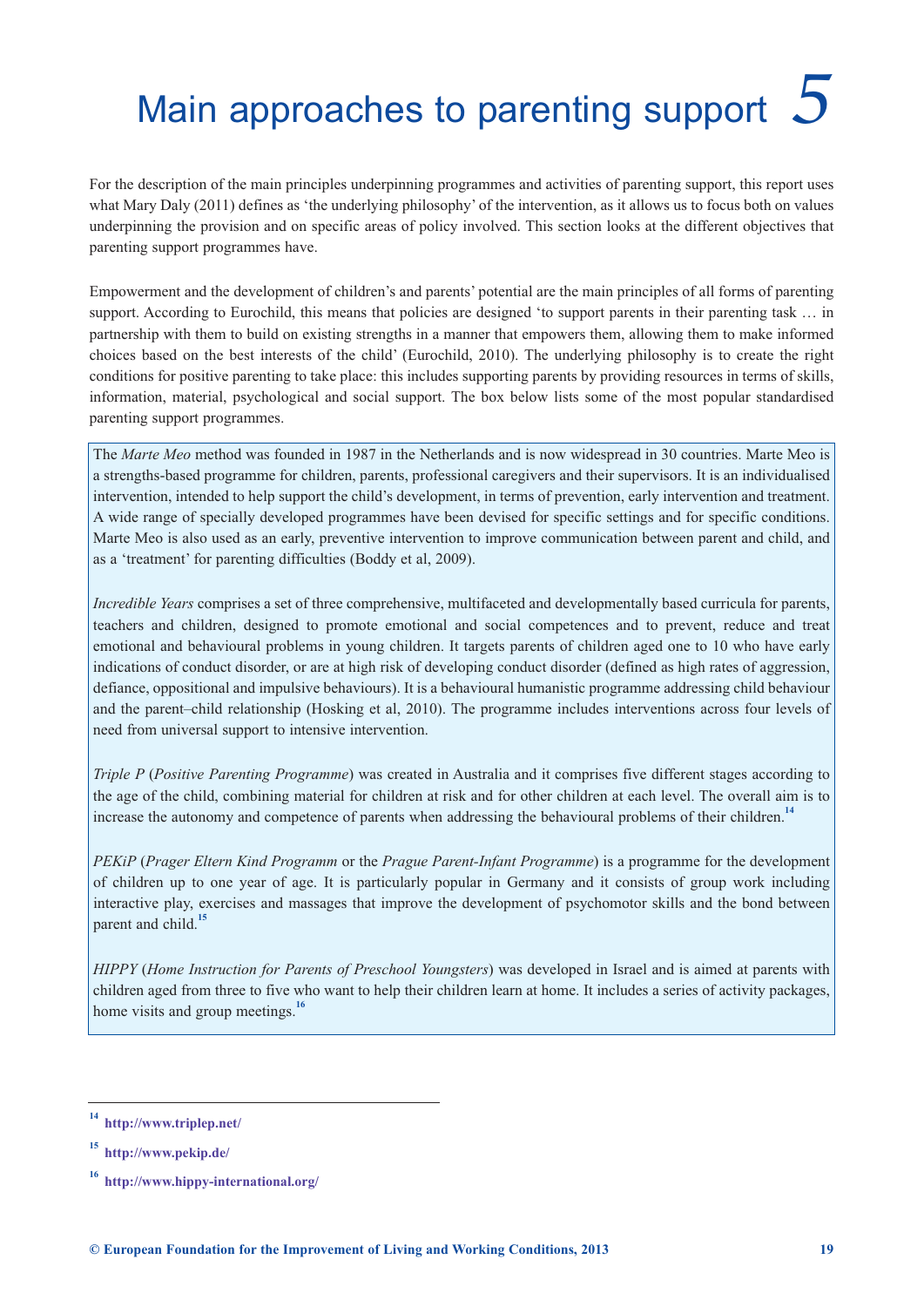# Main approaches to parenting support 5

For the description of the main principles underpinning programmes and activities of parenting support, this report uses what Mary Daly (2011) defines as 'the underlying philosophy' of the intervention, as it allows us to focus both on values underpinning the provision and on specific areas of policy involved. This section looks at the different objectives that parenting support programmes have.

Empowerment and the development of children's and parents' potential are the main principles of all forms of parenting support. According to Eurochild, this means that policies are designed 'to support parents in their parenting task … in partnership with them to build on existing strengths in a manner that empowers them, allowing them to make informed choices based on the best interests of the child' (Eurochild, 2010). The underlying philosophy is to create the right conditions for positive parenting to take place: this includes supporting parents by providing resources in terms of skills, information, material, psychological and social support. The box below lists some of the most popular standardised parenting support programmes.

> The *Marte Meo* method was founded in 1987 in the Netherlands and is now widespread in 30 countries. Marte Meo is a strengths-based programme for children, parents, professional caregivers and their supervisors. It is an individualised intervention, intended to help support the child's development, in terms of prevention, early intervention and treatment. A wide range of specially developed programmes have been devised for specific settings and for specific conditions. Marte Meo is also used as an early, preventive intervention to improve communication between parent and child, and as a 'treatment' for parenting difficulties (Boddy et al, 2009).
>
> *Incredible Years* comprises a set of three comprehensive, multifaceted and developmentally based curricula for parents, teachers and children, designed to promote emotional and social competences and to prevent, reduce and treat emotional and behavioural problems in young children. It targets parents of children aged one to 10 who have early indications of conduct disorder, or are at high risk of developing conduct disorder (defined as high rates of aggression, defiance, oppositional and impulsive behaviours). It is a behavioural humanistic programme addressing child behaviour and the parent–child relationship (Hosking et al, 2010). The programme includes interventions across four levels of need from universal support to intensive intervention.
>
> *Triple P* (*Positive Parenting Programme*) was created in Australia and it comprises five different stages according to the age of the child, combining material for children at risk and for other children at each level. The overall aim is to increase the autonomy and competence of parents when addressing the behavioural problems of their children.[14]
>
> *PEKiP* (*Prager Eltern Kind Programm* or the *Prague Parent-Infant Programme*) is a programme for the development of children up to one year of age. It is particularly popular in Germany and it consists of group work including interactive play, exercises and massages that improve the development of psychomotor skills and the bond between parent and child.[15]
>
> *HIPPY* (*Home Instruction for Parents of Preschool Youngsters*) was developed in Israel and is aimed at parents with children aged from three to five who want to help their children learn at home. It includes a series of activity packages, home visits and group meetings.[16]

---

[14] http://www.triplep.net/

[15] http://www.pekip.de/

[16] http://www.hippy-international.org/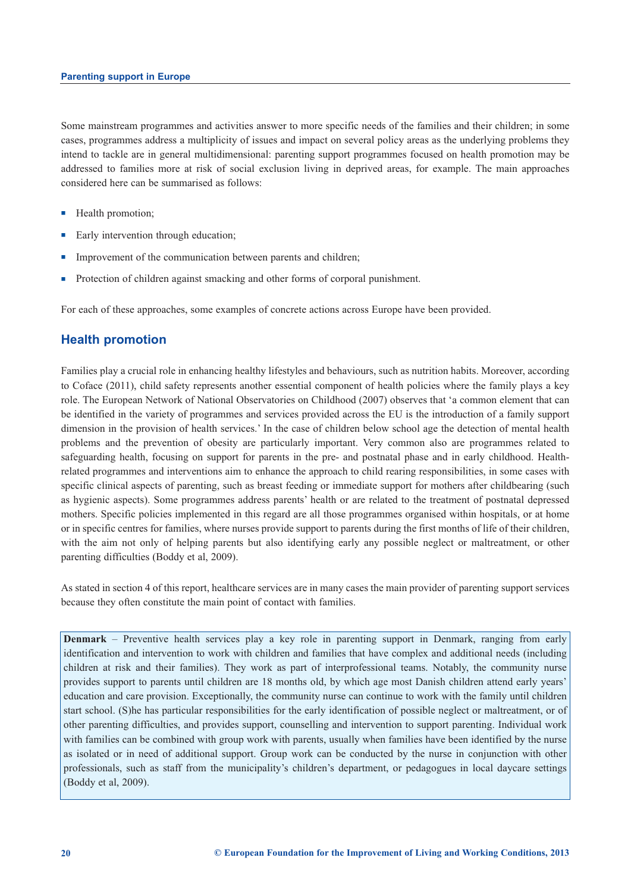Some mainstream programmes and activities answer to more specific needs of the families and their children; in some cases, programmes address a multiplicity of issues and impact on several policy areas as the underlying problems they intend to tackle are in general multidimensional: parenting support programmes focused on health promotion may be addressed to families more at risk of social exclusion living in deprived areas, for example. The main approaches considered here can be summarised as follows:

- Health promotion;
- Early intervention through education;
- Improvement of the communication between parents and children;
- Protection of children against smacking and other forms of corporal punishment.

For each of these approaches, some examples of concrete actions across Europe have been provided.

## Health promotion

Families play a crucial role in enhancing healthy lifestyles and behaviours, such as nutrition habits. Moreover, according to Coface (2011), child safety represents another essential component of health policies where the family plays a key role. The European Network of National Observatories on Childhood (2007) observes that 'a common element that can be identified in the variety of programmes and services provided across the EU is the introduction of a family support dimension in the provision of health services.' In the case of children below school age the detection of mental health problems and the prevention of obesity are particularly important. Very common also are programmes related to safeguarding health, focusing on support for parents in the pre- and postnatal phase and in early childhood. Health-related programmes and interventions aim to enhance the approach to child rearing responsibilities, in some cases with specific clinical aspects of parenting, such as breast feeding or immediate support for mothers after childbearing (such as hygienic aspects). Some programmes address parents' health or are related to the treatment of postnatal depressed mothers. Specific policies implemented in this regard are all those programmes organised within hospitals, or at home or in specific centres for families, where nurses provide support to parents during the first months of life of their children, with the aim not only of helping parents but also identifying early any possible neglect or maltreatment, or other parenting difficulties (Boddy et al, 2009).

As stated in section 4 of this report, healthcare services are in many cases the main provider of parenting support services because they often constitute the main point of contact with families.

**Denmark** – Preventive health services play a key role in parenting support in Denmark, ranging from early identification and intervention to work with children and families that have complex and additional needs (including children at risk and their families). They work as part of interprofessional teams. Notably, the community nurse provides support to parents until children are 18 months old, by which age most Danish children attend early years' education and care provision. Exceptionally, the community nurse can continue to work with the family until children start school. (S)he has particular responsibilities for the early identification of possible neglect or maltreatment, or of other parenting difficulties, and provides support, counselling and intervention to support parenting. Individual work with families can be combined with group work with parents, usually when families have been identified by the nurse as isolated or in need of additional support. Group work can be conducted by the nurse in conjunction with other professionals, such as staff from the municipality's children's department, or pedagogues in local daycare settings (Boddy et al, 2009).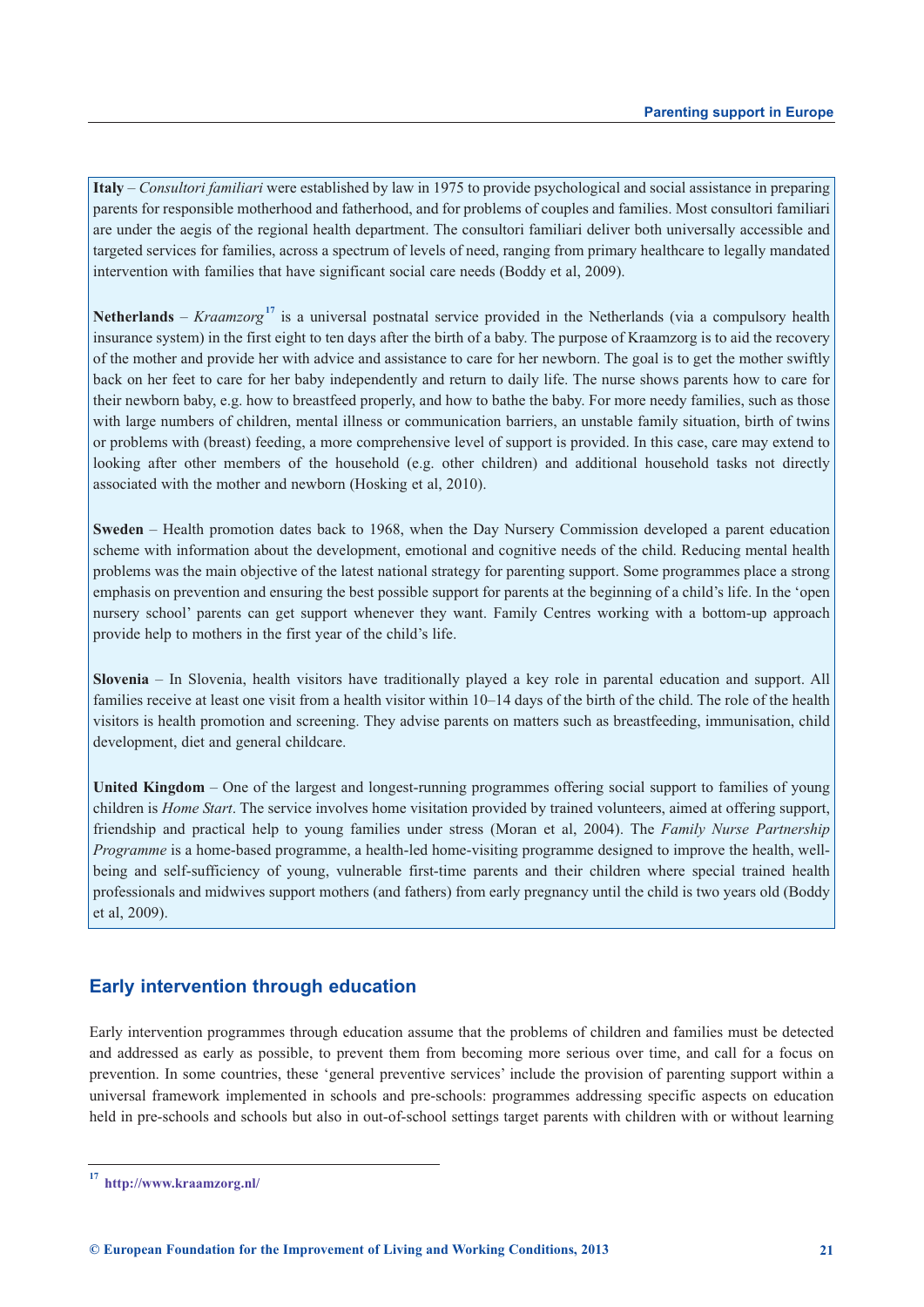**Italy** – *Consultori familiari* were established by law in 1975 to provide psychological and social assistance in preparing parents for responsible motherhood and fatherhood, and for problems of couples and families. Most consultori familiari are under the aegis of the regional health department. The consultori familiari deliver both universally accessible and targeted services for families, across a spectrum of levels of need, ranging from primary healthcare to legally mandated intervention with families that have significant social care needs (Boddy et al, 2009).

**Netherlands** – *Kraamzorg*[17] is a universal postnatal service provided in the Netherlands (via a compulsory health insurance system) in the first eight to ten days after the birth of a baby. The purpose of Kraamzorg is to aid the recovery of the mother and provide her with advice and assistance to care for her newborn. The goal is to get the mother swiftly back on her feet to care for her baby independently and return to daily life. The nurse shows parents how to care for their newborn baby, e.g. how to breastfeed properly, and how to bathe the baby. For more needy families, such as those with large numbers of children, mental illness or communication barriers, an unstable family situation, birth of twins or problems with (breast) feeding, a more comprehensive level of support is provided. In this case, care may extend to looking after other members of the household (e.g. other children) and additional household tasks not directly associated with the mother and newborn (Hosking et al, 2010).

**Sweden** – Health promotion dates back to 1968, when the Day Nursery Commission developed a parent education scheme with information about the development, emotional and cognitive needs of the child. Reducing mental health problems was the main objective of the latest national strategy for parenting support. Some programmes place a strong emphasis on prevention and ensuring the best possible support for parents at the beginning of a child's life. In the 'open nursery school' parents can get support whenever they want. Family Centres working with a bottom-up approach provide help to mothers in the first year of the child's life.

**Slovenia** – In Slovenia, health visitors have traditionally played a key role in parental education and support. All families receive at least one visit from a health visitor within 10–14 days of the birth of the child. The role of the health visitors is health promotion and screening. They advise parents on matters such as breastfeeding, immunisation, child development, diet and general childcare.

**United Kingdom** – One of the largest and longest-running programmes offering social support to families of young children is *Home Start*. The service involves home visitation provided by trained volunteers, aimed at offering support, friendship and practical help to young families under stress (Moran et al, 2004). The *Family Nurse Partnership Programme* is a home-based programme, a health-led home-visiting programme designed to improve the health, well-being and self-sufficiency of young, vulnerable first-time parents and their children where special trained health professionals and midwives support mothers (and fathers) from early pregnancy until the child is two years old (Boddy et al, 2009).

## Early intervention through education

Early intervention programmes through education assume that the problems of children and families must be detected and addressed as early as possible, to prevent them from becoming more serious over time, and call for a focus on prevention. In some countries, these 'general preventive services' include the provision of parenting support within a universal framework implemented in schools and pre-schools: programmes addressing specific aspects on education held in pre-schools and schools but also in out-of-school settings target parents with children with or without learning

---

[17] http://www.kraamzorg.nl/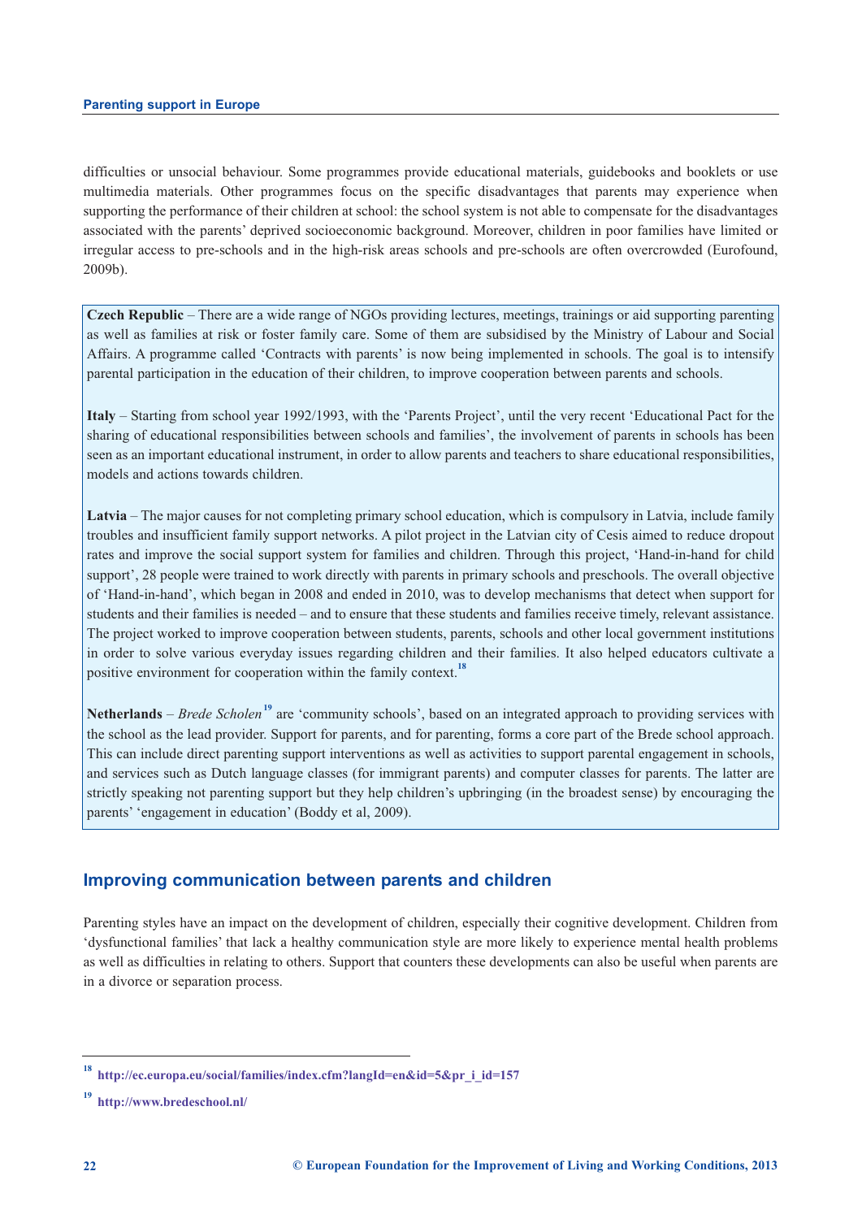difficulties or unsocial behaviour. Some programmes provide educational materials, guidebooks and booklets or use multimedia materials. Other programmes focus on the specific disadvantages that parents may experience when supporting the performance of their children at school: the school system is not able to compensate for the disadvantages associated with the parents' deprived socioeconomic background. Moreover, children in poor families have limited or irregular access to pre-schools and in the high-risk areas schools and pre-schools are often overcrowded (Eurofound, 2009b).

**Czech Republic** – There are a wide range of NGOs providing lectures, meetings, trainings or aid supporting parenting as well as families at risk or foster family care. Some of them are subsidised by the Ministry of Labour and Social Affairs. A programme called 'Contracts with parents' is now being implemented in schools. The goal is to intensify parental participation in the education of their children, to improve cooperation between parents and schools.

**Italy** – Starting from school year 1992/1993, with the 'Parents Project', until the very recent 'Educational Pact for the sharing of educational responsibilities between schools and families', the involvement of parents in schools has been seen as an important educational instrument, in order to allow parents and teachers to share educational responsibilities, models and actions towards children.

**Latvia** – The major causes for not completing primary school education, which is compulsory in Latvia, include family troubles and insufficient family support networks. A pilot project in the Latvian city of Cesis aimed to reduce dropout rates and improve the social support system for families and children. Through this project, 'Hand-in-hand for child support', 28 people were trained to work directly with parents in primary schools and preschools. The overall objective of 'Hand-in-hand', which began in 2008 and ended in 2010, was to develop mechanisms that detect when support for students and their families is needed – and to ensure that these students and families receive timely, relevant assistance. The project worked to improve cooperation between students, parents, schools and other local government institutions in order to solve various everyday issues regarding children and their families. It also helped educators cultivate a positive environment for cooperation within the family context.[18]

**Netherlands** – *Brede Scholen*[19] are 'community schools', based on an integrated approach to providing services with the school as the lead provider. Support for parents, and for parenting, forms a core part of the Brede school approach. This can include direct parenting support interventions as well as activities to support parental engagement in schools, and services such as Dutch language classes (for immigrant parents) and computer classes for parents. The latter are strictly speaking not parenting support but they help children's upbringing (in the broadest sense) by encouraging the parents' 'engagement in education' (Boddy et al, 2009).

## Improving communication between parents and children

Parenting styles have an impact on the development of children, especially their cognitive development. Children from 'dysfunctional families' that lack a healthy communication style are more likely to experience mental health problems as well as difficulties in relating to others. Support that counters these developments can also be useful when parents are in a divorce or separation process.

---

[18] http://ec.europa.eu/social/families/index.cfm?langId=en&id=5&pr_i_id=157

[19] http://www.bredeschool.nl/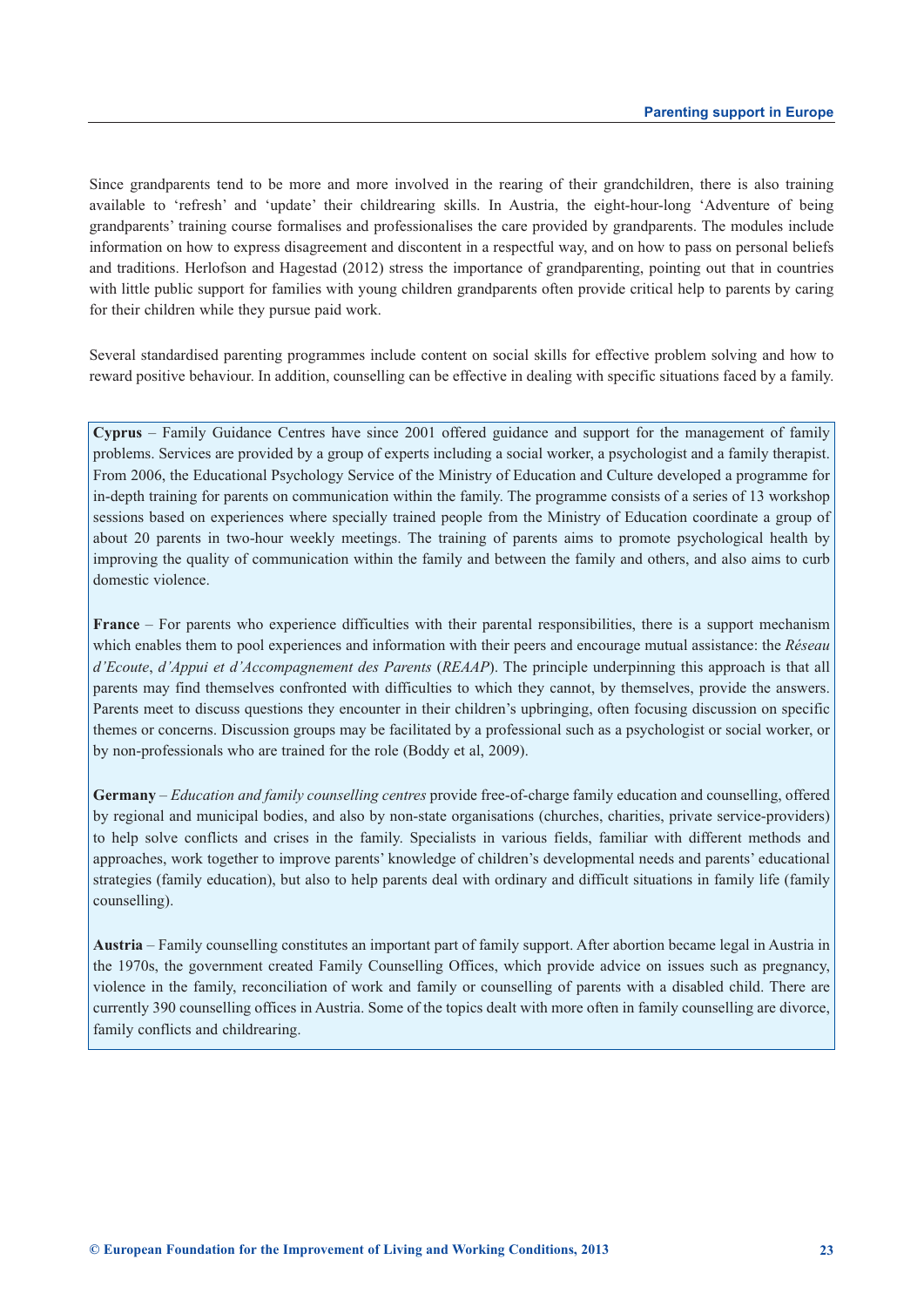Since grandparents tend to be more and more involved in the rearing of their grandchildren, there is also training available to 'refresh' and 'update' their childrearing skills. In Austria, the eight-hour-long 'Adventure of being grandparents' training course formalises and professionalises the care provided by grandparents. The modules include information on how to express disagreement and discontent in a respectful way, and on how to pass on personal beliefs and traditions. Herlofson and Hagestad (2012) stress the importance of grandparenting, pointing out that in countries with little public support for families with young children grandparents often provide critical help to parents by caring for their children while they pursue paid work.

Several standardised parenting programmes include content on social skills for effective problem solving and how to reward positive behaviour. In addition, counselling can be effective in dealing with specific situations faced by a family.

**Cyprus** – Family Guidance Centres have since 2001 offered guidance and support for the management of family problems. Services are provided by a group of experts including a social worker, a psychologist and a family therapist. From 2006, the Educational Psychology Service of the Ministry of Education and Culture developed a programme for in-depth training for parents on communication within the family. The programme consists of a series of 13 workshop sessions based on experiences where specially trained people from the Ministry of Education coordinate a group of about 20 parents in two-hour weekly meetings. The training of parents aims to promote psychological health by improving the quality of communication within the family and between the family and others, and also aims to curb domestic violence.

**France** – For parents who experience difficulties with their parental responsibilities, there is a support mechanism which enables them to pool experiences and information with their peers and encourage mutual assistance: the *Réseau d'Ecoute*, *d'Appui et d'Accompagnement des Parents* (*REAAP*). The principle underpinning this approach is that all parents may find themselves confronted with difficulties to which they cannot, by themselves, provide the answers. Parents meet to discuss questions they encounter in their children's upbringing, often focusing discussion on specific themes or concerns. Discussion groups may be facilitated by a professional such as a psychologist or social worker, or by non-professionals who are trained for the role (Boddy et al, 2009).

**Germany** – *Education and family counselling centres* provide free-of-charge family education and counselling, offered by regional and municipal bodies, and also by non-state organisations (churches, charities, private service-providers) to help solve conflicts and crises in the family. Specialists in various fields, familiar with different methods and approaches, work together to improve parents' knowledge of children's developmental needs and parents' educational strategies (family education), but also to help parents deal with ordinary and difficult situations in family life (family counselling).

**Austria** – Family counselling constitutes an important part of family support. After abortion became legal in Austria in the 1970s, the government created Family Counselling Offices, which provide advice on issues such as pregnancy, violence in the family, reconciliation of work and family or counselling of parents with a disabled child. There are currently 390 counselling offices in Austria. Some of the topics dealt with more often in family counselling are divorce, family conflicts and childrearing.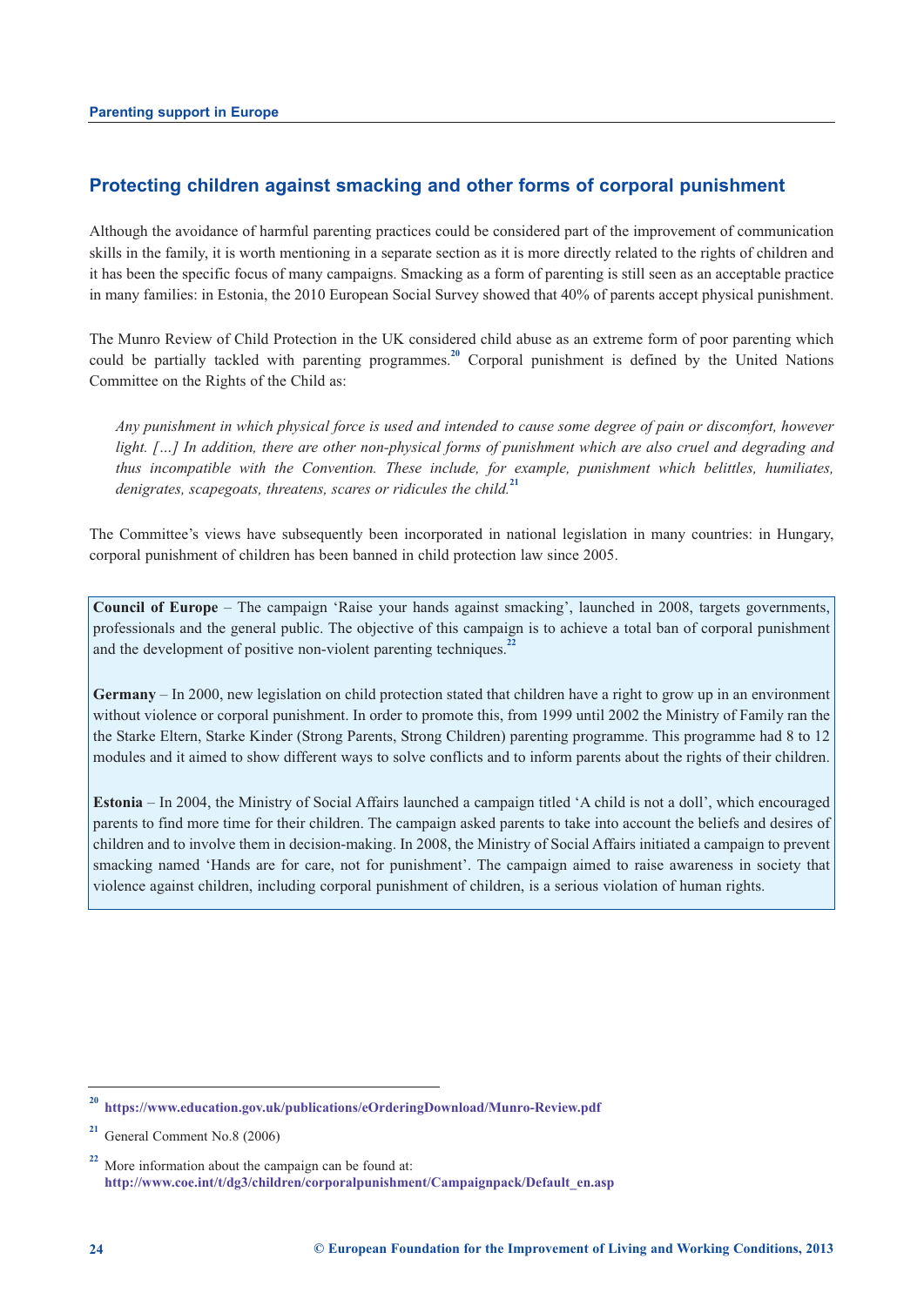## Protecting children against smacking and other forms of corporal punishment

Although the avoidance of harmful parenting practices could be considered part of the improvement of communication skills in the family, it is worth mentioning in a separate section as it is more directly related to the rights of children and it has been the specific focus of many campaigns. Smacking as a form of parenting is still seen as an acceptable practice in many families: in Estonia, the 2010 European Social Survey showed that 40% of parents accept physical punishment.

The Munro Review of Child Protection in the UK considered child abuse as an extreme form of poor parenting which could be partially tackled with parenting programmes.[20] Corporal punishment is defined by the United Nations Committee on the Rights of the Child as:

> *Any punishment in which physical force is used and intended to cause some degree of pain or discomfort, however light. […] In addition, there are other non-physical forms of punishment which are also cruel and degrading and thus incompatible with the Convention. These include, for example, punishment which belittles, humiliates, denigrates, scapegoats, threatens, scares or ridicules the child.*[21]

The Committee's views have subsequently been incorporated in national legislation in many countries: in Hungary, corporal punishment of children has been banned in child protection law since 2005.

**Council of Europe** – The campaign 'Raise your hands against smacking', launched in 2008, targets governments, professionals and the general public. The objective of this campaign is to achieve a total ban of corporal punishment and the development of positive non-violent parenting techniques.[22]

**Germany** – In 2000, new legislation on child protection stated that children have a right to grow up in an environment without violence or corporal punishment. In order to promote this, from 1999 until 2002 the Ministry of Family ran the the Starke Eltern, Starke Kinder (Strong Parents, Strong Children) parenting programme. This programme had 8 to 12 modules and it aimed to show different ways to solve conflicts and to inform parents about the rights of their children.

**Estonia** – In 2004, the Ministry of Social Affairs launched a campaign titled 'A child is not a doll', which encouraged parents to find more time for their children. The campaign asked parents to take into account the beliefs and desires of children and to involve them in decision-making. In 2008, the Ministry of Social Affairs initiated a campaign to prevent smacking named 'Hands are for care, not for punishment'. The campaign aimed to raise awareness in society that violence against children, including corporal punishment of children, is a serious violation of human rights.

---

[20] https://www.education.gov.uk/publications/eOrderingDownload/Munro-Review.pdf

[21] General Comment No.8 (2006)

[22] More information about the campaign can be found at: http://www.coe.int/t/dg3/children/corporalpunishment/Campaignpack/Default_en.asp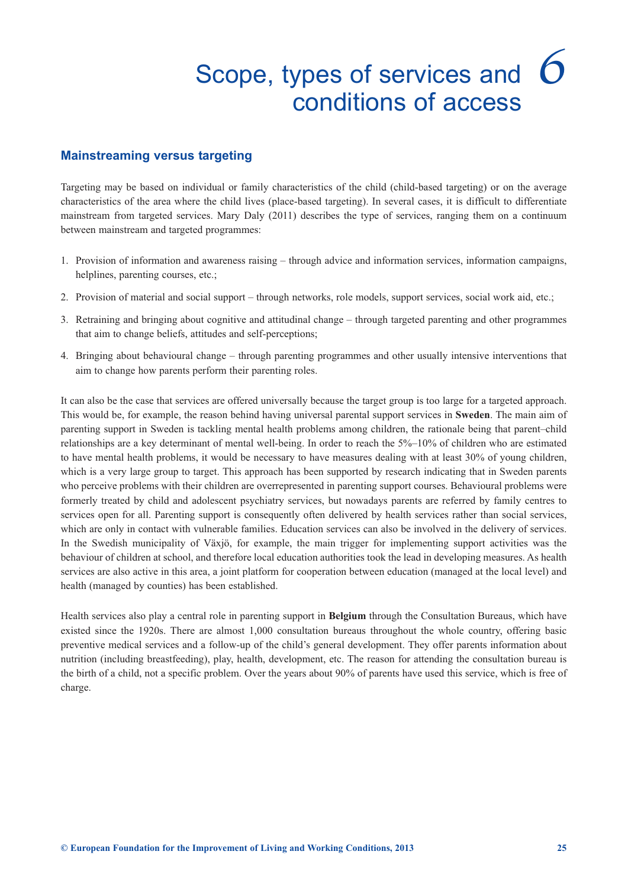# 6 Scope, types of services and conditions of access

## Mainstreaming versus targeting

Targeting may be based on individual or family characteristics of the child (child-based targeting) or on the average characteristics of the area where the child lives (place-based targeting). In several cases, it is difficult to differentiate mainstream from targeted services. Mary Daly (2011) describes the type of services, ranging them on a continuum between mainstream and targeted programmes:

1. Provision of information and awareness raising – through advice and information services, information campaigns, helplines, parenting courses, etc.;
2. Provision of material and social support – through networks, role models, support services, social work aid, etc.;
3. Retraining and bringing about cognitive and attitudinal change – through targeted parenting and other programmes that aim to change beliefs, attitudes and self-perceptions;
4. Bringing about behavioural change – through parenting programmes and other usually intensive interventions that aim to change how parents perform their parenting roles.

It can also be the case that services are offered universally because the target group is too large for a targeted approach. This would be, for example, the reason behind having universal parental support services in **Sweden**. The main aim of parenting support in Sweden is tackling mental health problems among children, the rationale being that parent–child relationships are a key determinant of mental well-being. In order to reach the 5%–10% of children who are estimated to have mental health problems, it would be necessary to have measures dealing with at least 30% of young children, which is a very large group to target. This approach has been supported by research indicating that in Sweden parents who perceive problems with their children are overrepresented in parenting support courses. Behavioural problems were formerly treated by child and adolescent psychiatry services, but nowadays parents are referred by family centres to services open for all. Parenting support is consequently often delivered by health services rather than social services, which are only in contact with vulnerable families. Education services can also be involved in the delivery of services. In the Swedish municipality of Växjö, for example, the main trigger for implementing support activities was the behaviour of children at school, and therefore local education authorities took the lead in developing measures. As health services are also active in this area, a joint platform for cooperation between education (managed at the local level) and health (managed by counties) has been established.

Health services also play a central role in parenting support in **Belgium** through the Consultation Bureaus, which have existed since the 1920s. There are almost 1,000 consultation bureaus throughout the whole country, offering basic preventive medical services and a follow-up of the child's general development. They offer parents information about nutrition (including breastfeeding), play, health, development, etc. The reason for attending the consultation bureau is the birth of a child, not a specific problem. Over the years about 90% of parents have used this service, which is free of charge.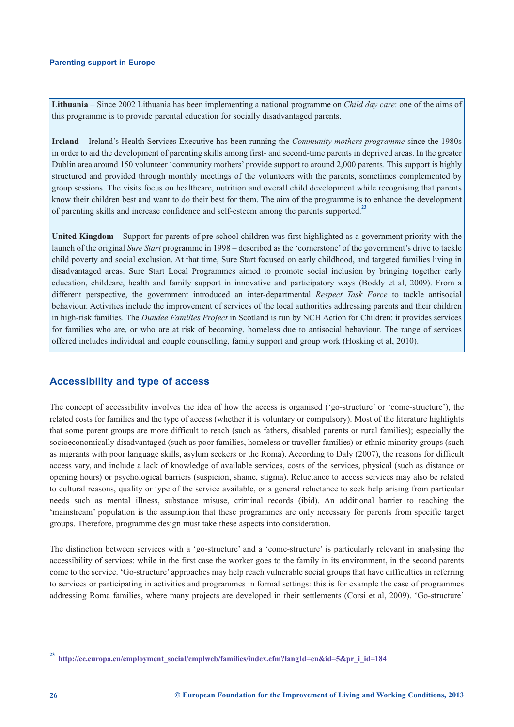**Lithuania** – Since 2002 Lithuania has been implementing a national programme on *Child day care*: one of the aims of this programme is to provide parental education for socially disadvantaged parents.

**Ireland** – Ireland's Health Services Executive has been running the *Community mothers programme* since the 1980s in order to aid the development of parenting skills among first- and second-time parents in deprived areas. In the greater Dublin area around 150 volunteer 'community mothers' provide support to around 2,000 parents. This support is highly structured and provided through monthly meetings of the volunteers with the parents, sometimes complemented by group sessions. The visits focus on healthcare, nutrition and overall child development while recognising that parents know their children best and want to do their best for them. The aim of the programme is to enhance the development of parenting skills and increase confidence and self-esteem among the parents supported.[23]

**United Kingdom** – Support for parents of pre-school children was first highlighted as a government priority with the launch of the original *Sure Start* programme in 1998 – described as the 'cornerstone' of the government's drive to tackle child poverty and social exclusion. At that time, Sure Start focused on early childhood, and targeted families living in disadvantaged areas. Sure Start Local Programmes aimed to promote social inclusion by bringing together early education, childcare, health and family support in innovative and participatory ways (Boddy et al, 2009). From a different perspective, the government introduced an inter-departmental *Respect Task Force* to tackle antisocial behaviour. Activities include the improvement of services of the local authorities addressing parents and their children in high-risk families. The *Dundee Families Project* in Scotland is run by NCH Action for Children: it provides services for families who are, or who are at risk of becoming, homeless due to antisocial behaviour. The range of services offered includes individual and couple counselling, family support and group work (Hosking et al, 2010).

## Accessibility and type of access

The concept of accessibility involves the idea of how the access is organised ('go-structure' or 'come-structure'), the related costs for families and the type of access (whether it is voluntary or compulsory). Most of the literature highlights that some parent groups are more difficult to reach (such as fathers, disabled parents or rural families); especially the socioeconomically disadvantaged (such as poor families, homeless or traveller families) or ethnic minority groups (such as migrants with poor language skills, asylum seekers or the Roma). According to Daly (2007), the reasons for difficult access vary, and include a lack of knowledge of available services, costs of the services, physical (such as distance or opening hours) or psychological barriers (suspicion, shame, stigma). Reluctance to access services may also be related to cultural reasons, quality or type of the service available, or a general reluctance to seek help arising from particular needs such as mental illness, substance misuse, criminal records (ibid). An additional barrier to reaching the 'mainstream' population is the assumption that these programmes are only necessary for parents from specific target groups. Therefore, programme design must take these aspects into consideration.

The distinction between services with a 'go-structure' and a 'come-structure' is particularly relevant in analysing the accessibility of services: while in the first case the worker goes to the family in its environment, in the second parents come to the service. 'Go-structure' approaches may help reach vulnerable social groups that have difficulties in referring to services or participating in activities and programmes in formal settings: this is for example the case of programmes addressing Roma families, where many projects are developed in their settlements (Corsi et al, 2009). 'Go-structure'

[23] http://ec.europa.eu/employment_social/emplweb/families/index.cfm?langId=en&id=5&pr_i_id=184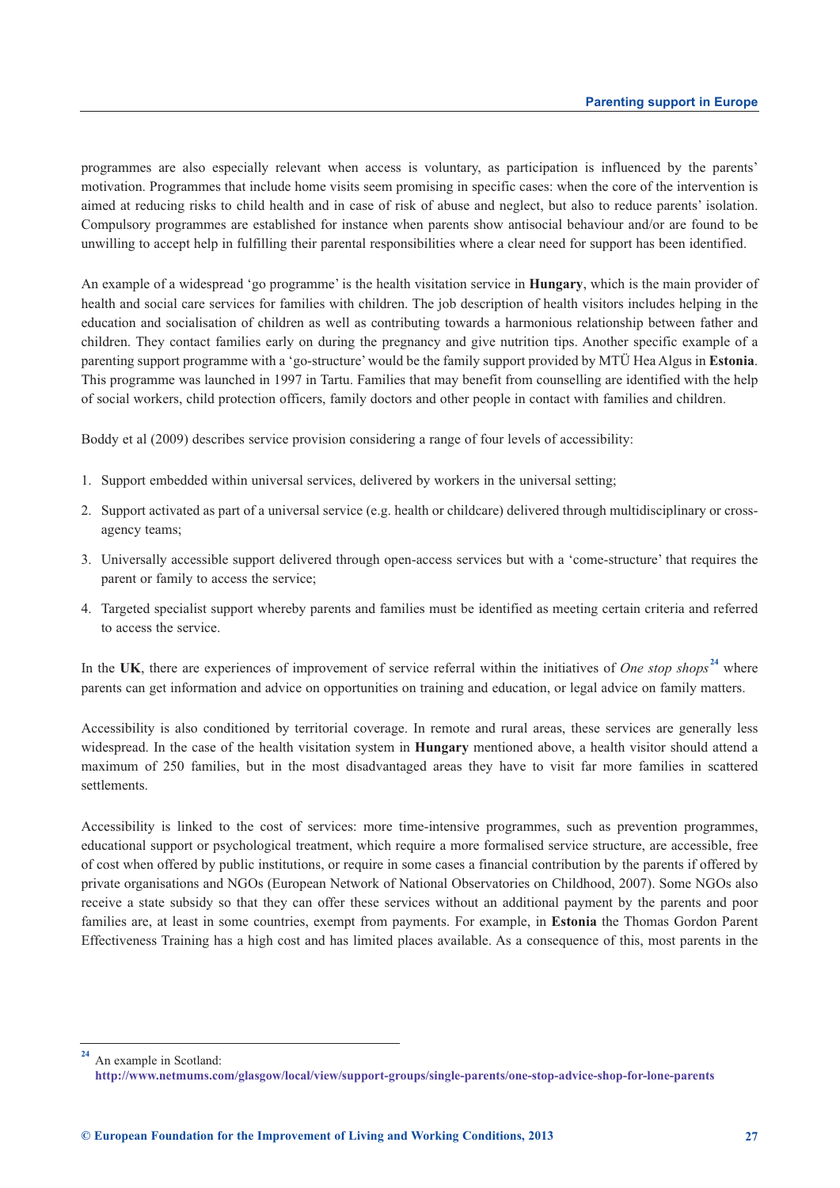programmes are also especially relevant when access is voluntary, as participation is influenced by the parents' motivation. Programmes that include home visits seem promising in specific cases: when the core of the intervention is aimed at reducing risks to child health and in case of risk of abuse and neglect, but also to reduce parents' isolation. Compulsory programmes are established for instance when parents show antisocial behaviour and/or are found to be unwilling to accept help in fulfilling their parental responsibilities where a clear need for support has been identified.

An example of a widespread 'go programme' is the health visitation service in **Hungary**, which is the main provider of health and social care services for families with children. The job description of health visitors includes helping in the education and socialisation of children as well as contributing towards a harmonious relationship between father and children. They contact families early on during the pregnancy and give nutrition tips. Another specific example of a parenting support programme with a 'go-structure' would be the family support provided by MTÜ Hea Algus in **Estonia**. This programme was launched in 1997 in Tartu. Families that may benefit from counselling are identified with the help of social workers, child protection officers, family doctors and other people in contact with families and children.

Boddy et al (2009) describes service provision considering a range of four levels of accessibility:

1. Support embedded within universal services, delivered by workers in the universal setting;
2. Support activated as part of a universal service (e.g. health or childcare) delivered through multidisciplinary or cross-agency teams;
3. Universally accessible support delivered through open-access services but with a 'come-structure' that requires the parent or family to access the service;
4. Targeted specialist support whereby parents and families must be identified as meeting certain criteria and referred to access the service.

In the **UK**, there are experiences of improvement of service referral within the initiatives of *One stop shops*[24] where parents can get information and advice on opportunities on training and education, or legal advice on family matters.

Accessibility is also conditioned by territorial coverage. In remote and rural areas, these services are generally less widespread. In the case of the health visitation system in **Hungary** mentioned above, a health visitor should attend a maximum of 250 families, but in the most disadvantaged areas they have to visit far more families in scattered settlements.

Accessibility is linked to the cost of services: more time-intensive programmes, such as prevention programmes, educational support or psychological treatment, which require a more formalised service structure, are accessible, free of cost when offered by public institutions, or require in some cases a financial contribution by the parents if offered by private organisations and NGOs (European Network of National Observatories on Childhood, 2007). Some NGOs also receive a state subsidy so that they can offer these services without an additional payment by the parents and poor families are, at least in some countries, exempt from payments. For example, in **Estonia** the Thomas Gordon Parent Effectiveness Training has a high cost and has limited places available. As a consequence of this, most parents in the

---

[24] An example in Scotland: **http://www.netmums.com/glasgow/local/view/support-groups/single-parents/one-stop-advice-shop-for-lone-parents**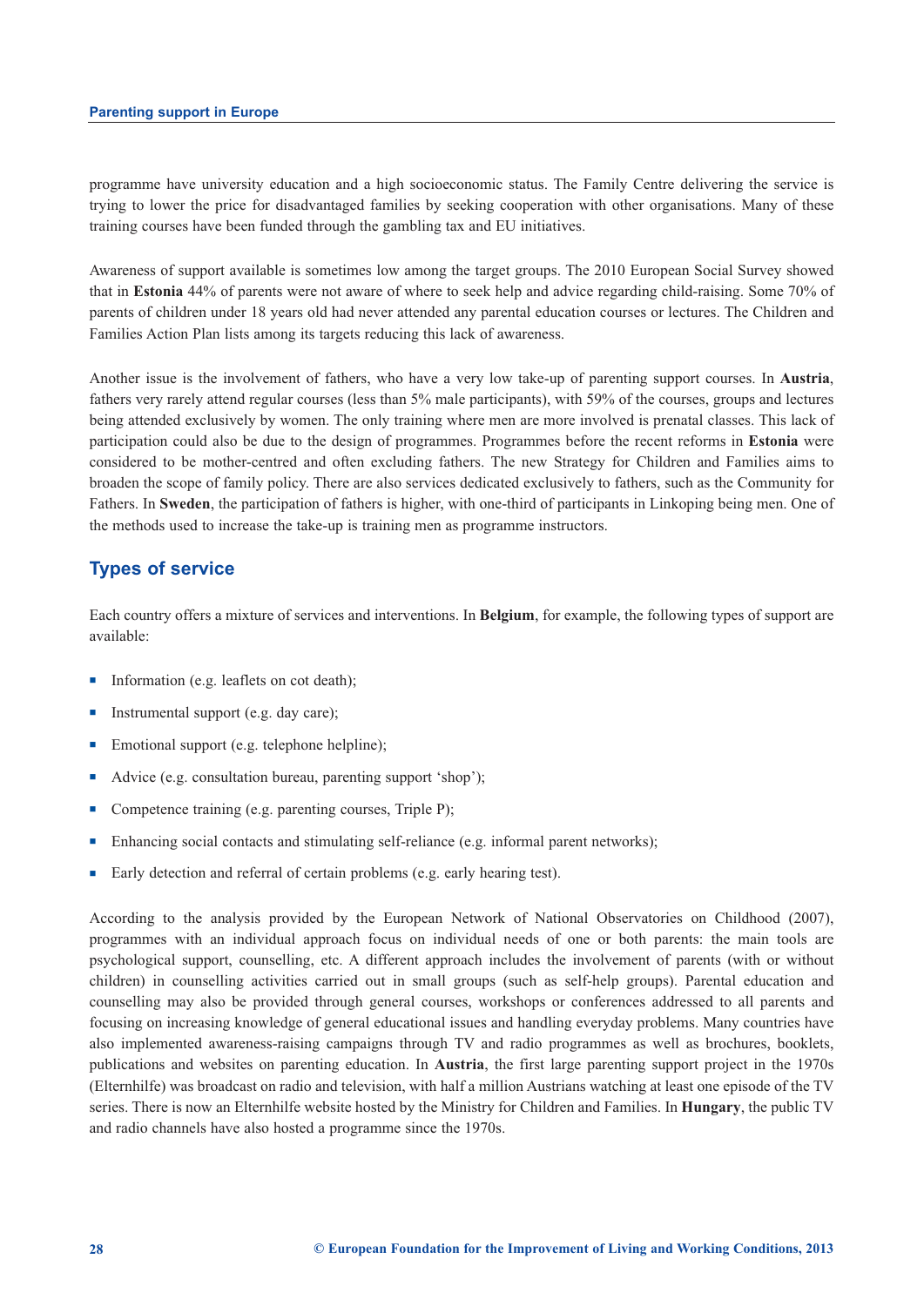programme have university education and a high socioeconomic status. The Family Centre delivering the service is trying to lower the price for disadvantaged families by seeking cooperation with other organisations. Many of these training courses have been funded through the gambling tax and EU initiatives.

Awareness of support available is sometimes low among the target groups. The 2010 European Social Survey showed that in **Estonia** 44% of parents were not aware of where to seek help and advice regarding child-raising. Some 70% of parents of children under 18 years old had never attended any parental education courses or lectures. The Children and Families Action Plan lists among its targets reducing this lack of awareness.

Another issue is the involvement of fathers, who have a very low take-up of parenting support courses. In **Austria**, fathers very rarely attend regular courses (less than 5% male participants), with 59% of the courses, groups and lectures being attended exclusively by women. The only training where men are more involved is prenatal classes. This lack of participation could also be due to the design of programmes. Programmes before the recent reforms in **Estonia** were considered to be mother-centred and often excluding fathers. The new Strategy for Children and Families aims to broaden the scope of family policy. There are also services dedicated exclusively to fathers, such as the Community for Fathers. In **Sweden**, the participation of fathers is higher, with one-third of participants in Linkoping being men. One of the methods used to increase the take-up is training men as programme instructors.

## Types of service

Each country offers a mixture of services and interventions. In **Belgium**, for example, the following types of support are available:

- Information (e.g. leaflets on cot death);
- Instrumental support (e.g. day care);
- Emotional support (e.g. telephone helpline);
- Advice (e.g. consultation bureau, parenting support 'shop');
- Competence training (e.g. parenting courses, Triple P);
- Enhancing social contacts and stimulating self-reliance (e.g. informal parent networks);
- Early detection and referral of certain problems (e.g. early hearing test).

According to the analysis provided by the European Network of National Observatories on Childhood (2007), programmes with an individual approach focus on individual needs of one or both parents: the main tools are psychological support, counselling, etc. A different approach includes the involvement of parents (with or without children) in counselling activities carried out in small groups (such as self-help groups). Parental education and counselling may also be provided through general courses, workshops or conferences addressed to all parents and focusing on increasing knowledge of general educational issues and handling everyday problems. Many countries have also implemented awareness-raising campaigns through TV and radio programmes as well as brochures, booklets, publications and websites on parenting education. In **Austria**, the first large parenting support project in the 1970s (Elternhilfe) was broadcast on radio and television, with half a million Austrians watching at least one episode of the TV series. There is now an Elternhilfe website hosted by the Ministry for Children and Families. In **Hungary**, the public TV and radio channels have also hosted a programme since the 1970s.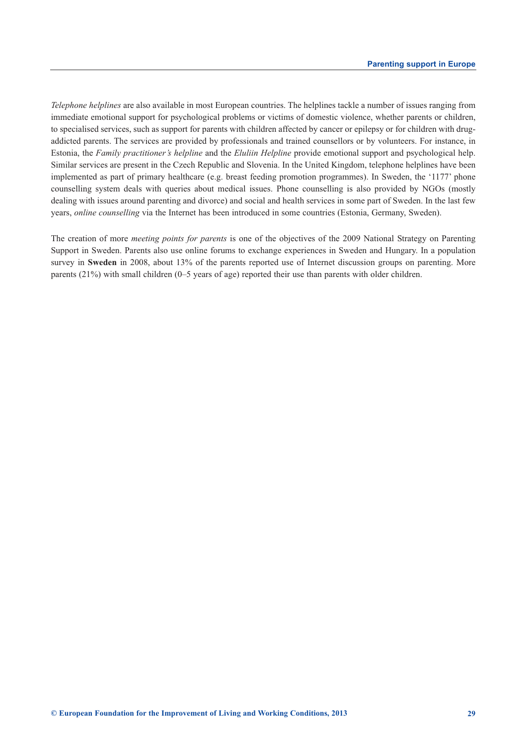*Telephone helplines* are also available in most European countries. The helplines tackle a number of issues ranging from immediate emotional support for psychological problems or victims of domestic violence, whether parents or children, to specialised services, such as support for parents with children affected by cancer or epilepsy or for children with drug-addicted parents. The services are provided by professionals and trained counsellors or by volunteers. For instance, in Estonia, the *Family practitioner's helpline* and the *Eluliin Helpline* provide emotional support and psychological help. Similar services are present in the Czech Republic and Slovenia. In the United Kingdom, telephone helplines have been implemented as part of primary healthcare (e.g. breast feeding promotion programmes). In Sweden, the '1177' phone counselling system deals with queries about medical issues. Phone counselling is also provided by NGOs (mostly dealing with issues around parenting and divorce) and social and health services in some part of Sweden. In the last few years, *online counselling* via the Internet has been introduced in some countries (Estonia, Germany, Sweden).

The creation of more *meeting points for parents* is one of the objectives of the 2009 National Strategy on Parenting Support in Sweden. Parents also use online forums to exchange experiences in Sweden and Hungary. In a population survey in **Sweden** in 2008, about 13% of the parents reported use of Internet discussion groups on parenting. More parents (21%) with small children (0–5 years of age) reported their use than parents with older children.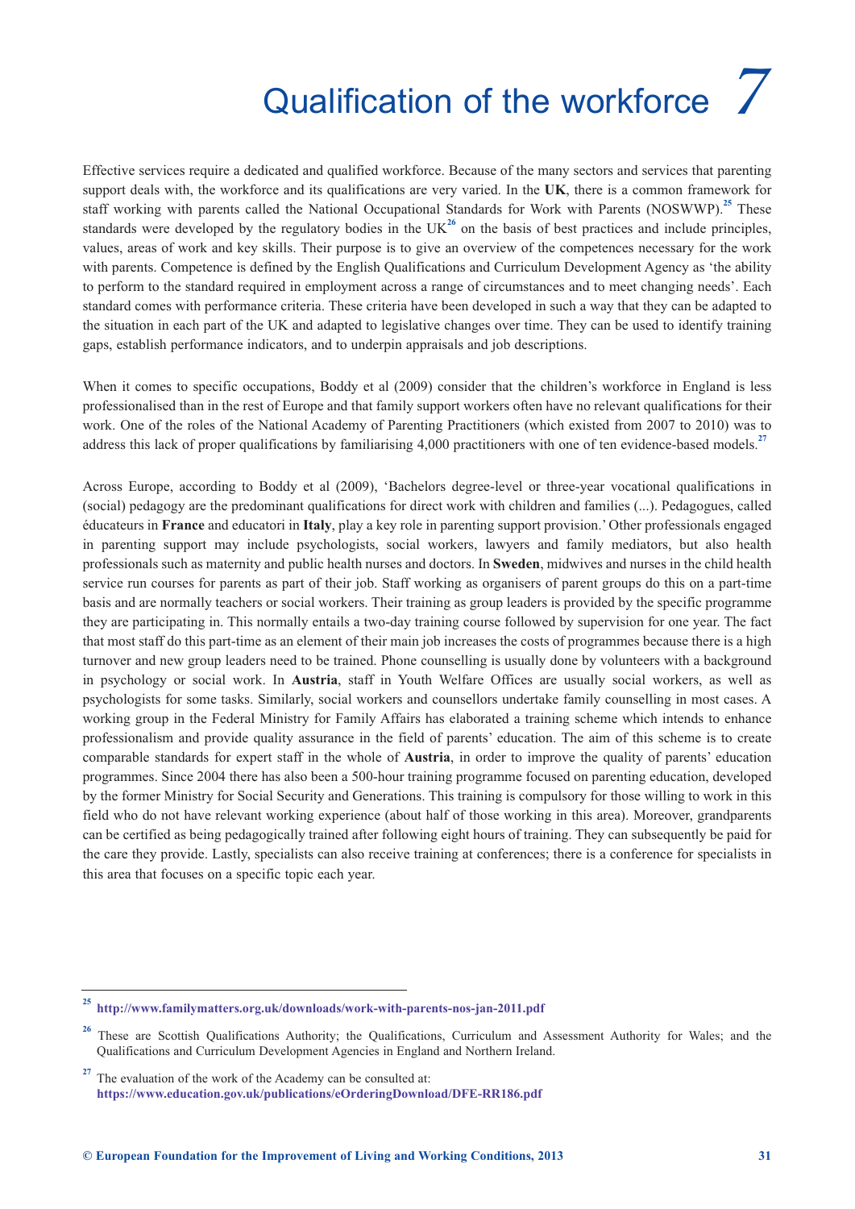# 7 Qualification of the workforce

Effective services require a dedicated and qualified workforce. Because of the many sectors and services that parenting support deals with, the workforce and its qualifications are very varied. In the **UK**, there is a common framework for staff working with parents called the National Occupational Standards for Work with Parents (NOSWWP).[25] These standards were developed by the regulatory bodies in the UK[26] on the basis of best practices and include principles, values, areas of work and key skills. Their purpose is to give an overview of the competences necessary for the work with parents. Competence is defined by the English Qualifications and Curriculum Development Agency as 'the ability to perform to the standard required in employment across a range of circumstances and to meet changing needs'. Each standard comes with performance criteria. These criteria have been developed in such a way that they can be adapted to the situation in each part of the UK and adapted to legislative changes over time. They can be used to identify training gaps, establish performance indicators, and to underpin appraisals and job descriptions.

When it comes to specific occupations, Boddy et al (2009) consider that the children's workforce in England is less professionalised than in the rest of Europe and that family support workers often have no relevant qualifications for their work. One of the roles of the National Academy of Parenting Practitioners (which existed from 2007 to 2010) was to address this lack of proper qualifications by familiarising 4,000 practitioners with one of ten evidence-based models.[27]

Across Europe, according to Boddy et al (2009), 'Bachelors degree-level or three-year vocational qualifications in (social) pedagogy are the predominant qualifications for direct work with children and families (...). Pedagogues, called éducateurs in **France** and educatori in **Italy**, play a key role in parenting support provision.' Other professionals engaged in parenting support may include psychologists, social workers, lawyers and family mediators, but also health professionals such as maternity and public health nurses and doctors. In **Sweden**, midwives and nurses in the child health service run courses for parents as part of their job. Staff working as organisers of parent groups do this on a part-time basis and are normally teachers or social workers. Their training as group leaders is provided by the specific programme they are participating in. This normally entails a two-day training course followed by supervision for one year. The fact that most staff do this part-time as an element of their main job increases the costs of programmes because there is a high turnover and new group leaders need to be trained. Phone counselling is usually done by volunteers with a background in psychology or social work. In **Austria**, staff in Youth Welfare Offices are usually social workers, as well as psychologists for some tasks. Similarly, social workers and counsellors undertake family counselling in most cases. A working group in the Federal Ministry for Family Affairs has elaborated a training scheme which intends to enhance professionalism and provide quality assurance in the field of parents' education. The aim of this scheme is to create comparable standards for expert staff in the whole of **Austria**, in order to improve the quality of parents' education programmes. Since 2004 there has also been a 500-hour training programme focused on parenting education, developed by the former Ministry for Social Security and Generations. This training is compulsory for those willing to work in this field who do not have relevant working experience (about half of those working in this area). Moreover, grandparents can be certified as being pedagogically trained after following eight hours of training. They can subsequently be paid for the care they provide. Lastly, specialists can also receive training at conferences; there is a conference for specialists in this area that focuses on a specific topic each year.

---

[25] **http://www.familymatters.org.uk/downloads/work-with-parents-nos-jan-2011.pdf**

[26] These are Scottish Qualifications Authority; the Qualifications, Curriculum and Assessment Authority for Wales; and the Qualifications and Curriculum Development Agencies in England and Northern Ireland.

[27] The evaluation of the work of the Academy can be consulted at: **https://www.education.gov.uk/publications/eOrderingDownload/DFE-RR186.pdf**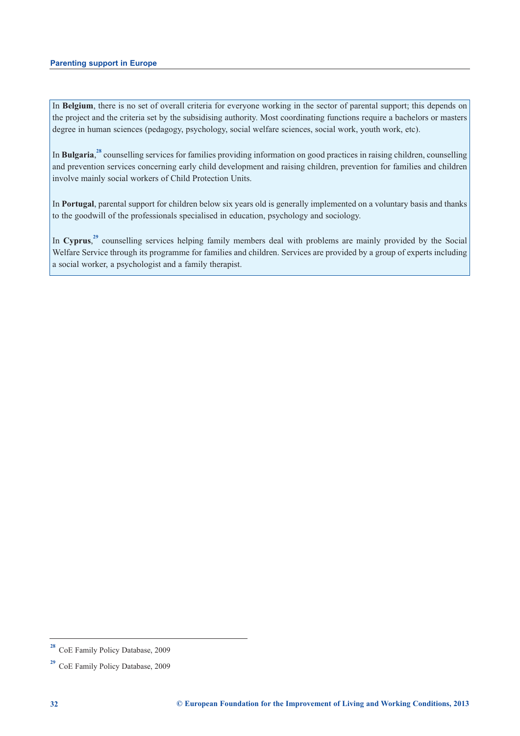In **Belgium**, there is no set of overall criteria for everyone working in the sector of parental support; this depends on the project and the criteria set by the subsidising authority. Most coordinating functions require a bachelors or masters degree in human sciences (pedagogy, psychology, social welfare sciences, social work, youth work, etc).

In **Bulgaria**,[28] counselling services for families providing information on good practices in raising children, counselling and prevention services concerning early child development and raising children, prevention for families and children involve mainly social workers of Child Protection Units.

In **Portugal**, parental support for children below six years old is generally implemented on a voluntary basis and thanks to the goodwill of the professionals specialised in education, psychology and sociology.

In **Cyprus**,[29] counselling services helping family members deal with problems are mainly provided by the Social Welfare Service through its programme for families and children. Services are provided by a group of experts including a social worker, a psychologist and a family therapist.

[28] CoE Family Policy Database, 2009

[29] CoE Family Policy Database, 2009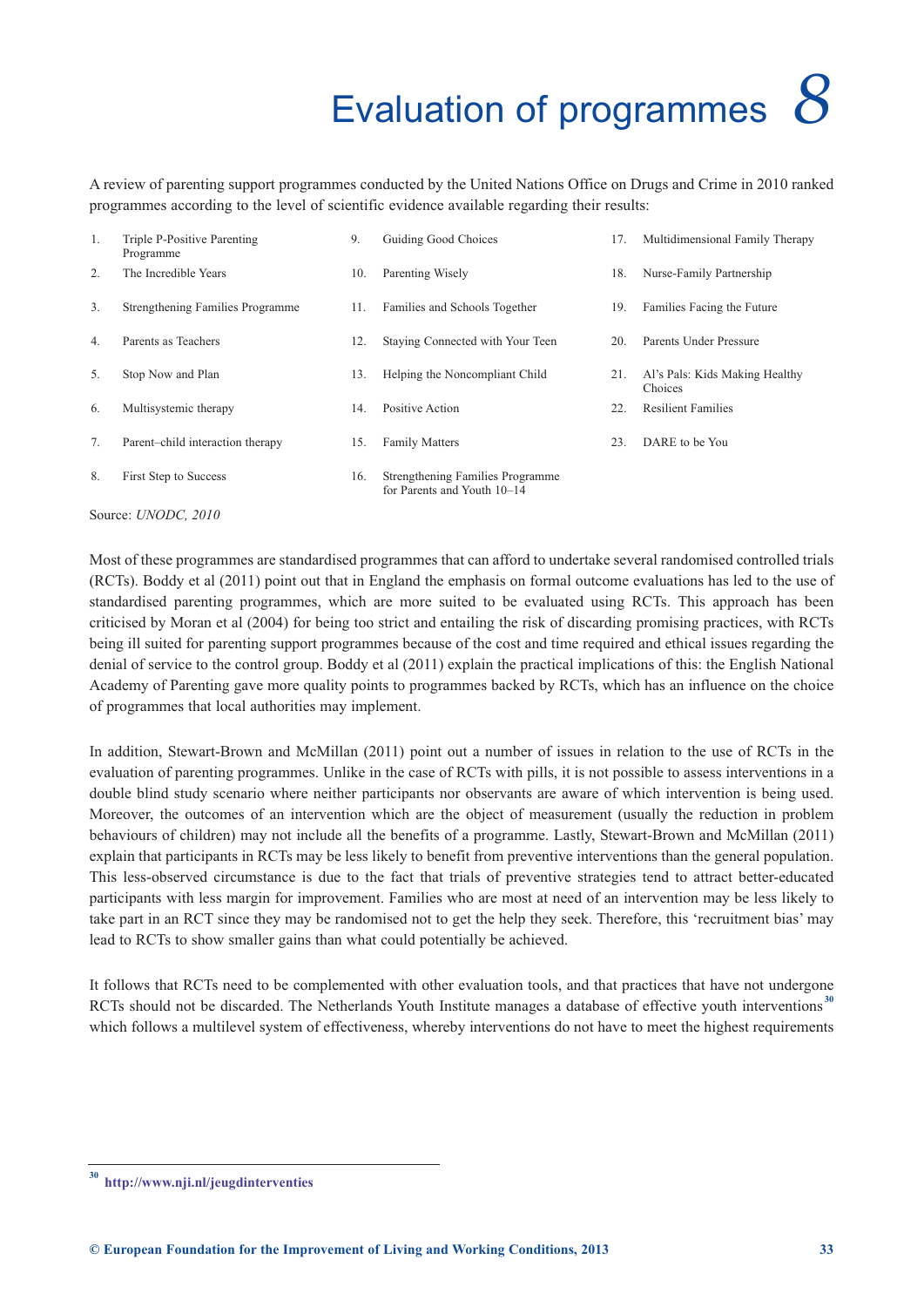# 8 Evaluation of programmes

A review of parenting support programmes conducted by the United Nations Office on Drugs and Crime in 2010 ranked programmes according to the level of scientific evidence available regarding their results:

1. Triple P-Positive Parenting Programme
2. The Incredible Years
3. Strengthening Families Programme
4. Parents as Teachers
5. Stop Now and Plan
6. Multisystemic therapy
7. Parent–child interaction therapy
8. First Step to Success
9. Guiding Good Choices
10. Parenting Wisely
11. Families and Schools Together
12. Staying Connected with Your Teen
13. Helping the Noncompliant Child
14. Positive Action
15. Family Matters
16. Strengthening Families Programme for Parents and Youth 10–14
17. Multidimensional Family Therapy
18. Nurse-Family Partnership
19. Families Facing the Future
20. Parents Under Pressure
21. Al's Pals: Kids Making Healthy Choices
22. Resilient Families
23. DARE to be You

Source: *UNODC, 2010*

Most of these programmes are standardised programmes that can afford to undertake several randomised controlled trials (RCTs). Boddy et al (2011) point out that in England the emphasis on formal outcome evaluations has led to the use of standardised parenting programmes, which are more suited to be evaluated using RCTs. This approach has been criticised by Moran et al (2004) for being too strict and entailing the risk of discarding promising practices, with RCTs being ill suited for parenting support programmes because of the cost and time required and ethical issues regarding the denial of service to the control group. Boddy et al (2011) explain the practical implications of this: the English National Academy of Parenting gave more quality points to programmes backed by RCTs, which has an influence on the choice of programmes that local authorities may implement.

In addition, Stewart-Brown and McMillan (2011) point out a number of issues in relation to the use of RCTs in the evaluation of parenting programmes. Unlike in the case of RCTs with pills, it is not possible to assess interventions in a double blind study scenario where neither participants nor observants are aware of which intervention is being used. Moreover, the outcomes of an intervention which are the object of measurement (usually the reduction in problem behaviours of children) may not include all the benefits of a programme. Lastly, Stewart-Brown and McMillan (2011) explain that participants in RCTs may be less likely to benefit from preventive interventions than the general population. This less-observed circumstance is due to the fact that trials of preventive strategies tend to attract better-educated participants with less margin for improvement. Families who are most at need of an intervention may be less likely to take part in an RCT since they may be randomised not to get the help they seek. Therefore, this 'recruitment bias' may lead to RCTs to show smaller gains than what could potentially be achieved.

It follows that RCTs need to be complemented with other evaluation tools, and that practices that have not undergone RCTs should not be discarded. The Netherlands Youth Institute manages a database of effective youth interventions[30] which follows a multilevel system of effectiveness, whereby interventions do not have to meet the highest requirements

[30] http://www.nji.nl/jeugdinterventies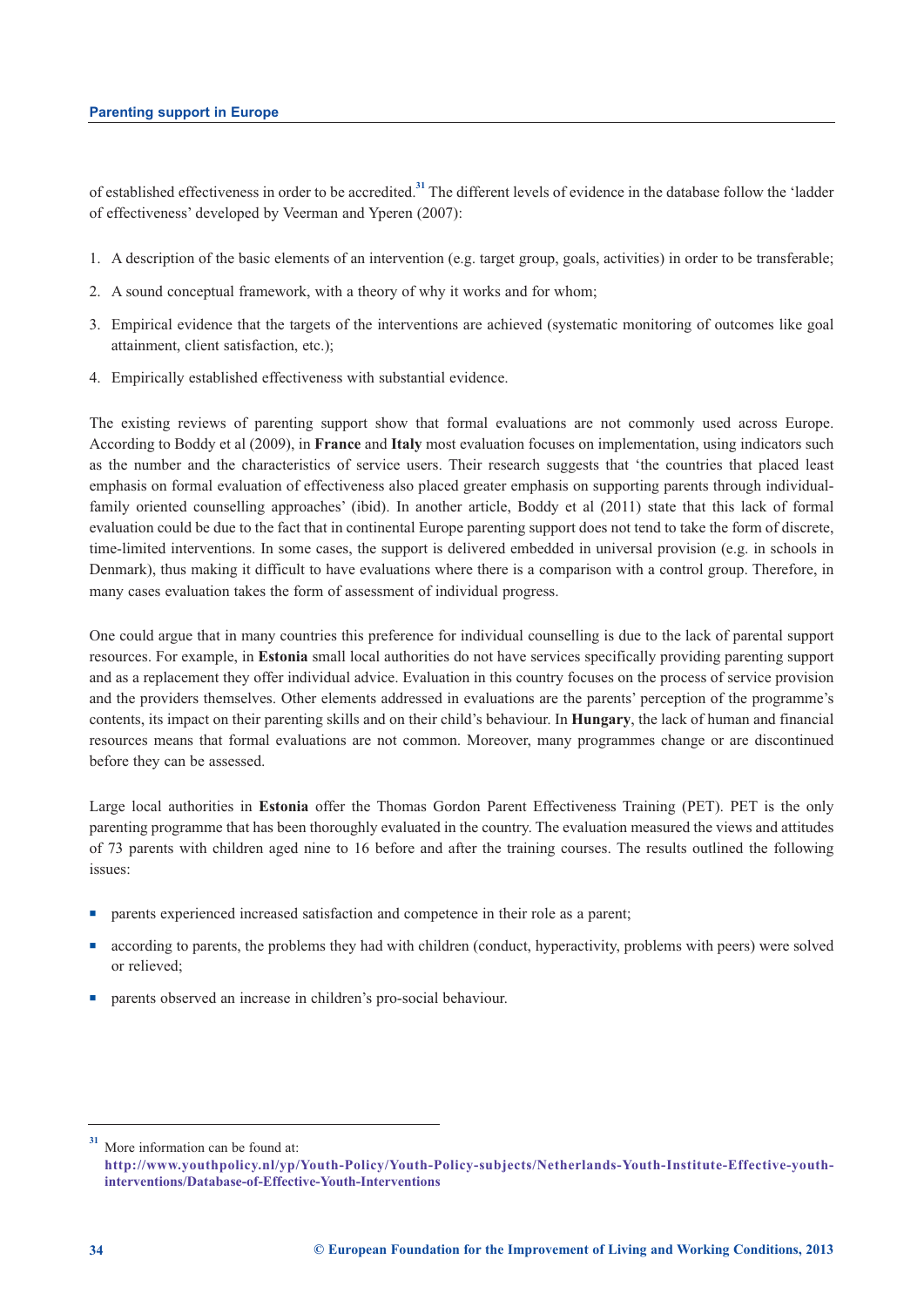of established effectiveness in order to be accredited.[31] The different levels of evidence in the database follow the 'ladder of effectiveness' developed by Veerman and Ypferen (2007):

1. A description of the basic elements of an intervention (e.g. target group, goals, activities) in order to be transferable;
2. A sound conceptual framework, with a theory of why it works and for whom;
3. Empirical evidence that the targets of the interventions are achieved (systematic monitoring of outcomes like goal attainment, client satisfaction, etc.);
4. Empirically established effectiveness with substantial evidence.

The existing reviews of parenting support show that formal evaluations are not commonly used across Europe. According to Boddy et al (2009), in **France** and **Italy** most evaluation focuses on implementation, using indicators such as the number and the characteristics of service users. Their research suggests that 'the countries that placed least emphasis on formal evaluation of effectiveness also placed greater emphasis on supporting parents through individual-family oriented counselling approaches' (ibid). In another article, Boddy et al (2011) state that this lack of formal evaluation could be due to the fact that in continental Europe parenting support does not tend to take the form of discrete, time-limited interventions. In some cases, the support is delivered embedded in universal provision (e.g. in schools in Denmark), thus making it difficult to have evaluations where there is a comparison with a control group. Therefore, in many cases evaluation takes the form of assessment of individual progress.

One could argue that in many countries this preference for individual counselling is due to the lack of parental support resources. For example, in **Estonia** small local authorities do not have services specifically providing parenting support and as a replacement they offer individual advice. Evaluation in this country focuses on the process of service provision and the providers themselves. Other elements addressed in evaluations are the parents' perception of the programme's contents, its impact on their parenting skills and on their child's behaviour. In **Hungary**, the lack of human and financial resources means that formal evaluations are not common. Moreover, many programmes change or are discontinued before they can be assessed.

Large local authorities in **Estonia** offer the Thomas Gordon Parent Effectiveness Training (PET). PET is the only parenting programme that has been thoroughly evaluated in the country. The evaluation measured the views and attitudes of 73 parents with children aged nine to 16 before and after the training courses. The results outlined the following issues:

- parents experienced increased satisfaction and competence in their role as a parent;
- according to parents, the problems they had with children (conduct, hyperactivity, problems with peers) were solved or relieved;
- parents observed an increase in children's pro-social behaviour.

[31] More information can be found at: **http://www.youthpolicy.nl/yp/Youth-Policy/Youth-Policy-subjects/Netherlands-Youth-Institute-Effective-youth-interventions/Database-of-Effective-Youth-Interventions**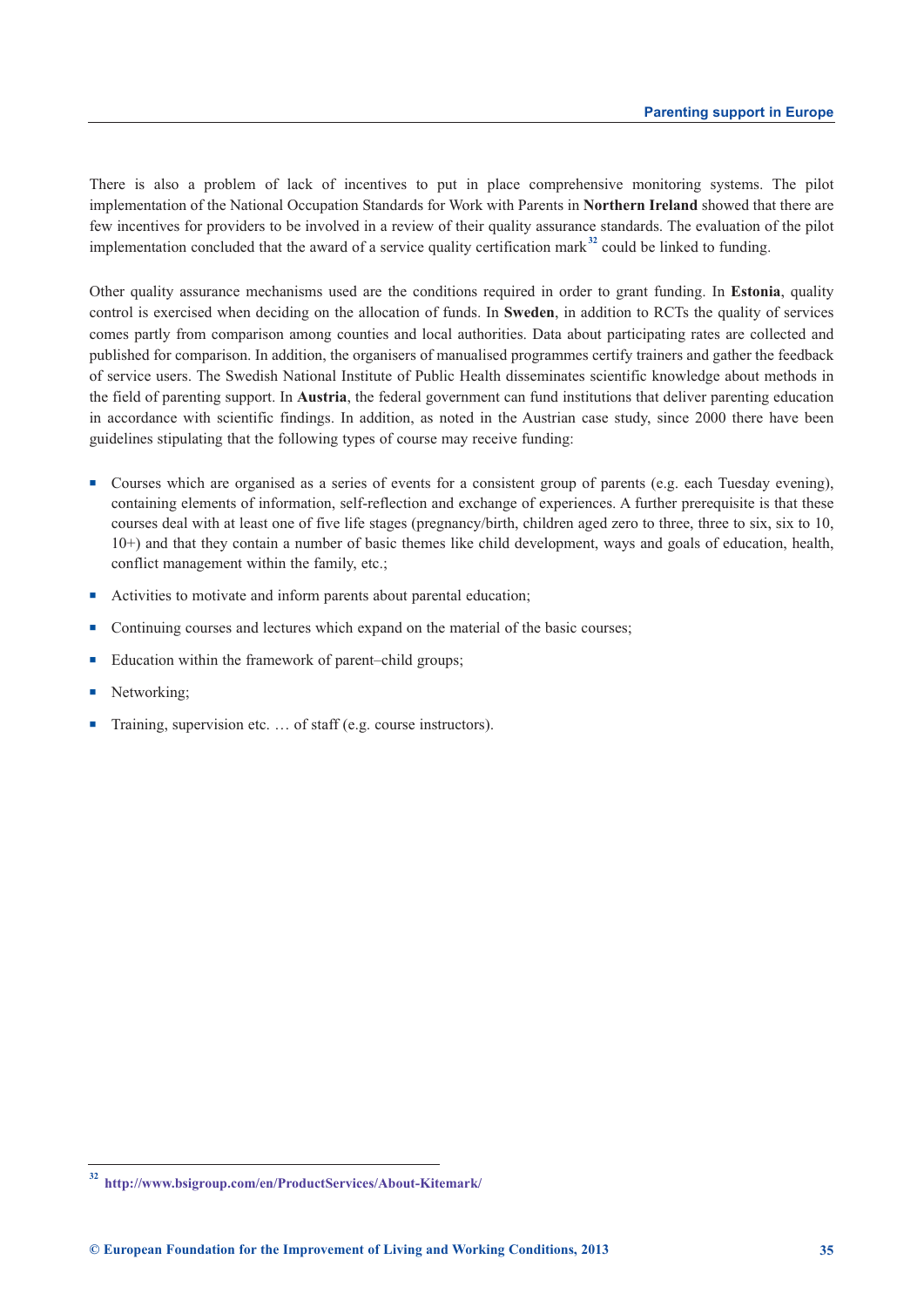There is also a problem of lack of incentives to put in place comprehensive monitoring systems. The pilot implementation of the National Occupation Standards for Work with Parents in **Northern Ireland** showed that there are few incentives for providers to be involved in a review of their quality assurance standards. The evaluation of the pilot implementation concluded that the award of a service quality certification mark[32] could be linked to funding.

Other quality assurance mechanisms used are the conditions required in order to grant funding. In **Estonia**, quality control is exercised when deciding on the allocation of funds. In **Sweden**, in addition to RCTs the quality of services comes partly from comparison among counties and local authorities. Data about participating rates are collected and published for comparison. In addition, the organisers of manualised programmes certify trainers and gather the feedback of service users. The Swedish National Institute of Public Health disseminates scientific knowledge about methods in the field of parenting support. In **Austria**, the federal government can fund institutions that deliver parenting education in accordance with scientific findings. In addition, as noted in the Austrian case study, since 2000 there have been guidelines stipulating that the following types of course may receive funding:

- Courses which are organised as a series of events for a consistent group of parents (e.g. each Tuesday evening), containing elements of information, self-reflection and exchange of experiences. A further prerequisite is that these courses deal with at least one of five life stages (pregnancy/birth, children aged zero to three, three to six, six to 10, 10+) and that they contain a number of basic themes like child development, ways and goals of education, health, conflict management within the family, etc.;
- Activities to motivate and inform parents about parental education;
- Continuing courses and lectures which expand on the material of the basic courses;
- Education within the framework of parent–child groups;
- Networking;
- Training, supervision etc. … of staff (e.g. course instructors).

[32] http://www.bsigroup.com/en/ProductServices/About-Kitemark/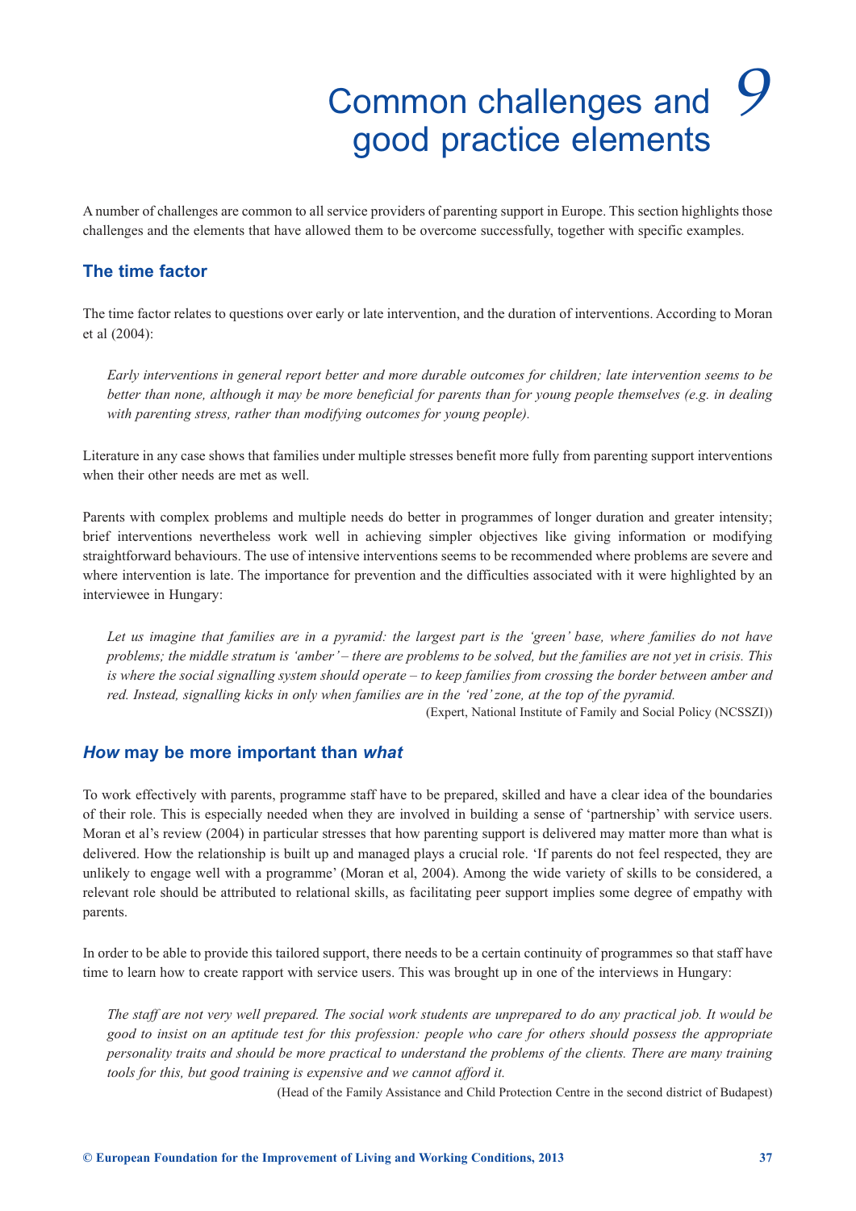# 9 Common challenges and good practice elements

A number of challenges are common to all service providers of parenting support in Europe. This section highlights those challenges and the elements that have allowed them to be overcome successfully, together with specific examples.

## The time factor

The time factor relates to questions over early or late intervention, and the duration of interventions. According to Moran et al (2004):

> *Early interventions in general report better and more durable outcomes for children; late intervention seems to be better than none, although it may be more beneficial for parents than for young people themselves (e.g. in dealing with parenting stress, rather than modifying outcomes for young people).*

Literature in any case shows that families under multiple stresses benefit more fully from parenting support interventions when their other needs are met as well.

Parents with complex problems and multiple needs do better in programmes of longer duration and greater intensity; brief interventions nevertheless work well in achieving simpler objectives like giving information or modifying straightforward behaviours. The use of intensive interventions seems to be recommended where problems are severe and where intervention is late. The importance for prevention and the difficulties associated with it were highlighted by an interviewee in Hungary:

> *Let us imagine that families are in a pyramid: the largest part is the 'green' base, where families do not have problems; the middle stratum is 'amber' – there are problems to be solved, but the families are not yet in crisis. This is where the social signalling system should operate – to keep families from crossing the border between amber and red. Instead, signalling kicks in only when families are in the 'red' zone, at the top of the pyramid.*
>
> (Expert, National Institute of Family and Social Policy (NCSSZI))

## *How* may be more important than *what*

To work effectively with parents, programme staff have to be prepared, skilled and have a clear idea of the boundaries of their role. This is especially needed when they are involved in building a sense of 'partnership' with service users. Moran et al's review (2004) in particular stresses that how parenting support is delivered may matter more than what is delivered. How the relationship is built up and managed plays a crucial role. 'If parents do not feel respected, they are unlikely to engage well with a programme' (Moran et al, 2004). Among the wide variety of skills to be considered, a relevant role should be attributed to relational skills, as facilitating peer support implies some degree of empathy with parents.

In order to be able to provide this tailored support, there needs to be a certain continuity of programmes so that staff have time to learn how to create rapport with service users. This was brought up in one of the interviews in Hungary:

> *The staff are not very well prepared. The social work students are unprepared to do any practical job. It would be good to insist on an aptitude test for this profession: people who care for others should possess the appropriate personality traits and should be more practical to understand the problems of the clients. There are many training tools for this, but good training is expensive and we cannot afford it.*
>
> (Head of the Family Assistance and Child Protection Centre in the second district of Budapest)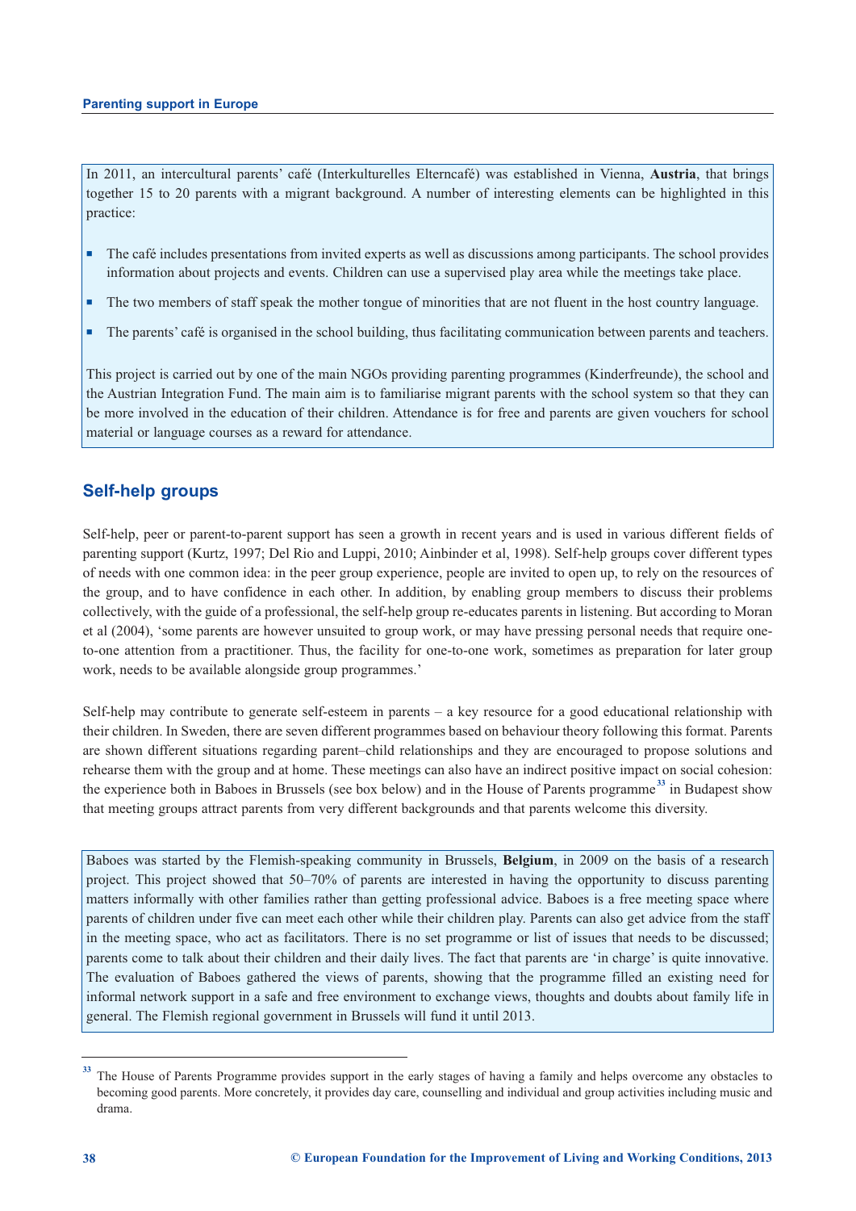In 2011, an intercultural parents' café (Interkulturelles Elterncafé) was established in Vienna, **Austria**, that brings together 15 to 20 parents with a migrant background. A number of interesting elements can be highlighted in this practice:

- The café includes presentations from invited experts as well as discussions among participants. The school provides information about projects and events. Children can use a supervised play area while the meetings take place.
- The two members of staff speak the mother tongue of minorities that are not fluent in the host country language.
- The parents' café is organised in the school building, thus facilitating communication between parents and teachers.

This project is carried out by one of the main NGOs providing parenting programmes (Kinderfreunde), the school and the Austrian Integration Fund. The main aim is to familiarise migrant parents with the school system so that they can be more involved in the education of their children. Attendance is for free and parents are given vouchers for school material or language courses as a reward for attendance.

## Self-help groups

Self-help, peer or parent-to-parent support has seen a growth in recent years and is used in various different fields of parenting support (Kurtz, 1997; Del Rio and Luppi, 2010; Ainbinder et al, 1998). Self-help groups cover different types of needs with one common idea: in the peer group experience, people are invited to open up, to rely on the resources of the group, and to have confidence in each other. In addition, by enabling group members to discuss their problems collectively, with the guide of a professional, the self-help group re-educates parents in listening. But according to Moran et al (2004), 'some parents are however unsuited to group work, or may have pressing personal needs that require one-to-one attention from a practitioner. Thus, the facility for one-to-one work, sometimes as preparation for later group work, needs to be available alongside group programmes.'

Self-help may contribute to generate self-esteem in parents – a key resource for a good educational relationship with their children. In Sweden, there are seven different programmes based on behaviour theory following this format. Parents are shown different situations regarding parent–child relationships and they are encouraged to propose solutions and rehearse them with the group and at home. These meetings can also have an indirect positive impact on social cohesion: the experience both in Baboes in Brussels (see box below) and in the House of Parents programme[33] in Budapest show that meeting groups attract parents from very different backgrounds and that parents welcome this diversity.

Baboes was started by the Flemish-speaking community in Brussels, **Belgium**, in 2009 on the basis of a research project. This project showed that 50–70% of parents are interested in having the opportunity to discuss parenting matters informally with other families rather than getting professional advice. Baboes is a free meeting space where parents of children under five can meet each other while their children play. Parents can also get advice from the staff in the meeting space, who act as facilitators. There is no set programme or list of issues that needs to be discussed; parents come to talk about their children and their daily lives. The fact that parents are 'in charge' is quite innovative. The evaluation of Baboes gathered the views of parents, showing that the programme filled an existing need for informal network support in a safe and free environment to exchange views, thoughts and doubts about family life in general. The Flemish regional government in Brussels will fund it until 2013.

[33] The House of Parents Programme provides support in the early stages of having a family and helps overcome any obstacles to becoming good parents. More concretely, it provides day care, counselling and individual and group activities including music and drama.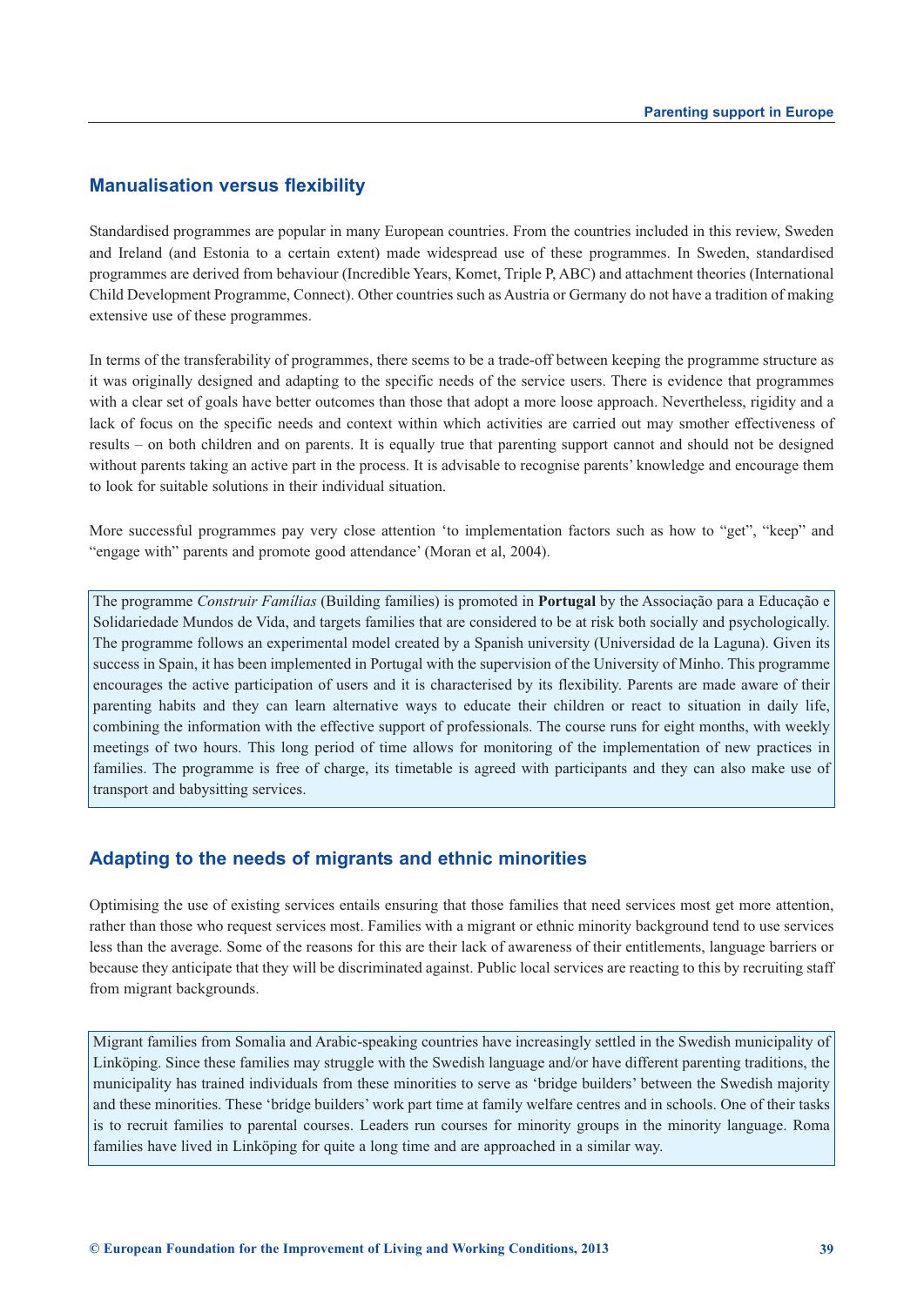## Manualisation versus flexibility

Standardised programmes are popular in many European countries. From the countries included in this review, Sweden and Ireland (and Estonia to a certain extent) made widespread use of these programmes. In Sweden, standardised programmes are derived from behaviour (Incredible Years, Komet, Triple P, ABC) and attachment theories (International Child Development Programme, Connect). Other countries such as Austria or Germany do not have a tradition of making extensive use of these programmes.

In terms of the transferability of programmes, there seems to be a trade-off between keeping the programme structure as it was originally designed and adapting to the specific needs of the service users. There is evidence that programmes with a clear set of goals have better outcomes than those that adopt a more loose approach. Nevertheless, rigidity and a lack of focus on the specific needs and context within which activities are carried out may smother effectiveness of results – on both children and on parents. It is equally true that parenting support cannot and should not be designed without parents taking an active part in the process. It is advisable to recognise parents' knowledge and encourage them to look for suitable solutions in their individual situation.

More successful programmes pay very close attention 'to implementation factors such as how to "get", "keep" and "engage with" parents and promote good attendance' (Moran et al, 2004).

> The programme *Construir Famílias* (Building families) is promoted in **Portugal** by the Associação para a Educação e Solidariedade Mundos de Vida, and targets families that are considered to be at risk both socially and psychologically. The programme follows an experimental model created by a Spanish university (Universidad de la Laguna). Given its success in Spain, it has been implemented in Portugal with the supervision of the University of Minho. This programme encourages the active participation of users and it is characterised by its flexibility. Parents are made aware of their parenting habits and they can learn alternative ways to educate their children or react to situation in daily life, combining the information with the effective support of professionals. The course runs for eight months, with weekly meetings of two hours. This long period of time allows for monitoring of the implementation of new practices in families. The programme is free of charge, its timetable is agreed with participants and they can also make use of transport and babysitting services.

## Adapting to the needs of migrants and ethnic minorities

Optimising the use of existing services entails ensuring that those families that need services most get more attention, rather than those who request services most. Families with a migrant or ethnic minority background tend to use services less than the average. Some of the reasons for this are their lack of awareness of their entitlements, language barriers or because they anticipate that they will be discriminated against. Public local services are reacting to this by recruiting staff from migrant backgrounds.

> Migrant families from Somalia and Arabic-speaking countries have increasingly settled in the Swedish municipality of Linköping. Since these families may struggle with the Swedish language and/or have different parenting traditions, the municipality has trained individuals from these minorities to serve as 'bridge builders' between the Swedish majority and these minorities. These 'bridge builders' work part time at family welfare centres and in schools. One of their tasks is to recruit families to parental courses. Leaders run courses for minority groups in the minority language. Roma families have lived in Linköping for quite a long time and are approached in a similar way.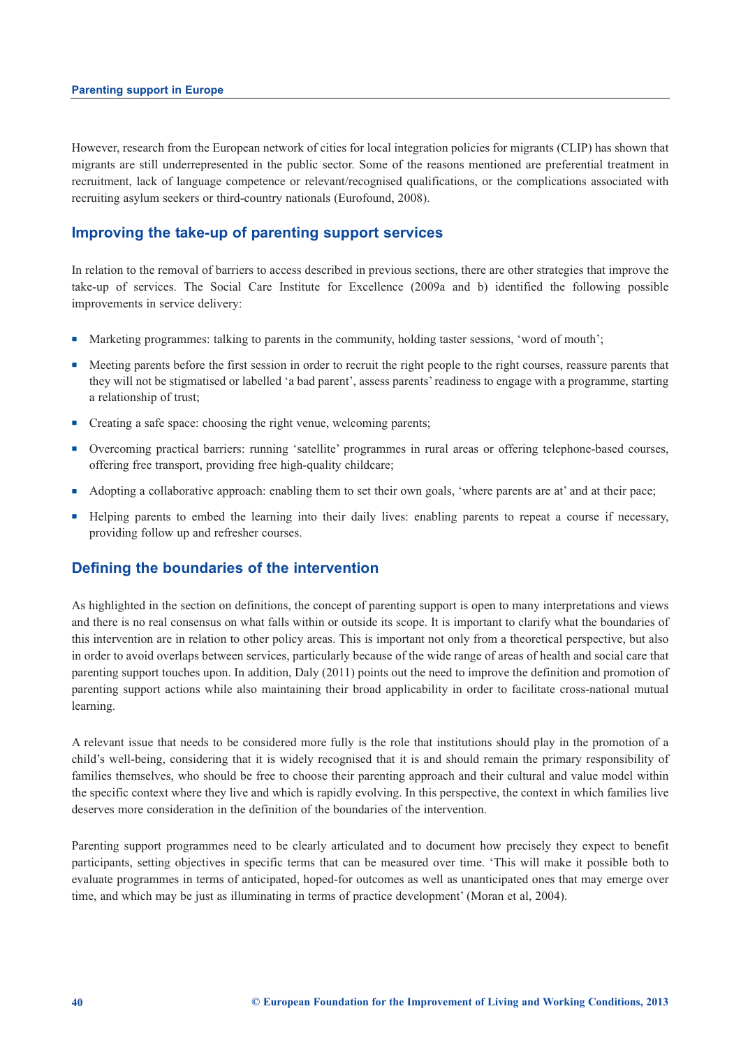However, research from the European network of cities for local integration policies for migrants (CLIP) has shown that migrants are still underrepresented in the public sector. Some of the reasons mentioned are preferential treatment in recruitment, lack of language competence or relevant/recognised qualifications, or the complications associated with recruiting asylum seekers or third-country nationals (Eurofound, 2008).

## Improving the take-up of parenting support services

In relation to the removal of barriers to access described in previous sections, there are other strategies that improve the take-up of services. The Social Care Institute for Excellence (2009a and b) identified the following possible improvements in service delivery:

- Marketing programmes: talking to parents in the community, holding taster sessions, 'word of mouth';
- Meeting parents before the first session in order to recruit the right people to the right courses, reassure parents that they will not be stigmatised or labelled 'a bad parent', assess parents' readiness to engage with a programme, starting a relationship of trust;
- Creating a safe space: choosing the right venue, welcoming parents;
- Overcoming practical barriers: running 'satellite' programmes in rural areas or offering telephone-based courses, offering free transport, providing free high-quality childcare;
- Adopting a collaborative approach: enabling them to set their own goals, 'where parents are at' and at their pace;
- Helping parents to embed the learning into their daily lives: enabling parents to repeat a course if necessary, providing follow up and refresher courses.

## Defining the boundaries of the intervention

As highlighted in the section on definitions, the concept of parenting support is open to many interpretations and views and there is no real consensus on what falls within or outside its scope. It is important to clarify what the boundaries of this intervention are in relation to other policy areas. This is important not only from a theoretical perspective, but also in order to avoid overlaps between services, particularly because of the wide range of areas of health and social care that parenting support touches upon. In addition, Daly (2011) points out the need to improve the definition and promotion of parenting support actions while also maintaining their broad applicability in order to facilitate cross-national mutual learning.

A relevant issue that needs to be considered more fully is the role that institutions should play in the promotion of a child's well-being, considering that it is widely recognised that it is and should remain the primary responsibility of families themselves, who should be free to choose their parenting approach and their cultural and value model within the specific context where they live and which is rapidly evolving. In this perspective, the context in which families live deserves more consideration in the definition of the boundaries of the intervention.

Parenting support programmes need to be clearly articulated and to document how precisely they expect to benefit participants, setting objectives in specific terms that can be measured over time. 'This will make it possible both to evaluate programmes in terms of anticipated, hoped-for outcomes as well as unanticipated ones that may emerge over time, and which may be just as illuminating in terms of practice development' (Moran et al, 2004).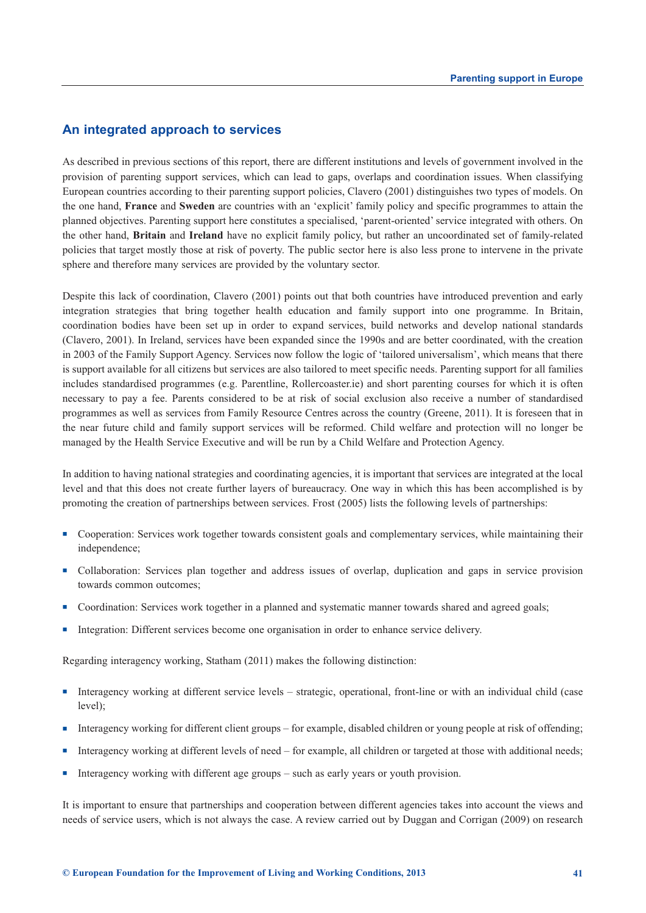## An integrated approach to services

As described in previous sections of this report, there are different institutions and levels of government involved in the provision of parenting support services, which can lead to gaps, overlaps and coordination issues. When classifying European countries according to their parenting support policies, Clavero (2001) distinguishes two types of models. On the one hand, **France** and **Sweden** are countries with an 'explicit' family policy and specific programmes to attain the planned objectives. Parenting support here constitutes a specialised, 'parent-oriented' service integrated with others. On the other hand, **Britain** and **Ireland** have no explicit family policy, but rather an uncoordinated set of family-related policies that target mostly those at risk of poverty. The public sector here is also less prone to intervene in the private sphere and therefore many services are provided by the voluntary sector.

Despite this lack of coordination, Clavero (2001) points out that both countries have introduced prevention and early integration strategies that bring together health education and family support into one programme. In Britain, coordination bodies have been set up in order to expand services, build networks and develop national standards (Clavero, 2001). In Ireland, services have been expanded since the 1990s and are better coordinated, with the creation in 2003 of the Family Support Agency. Services now follow the logic of 'tailored universalism', which means that there is support available for all citizens but services are also tailored to meet specific needs. Parenting support for all families includes standardised programmes (e.g. Parentline, Rollercoaster.ie) and short parenting courses for which it is often necessary to pay a fee. Parents considered to be at risk of social exclusion also receive a number of standardised programmes as well as services from Family Resource Centres across the country (Greene, 2011). It is foreseen that in the near future child and family support services will be reformed. Child welfare and protection will no longer be managed by the Health Service Executive and will be run by a Child Welfare and Protection Agency.

In addition to having national strategies and coordinating agencies, it is important that services are integrated at the local level and that this does not create further layers of bureaucracy. One way in which this has been accomplished is by promoting the creation of partnerships between services. Frost (2005) lists the following levels of partnerships:

- Cooperation: Services work together towards consistent goals and complementary services, while maintaining their independence;
- Collaboration: Services plan together and address issues of overlap, duplication and gaps in service provision towards common outcomes;
- Coordination: Services work together in a planned and systematic manner towards shared and agreed goals;
- Integration: Different services become one organisation in order to enhance service delivery.

Regarding interagency working, Statham (2011) makes the following distinction:

- Interagency working at different service levels – strategic, operational, front-line or with an individual child (case level);
- Interagency working for different client groups – for example, disabled children or young people at risk of offending;
- Interagency working at different levels of need – for example, all children or targeted at those with additional needs;
- Interagency working with different age groups – such as early years or youth provision.

It is important to ensure that partnerships and cooperation between different agencies takes into account the views and needs of service users, which is not always the case. A review carried out by Duggan and Corrigan (2009) on research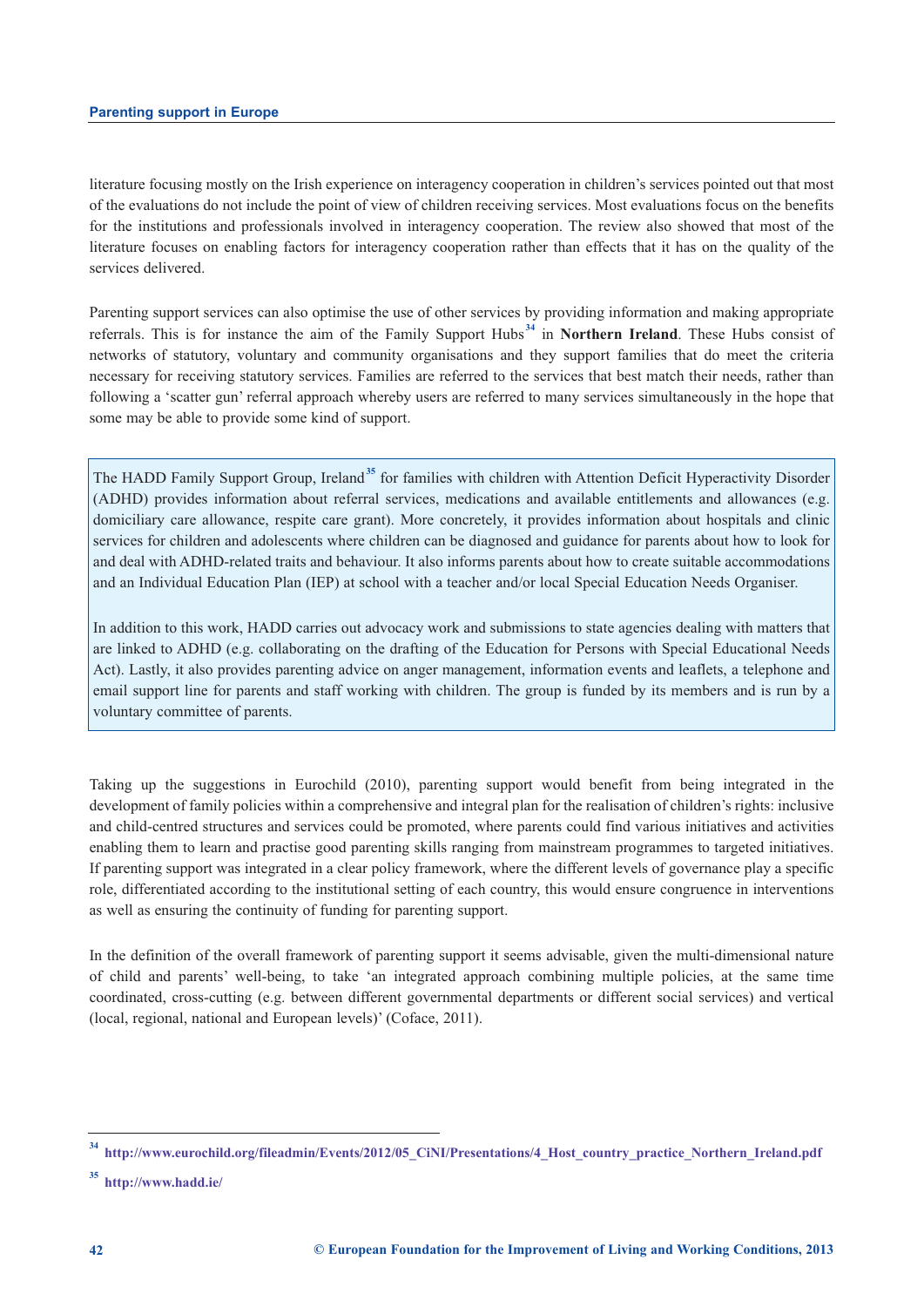literature focusing mostly on the Irish experience on interagency cooperation in children's services pointed out that most of the evaluations do not include the point of view of children receiving services. Most evaluations focus on the benefits for the institutions and professionals involved in interagency cooperation. The review also showed that most of the literature focuses on enabling factors for interagency cooperation rather than effects that it has on the quality of the services delivered.

Parenting support services can also optimise the use of other services by providing information and making appropriate referrals. This is for instance the aim of the Family Support Hubs[34] in **Northern Ireland**. These Hubs consist of networks of statutory, voluntary and community organisations and they support families that do meet the criteria necessary for receiving statutory services. Families are referred to the services that best match their needs, rather than following a 'scatter gun' referral approach whereby users are referred to many services simultaneously in the hope that some may be able to provide some kind of support.

> The HADD Family Support Group, Ireland[35] for families with children with Attention Deficit Hyperactivity Disorder (ADHD) provides information about referral services, medications and available entitlements and allowances (e.g. domiciliary care allowance, respite care grant). More concretely, it provides information about hospitals and clinic services for children and adolescents where children can be diagnosed and guidance for parents about how to look for and deal with ADHD-related traits and behaviour. It also informs parents about how to create suitable accommodations and an Individual Education Plan (IEP) at school with a teacher and/or local Special Education Needs Organiser.
>
> In addition to this work, HADD carries out advocacy work and submissions to state agencies dealing with matters that are linked to ADHD (e.g. collaborating on the drafting of the Education for Persons with Special Educational Needs Act). Lastly, it also provides parenting advice on anger management, information events and leaflets, a telephone and email support line for parents and staff working with children. The group is funded by its members and is run by a voluntary committee of parents.

Taking up the suggestions in Eurochild (2010), parenting support would benefit from being integrated in the development of family policies within a comprehensive and integral plan for the realisation of children's rights: inclusive and child-centred structures and services could be promoted, where parents could find various initiatives and activities enabling them to learn and practise good parenting skills ranging from mainstream programmes to targeted initiatives. If parenting support was integrated in a clear policy framework, where the different levels of governance play a specific role, differentiated according to the institutional setting of each country, this would ensure congruence in interventions as well as ensuring the continuity of funding for parenting support.

In the definition of the overall framework of parenting support it seems advisable, given the multi-dimensional nature of child and parents' well-being, to take 'an integrated approach combining multiple policies, at the same time coordinated, cross-cutting (e.g. between different governmental departments or different social services) and vertical (local, regional, national and European levels)' (Coface, 2011).

---

[34] http://www.eurochild.org/fileadmin/Events/2012/05_CiNI/Presentations/4_Host_country_practice_Northern_Ireland.pdf

[35] http://www.hadd.ie/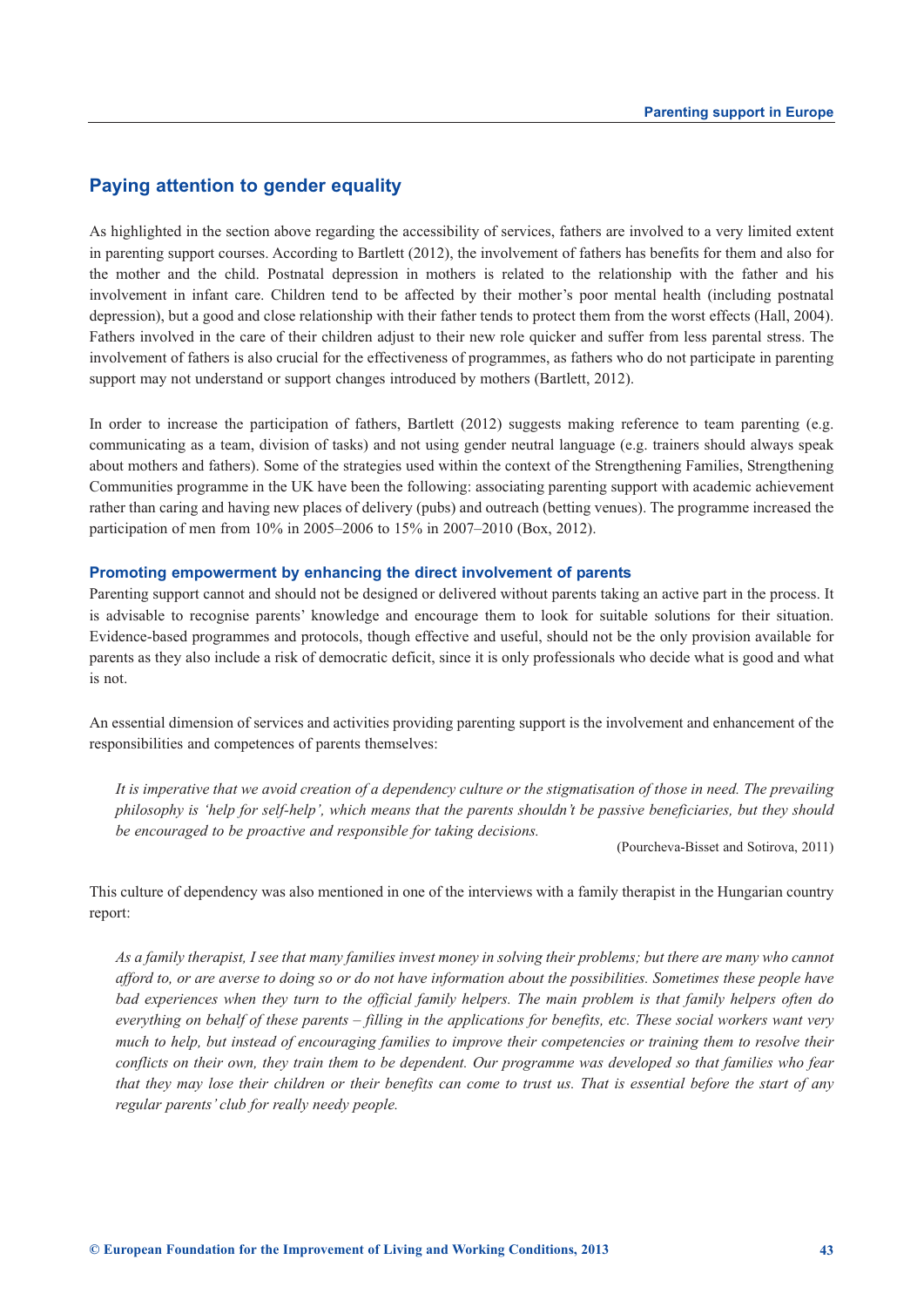## Paying attention to gender equality

As highlighted in the section above regarding the accessibility of services, fathers are involved to a very limited extent in parenting support courses. According to Bartlett (2012), the involvement of fathers has benefits for them and also for the mother and the child. Postnatal depression in mothers is related to the relationship with the father and his involvement in infant care. Children tend to be affected by their mother's poor mental health (including postnatal depression), but a good and close relationship with their father tends to protect them from the worst effects (Hall, 2004). Fathers involved in the care of their children adjust to their new role quicker and suffer from less parental stress. The involvement of fathers is also crucial for the effectiveness of programmes, as fathers who do not participate in parenting support may not understand or support changes introduced by mothers (Bartlett, 2012).

In order to increase the participation of fathers, Bartlett (2012) suggests making reference to team parenting (e.g. communicating as a team, division of tasks) and not using gender neutral language (e.g. trainers should always speak about mothers and fathers). Some of the strategies used within the context of the Strengthening Families, Strengthening Communities programme in the UK have been the following: associating parenting support with academic achievement rather than caring and having new places of delivery (pubs) and outreach (betting venues). The programme increased the participation of men from 10% in 2005–2006 to 15% in 2007–2010 (Box, 2012).

### Promoting empowerment by enhancing the direct involvement of parents

Parenting support cannot and should not be designed or delivered without parents taking an active part in the process. It is advisable to recognise parents' knowledge and encourage them to look for suitable solutions for their situation. Evidence-based programmes and protocols, though effective and useful, should not be the only provision available for parents as they also include a risk of democratic deficit, since it is only professionals who decide what is good and what is not.

An essential dimension of services and activities providing parenting support is the involvement and enhancement of the responsibilities and competences of parents themselves:

> *It is imperative that we avoid creation of a dependency culture or the stigmatisation of those in need. The prevailing philosophy is 'help for self-help', which means that the parents shouldn't be passive beneficiaries, but they should be encouraged to be proactive and responsible for taking decisions.*
>
> (Pourcheva-Bisset and Sotirova, 2011)

This culture of dependency was also mentioned in one of the interviews with a family therapist in the Hungarian country report:

> *As a family therapist, I see that many families invest money in solving their problems; but there are many who cannot afford to, or are averse to doing so or do not have information about the possibilities. Sometimes these people have bad experiences when they turn to the official family helpers. The main problem is that family helpers often do everything on behalf of these parents – filling in the applications for benefits, etc. These social workers want very much to help, but instead of encouraging families to improve their competencies or training them to resolve their conflicts on their own, they train them to be dependent. Our programme was developed so that families who fear that they may lose their children or their benefits can come to trust us. That is essential before the start of any regular parents' club for really needy people.*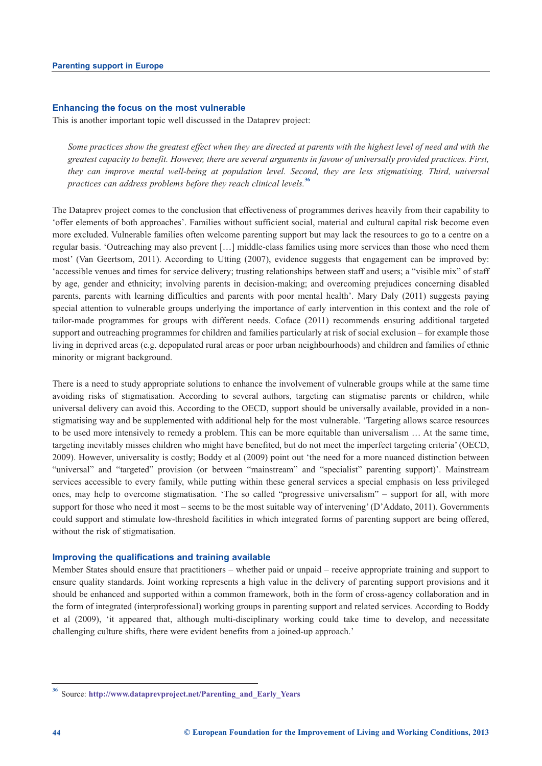### Enhancing the focus on the most vulnerable

This is another important topic well discussed in the Dataprev project:

> *Some practices show the greatest effect when they are directed at parents with the highest level of need and with the greatest capacity to benefit. However, there are several arguments in favour of universally provided practices. First, they can improve mental well-being at population level. Second, they are less stigmatising. Third, universal practices can address problems before they reach clinical levels.*[36]

The Dataprev project comes to the conclusion that effectiveness of programmes derives heavily from their capability to 'offer elements of both approaches'. Families without sufficient social, material and cultural capital risk become even more excluded. Vulnerable families often welcome parenting support but may lack the resources to go to a centre on a regular basis. 'Outreaching may also prevent […] middle-class families using more services than those who need them most' (Van Geertsom, 2011). According to Utting (2007), evidence suggests that engagement can be improved by: 'accessible venues and times for service delivery; trusting relationships between staff and users; a "visible mix" of staff by age, gender and ethnicity; involving parents in decision-making; and overcoming prejudices concerning disabled parents, parents with learning difficulties and parents with poor mental health'. Mary Daly (2011) suggests paying special attention to vulnerable groups underlying the importance of early intervention in this context and the role of tailor-made programmes for groups with different needs. Coface (2011) recommends ensuring additional targeted support and outreaching programmes for children and families particularly at risk of social exclusion – for example those living in deprived areas (e.g. depopulated rural areas or poor urban neighbourhoods) and children and families of ethnic minority or migrant background.

There is a need to study appropriate solutions to enhance the involvement of vulnerable groups while at the same time avoiding risks of stigmatisation. According to several authors, targeting can stigmatise parents or children, while universal delivery can avoid this. According to the OECD, support should be universally available, provided in a non-stigmatising way and be supplemented with additional help for the most vulnerable. 'Targeting allows scarce resources to be used more intensively to remedy a problem. This can be more equitable than universalism … At the same time, targeting inevitably misses children who might have benefited, but do not meet the imperfect targeting criteria' (OECD, 2009). However, universality is costly; Boddy et al (2009) point out 'the need for a more nuanced distinction between "universal" and "targeted" provision (or between "mainstream" and "specialist" parenting support)'. Mainstream services accessible to every family, while putting within these general services a special emphasis on less privileged ones, may help to overcome stigmatisation. 'The so called "progressive universalism" – support for all, with more support for those who need it most – seems to be the most suitable way of intervening' (D'Addato, 2011). Governments could support and stimulate low-threshold facilities in which integrated forms of parenting support are being offered, without the risk of stigmatisation.

### Improving the qualifications and training available

Member States should ensure that practitioners – whether paid or unpaid – receive appropriate training and support to ensure quality standards. Joint working represents a high value in the delivery of parenting support provisions and it should be enhanced and supported within a common framework, both in the form of cross-agency collaboration and in the form of integrated (interprofessional) working groups in parenting support and related services. According to Boddy et al (2009), 'it appeared that, although multi-disciplinary working could take time to develop, and necessitate challenging culture shifts, there were evident benefits from a joined-up approach.'

---

[36] Source: http://www.dataprevproject.net/Parenting_and_Early_Years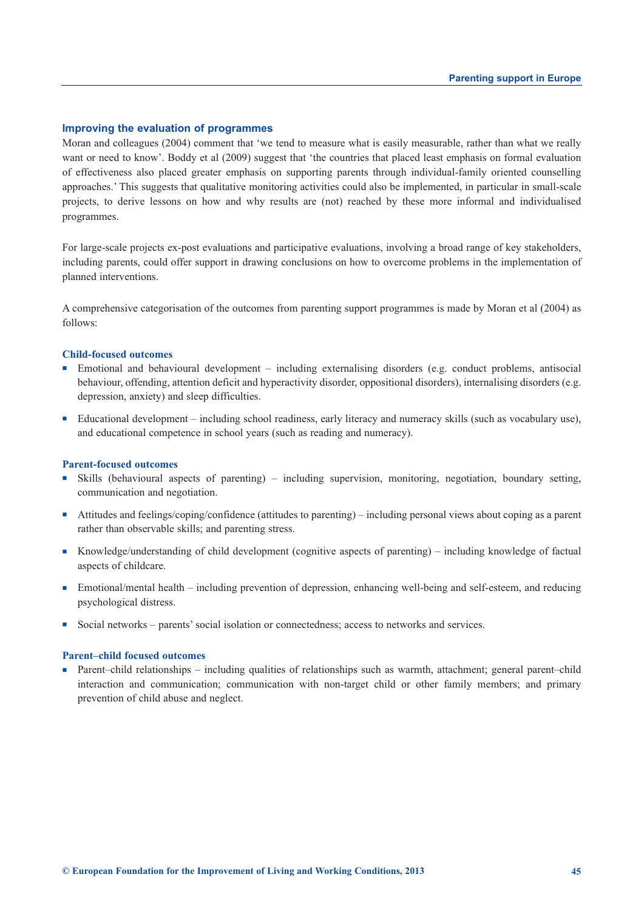## Improving the evaluation of programmes

Moran and colleagues (2004) comment that 'we tend to measure what is easily measurable, rather than what we really want or need to know'. Boddy et al (2009) suggest that 'the countries that placed least emphasis on formal evaluation of effectiveness also placed greater emphasis on supporting parents through individual-family oriented counselling approaches.' This suggests that qualitative monitoring activities could also be implemented, in particular in small-scale projects, to derive lessons on how and why results are (not) reached by these more informal and individualised programmes.

For large-scale projects ex-post evaluations and participative evaluations, involving a broad range of key stakeholders, including parents, could offer support in drawing conclusions on how to overcome problems in the implementation of planned interventions.

A comprehensive categorisation of the outcomes from parenting support programmes is made by Moran et al (2004) as follows:

### Child-focused outcomes

- Emotional and behavioural development – including externalising disorders (e.g. conduct problems, antisocial behaviour, offending, attention deficit and hyperactivity disorder, oppositional disorders), internalising disorders (e.g. depression, anxiety) and sleep difficulties.
- Educational development – including school readiness, early literacy and numeracy skills (such as vocabulary use), and educational competence in school years (such as reading and numeracy).

### Parent-focused outcomes

- Skills (behavioural aspects of parenting) – including supervision, monitoring, negotiation, boundary setting, communication and negotiation.
- Attitudes and feelings/coping/confidence (attitudes to parenting) – including personal views about coping as a parent rather than observable skills; and parenting stress.
- Knowledge/understanding of child development (cognitive aspects of parenting) – including knowledge of factual aspects of childcare.
- Emotional/mental health – including prevention of depression, enhancing well-being and self-esteem, and reducing psychological distress.
- Social networks – parents' social isolation or connectedness; access to networks and services.

### Parent–child focused outcomes

- Parent–child relationships – including qualities of relationships such as warmth, attachment; general parent–child interaction and communication; communication with non-target child or other family members; and primary prevention of child abuse and neglect.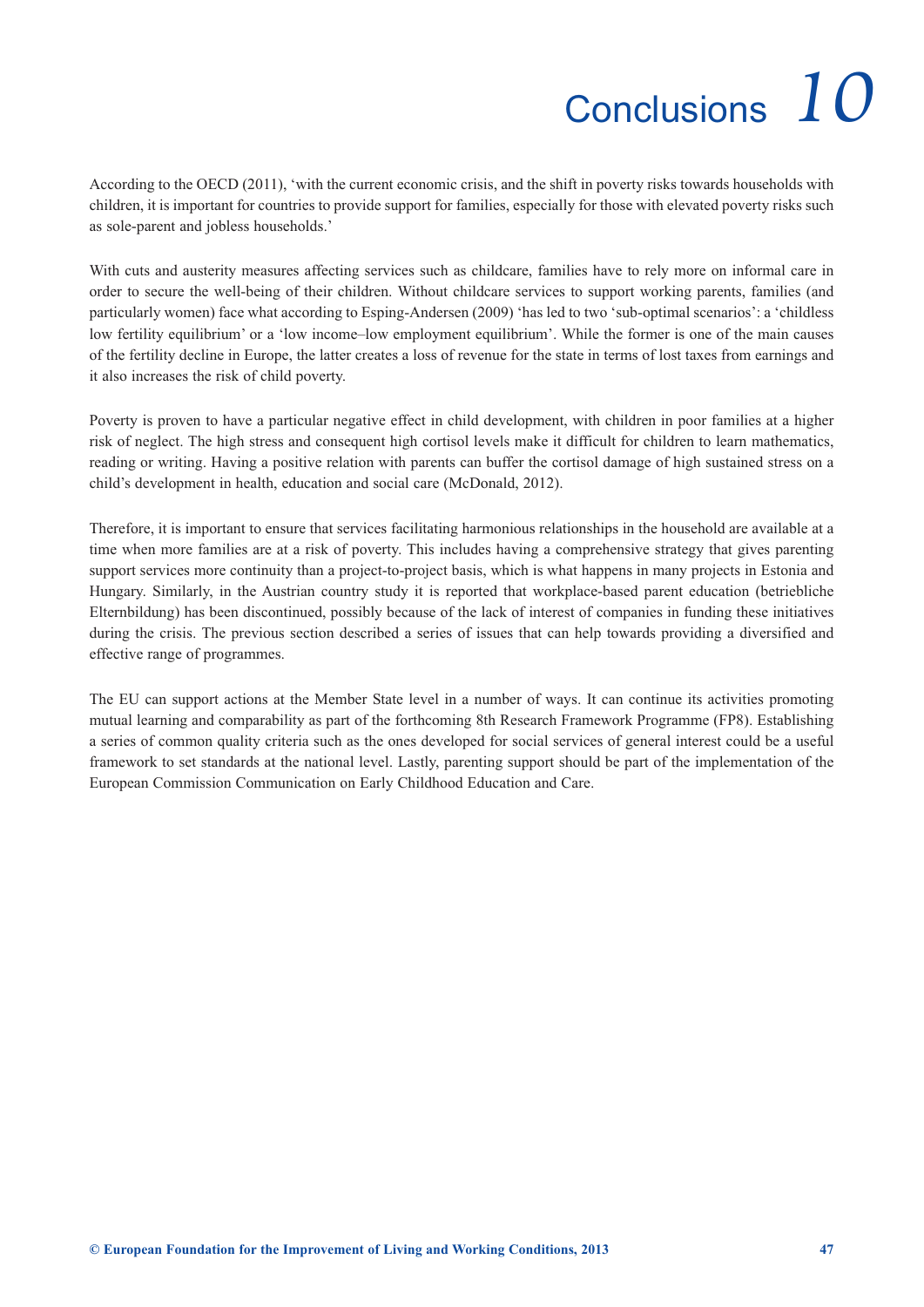# 10 Conclusions

According to the OECD (2011), 'with the current economic crisis, and the shift in poverty risks towards households with children, it is important for countries to provide support for families, especially for those with elevated poverty risks such as sole-parent and jobless households.'

With cuts and austerity measures affecting services such as childcare, families have to rely more on informal care in order to secure the well-being of their children. Without childcare services to support working parents, families (and particularly women) face what according to Esping-Andersen (2009) 'has led to two 'sub-optimal scenarios': a 'childless low fertility equilibrium' or a 'low income–low employment equilibrium'. While the former is one of the main causes of the fertility decline in Europe, the latter creates a loss of revenue for the state in terms of lost taxes from earnings and it also increases the risk of child poverty.

Poverty is proven to have a particular negative effect in child development, with children in poor families at a higher risk of neglect. The high stress and consequent high cortisol levels make it difficult for children to learn mathematics, reading or writing. Having a positive relation with parents can buffer the cortisol damage of high sustained stress on a child's development in health, education and social care (McDonald, 2012).

Therefore, it is important to ensure that services facilitating harmonious relationships in the household are available at a time when more families are at a risk of poverty. This includes having a comprehensive strategy that gives parenting support services more continuity than a project-to-project basis, which is what happens in many projects in Estonia and Hungary. Similarly, in the Austrian country study it is reported that workplace-based parent education (betriebliche Elternbildung) has been discontinued, possibly because of the lack of interest of companies in funding these initiatives during the crisis. The previous section described a series of issues that can help towards providing a diversified and effective range of programmes.

The EU can support actions at the Member State level in a number of ways. It can continue its activities promoting mutual learning and comparability as part of the forthcoming 8th Research Framework Programme (FP8). Establishing a series of common quality criteria such as the ones developed for social services of general interest could be a useful framework to set standards at the national level. Lastly, parenting support should be part of the implementation of the European Commission Communication on Early Childhood Education and Care.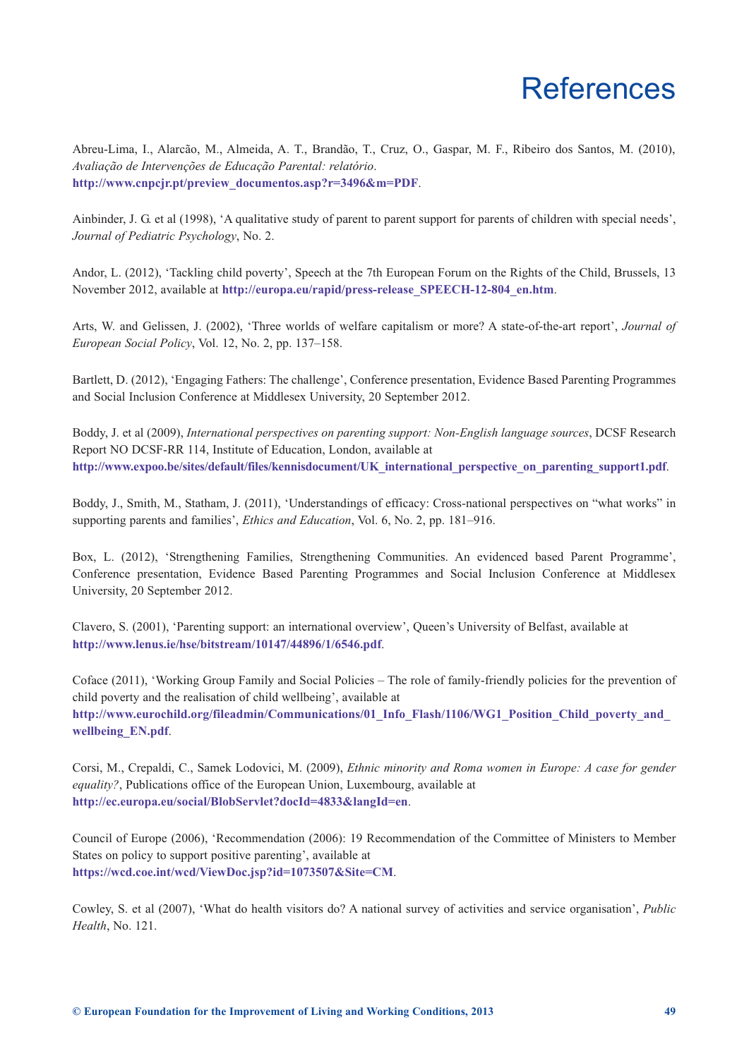# References

Abreu-Lima, I., Alarcão, M., Almeida, A. T., Brandão, T., Cruz, O., Gaspar, M. F., Ribeiro dos Santos, M. (2010), *Avaliação de Intervenções de Educação Parental: relatório*. **http://www.cnpcjr.pt/preview_documentos.asp?r=3496&m=PDF**.

Ainbinder, J. G. et al (1998), 'A qualitative study of parent to parent support for parents of children with special needs', *Journal of Pediatric Psychology*, No. 2.

Andor, L. (2012), 'Tackling child poverty', Speech at the 7th European Forum on the Rights of the Child, Brussels, 13 November 2012, available at **http://europa.eu/rapid/press-release_SPEECH-12-804_en.htm**.

Arts, W. and Gelissen, J. (2002), 'Three worlds of welfare capitalism or more? A state-of-the-art report', *Journal of European Social Policy*, Vol. 12, No. 2, pp. 137–158.

Bartlett, D. (2012), 'Engaging Fathers: The challenge', Conference presentation, Evidence Based Parenting Programmes and Social Inclusion Conference at Middlesex University, 20 September 2012.

Boddy, J. et al (2009), *International perspectives on parenting support: Non-English language sources*, DCSF Research Report NO DCSF-RR 114, Institute of Education, London, available at **http://www.expoo.be/sites/default/files/kennisdocument/UK_international_perspective_on_parenting_support1.pdf**.

Boddy, J., Smith, M., Statham, J. (2011), 'Understandings of efficacy: Cross-national perspectives on "what works" in supporting parents and families', *Ethics and Education*, Vol. 6, No. 2, pp. 181–916.

Box, L. (2012), 'Strengthening Families, Strengthening Communities. An evidenced based Parent Programme', Conference presentation, Evidence Based Parenting Programmes and Social Inclusion Conference at Middlesex University, 20 September 2012.

Clavero, S. (2001), 'Parenting support: an international overview', Queen's University of Belfast, available at **http://www.lenus.ie/hse/bitstream/10147/44896/1/6546.pdf**.

Coface (2011), 'Working Group Family and Social Policies – The role of family-friendly policies for the prevention of child poverty and the realisation of child wellbeing', available at **http://www.eurochild.org/fileadmin/Communications/01_Info_Flash/1106/WG1_Position_Child_poverty_and_wellbeing_EN.pdf**.

Corsi, M., Crepaldi, C., Samek Lodovici, M. (2009), *Ethnic minority and Roma women in Europe: A case for gender equality?*, Publications office of the European Union, Luxembourg, available at **http://ec.europa.eu/social/BlobServlet?docId=4833&langId=en**.

Council of Europe (2006), 'Recommendation (2006): 19 Recommendation of the Committee of Ministers to Member States on policy to support positive parenting', available at **https://wcd.coe.int/wcd/ViewDoc.jsp?id=1073507&Site=CM**.

Cowley, S. et al (2007), 'What do health visitors do? A national survey of activities and service organisation', *Public Health*, No. 121.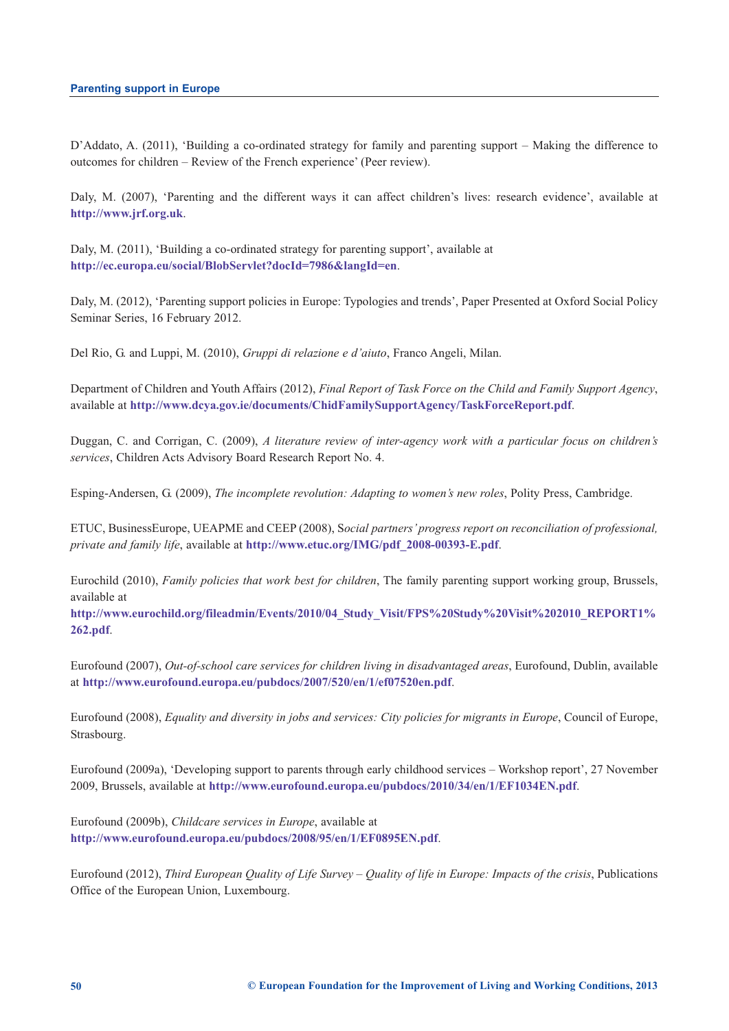D'Addato, A. (2011), 'Building a co-ordinated strategy for family and parenting support – Making the difference to outcomes for children – Review of the French experience' (Peer review).

Daly, M. (2007), 'Parenting and the different ways it can affect children's lives: research evidence', available at **http://www.jrf.org.uk**.

Daly, M. (2011), 'Building a co-ordinated strategy for parenting support', available at **http://ec.europa.eu/social/BlobServlet?docId=7986&langId=en**.

Daly, M. (2012), 'Parenting support policies in Europe: Typologies and trends', Paper Presented at Oxford Social Policy Seminar Series, 16 February 2012.

Del Rio, G. and Luppi, M. (2010), *Gruppi di relazione e d'aiuto*, Franco Angeli, Milan.

Department of Children and Youth Affairs (2012), *Final Report of Task Force on the Child and Family Support Agency*, available at **http://www.dcya.gov.ie/documents/ChidFamilySupportAgency/TaskForceReport.pdf**.

Duggan, C. and Corrigan, C. (2009), *A literature review of inter-agency work with a particular focus on children's services*, Children Acts Advisory Board Research Report No. 4.

Esping-Andersen, G. (2009), *The incomplete revolution: Adapting to women's new roles*, Polity Press, Cambridge.

ETUC, BusinessEurope, UEAPME and CEEP (2008), S*ocial partners' progress report on reconciliation of professional, private and family life*, available at **http://www.etuc.org/IMG/pdf_2008-00393-E.pdf**.

Eurochild (2010), *Family policies that work best for children*, The family parenting support working group, Brussels, available at **http://www.eurochild.org/fileadmin/Events/2010/04_Study_Visit/FPS%20Study%20Visit%202010_REPORT1%262.pdf**.

Eurofound (2007), *Out-of-school care services for children living in disadvantaged areas*, Eurofound, Dublin, available at **http://www.eurofound.europa.eu/pubdocs/2007/520/en/1/ef07520en.pdf**.

Eurofound (2008), *Equality and diversity in jobs and services: City policies for migrants in Europe*, Council of Europe, Strasbourg.

Eurofound (2009a), 'Developing support to parents through early childhood services – Workshop report', 27 November 2009, Brussels, available at **http://www.eurofound.europa.eu/pubdocs/2010/34/en/1/EF1034EN.pdf**.

Eurofound (2009b), *Childcare services in Europe*, available at **http://www.eurofound.europa.eu/pubdocs/2008/95/en/1/EF0895EN.pdf**.

Eurofound (2012), *Third European Quality of Life Survey – Quality of life in Europe: Impacts of the crisis*, Publications Office of the European Union, Luxembourg.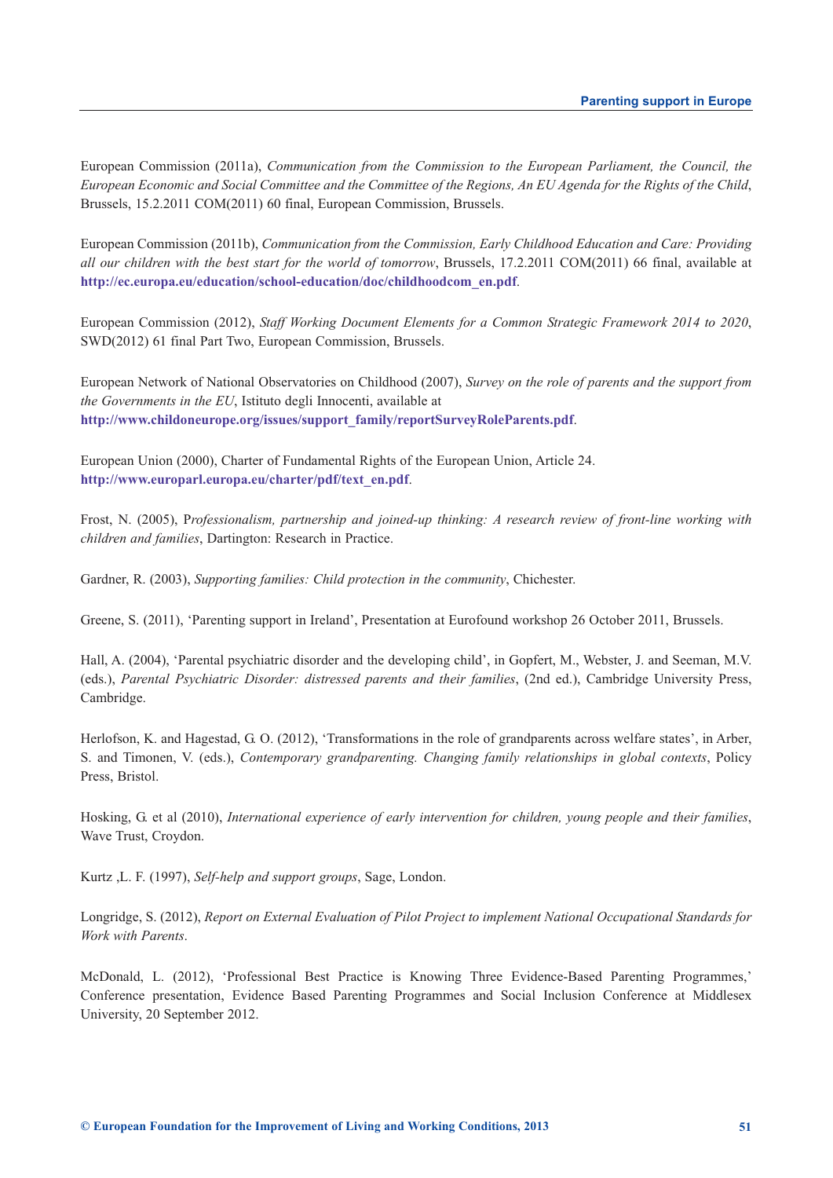European Commission (2011a), *Communication from the Commission to the European Parliament, the Council, the European Economic and Social Committee and the Committee of the Regions, An EU Agenda for the Rights of the Child*, Brussels, 15.2.2011 COM(2011) 60 final, European Commission, Brussels.

European Commission (2011b), *Communication from the Commission, Early Childhood Education and Care: Providing all our children with the best start for the world of tomorrow*, Brussels, 17.2.2011 COM(2011) 66 final, available at **http://ec.europa.eu/education/school-education/doc/childhoodcom_en.pdf**.

European Commission (2012), *Staff Working Document Elements for a Common Strategic Framework 2014 to 2020*, SWD(2012) 61 final Part Two, European Commission, Brussels.

European Network of National Observatories on Childhood (2007), *Survey on the role of parents and the support from the Governments in the EU*, Istituto degli Innocenti, available at **http://www.childoneurope.org/issues/support_family/reportSurveyRoleParents.pdf**.

European Union (2000), Charter of Fundamental Rights of the European Union, Article 24. **http://www.europarl.europa.eu/charter/pdf/text_en.pdf**.

Frost, N. (2005), P*rofessionalism, partnership and joined-up thinking: A research review of front-line working with children and families*, Dartington: Research in Practice.

Gardner, R. (2003), *Supporting families: Child protection in the community*, Chichester.

Greene, S. (2011), 'Parenting support in Ireland', Presentation at Eurofound workshop 26 October 2011, Brussels.

Hall, A. (2004), 'Parental psychiatric disorder and the developing child', in Gopfert, M., Webster, J. and Seeman, M.V. (eds.), *Parental Psychiatric Disorder: distressed parents and their families*, (2nd ed.), Cambridge University Press, Cambridge.

Herlofson, K. and Hagestad, G. O. (2012), 'Transformations in the role of grandparents across welfare states', in Arber, S. and Timonen, V. (eds.), *Contemporary grandparenting. Changing family relationships in global contexts*, Policy Press, Bristol.

Hosking, G. et al (2010), *International experience of early intervention for children, young people and their families*, Wave Trust, Croydon.

Kurtz ,L. F. (1997), *Self-help and support groups*, Sage, London.

Longridge, S. (2012), *Report on External Evaluation of Pilot Project to implement National Occupational Standards for Work with Parents*.

McDonald, L. (2012), 'Professional Best Practice is Knowing Three Evidence-Based Parenting Programmes,' Conference presentation, Evidence Based Parenting Programmes and Social Inclusion Conference at Middlesex University, 20 September 2012.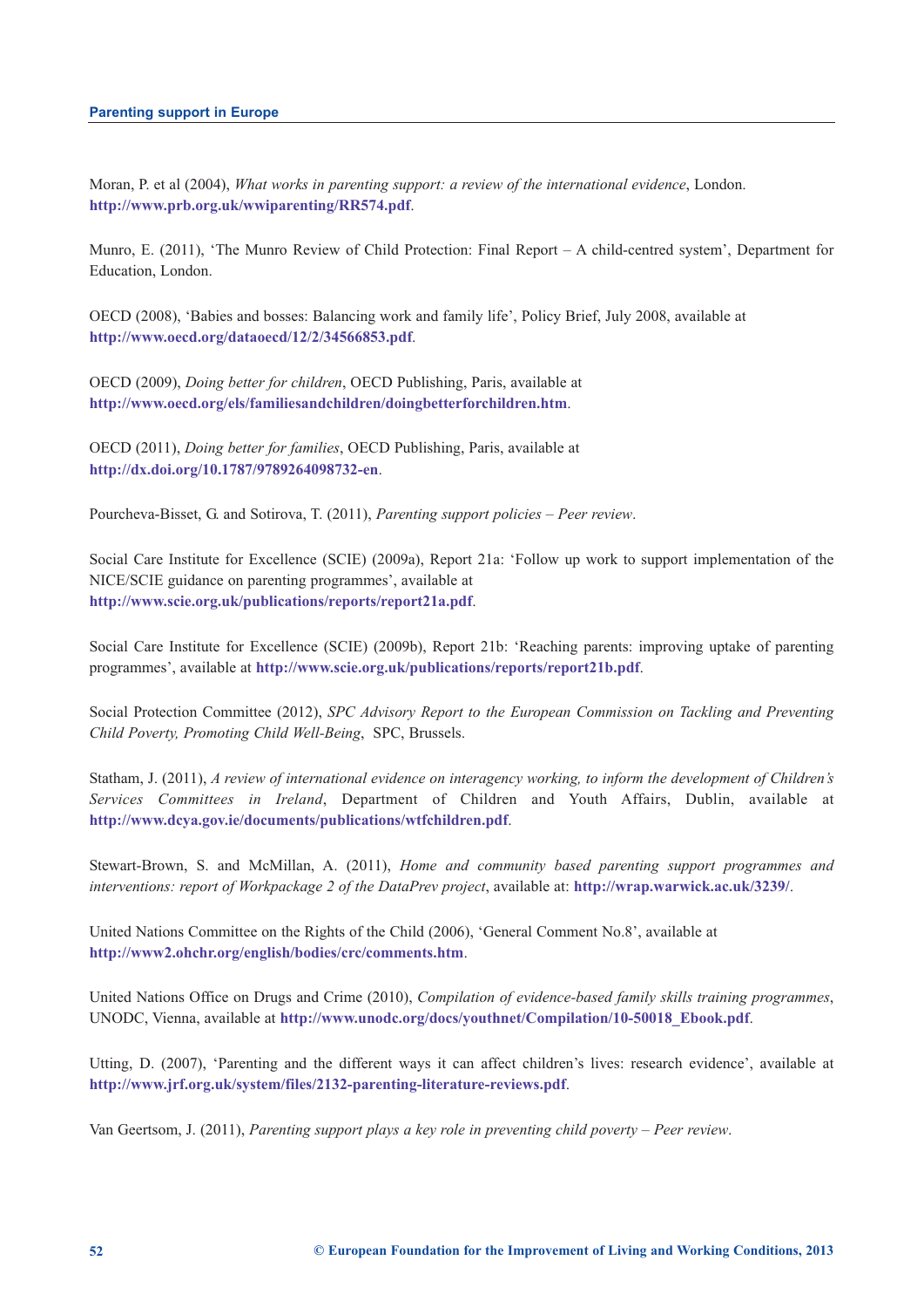Moran, P. et al (2004), *What works in parenting support: a review of the international evidence*, London. **http://www.prb.org.uk/wwiparenting/RR574.pdf**.

Munro, E. (2011), 'The Munro Review of Child Protection: Final Report – A child-centred system', Department for Education, London.

OECD (2008), 'Babies and bosses: Balancing work and family life', Policy Brief, July 2008, available at **http://www.oecd.org/dataoecd/12/2/34566853.pdf**.

OECD (2009), *Doing better for children*, OECD Publishing, Paris, available at **http://www.oecd.org/els/familiesandchildren/doingbetterforchildren.htm**.

OECD (2011), *Doing better for families*, OECD Publishing, Paris, available at **http://dx.doi.org/10.1787/9789264098732-en**.

Pourcheva-Bisset, G. and Sotirova, T. (2011), *Parenting support policies – Peer review*.

Social Care Institute for Excellence (SCIE) (2009a), Report 21a: 'Follow up work to support implementation of the NICE/SCIE guidance on parenting programmes', available at **http://www.scie.org.uk/publications/reports/report21a.pdf**.

Social Care Institute for Excellence (SCIE) (2009b), Report 21b: 'Reaching parents: improving uptake of parenting programmes', available at **http://www.scie.org.uk/publications/reports/report21b.pdf**.

Social Protection Committee (2012), *SPC Advisory Report to the European Commission on Tackling and Preventing Child Poverty, Promoting Child Well-Being*, SPC, Brussels.

Statham, J. (2011), *A review of international evidence on interagency working, to inform the development of Children's Services Committees in Ireland*, Department of Children and Youth Affairs, Dublin, available at **http://www.dcya.gov.ie/documents/publications/wtfchildren.pdf**.

Stewart-Brown, S. and McMillan, A. (2011), *Home and community based parenting support programmes and interventions: report of Workpackage 2 of the DataPrev project*, available at: **http://wrap.warwick.ac.uk/3239/**.

United Nations Committee on the Rights of the Child (2006), 'General Comment No.8', available at **http://www2.ohchr.org/english/bodies/crc/comments.htm**.

United Nations Office on Drugs and Crime (2010), *Compilation of evidence-based family skills training programmes*, UNODC, Vienna, available at **http://www.unodc.org/docs/youthnet/Compilation/10-50018_Ebook.pdf**.

Utting, D. (2007), 'Parenting and the different ways it can affect children's lives: research evidence', available at **http://www.jrf.org.uk/system/files/2132-parenting-literature-reviews.pdf**.

Van Geertsom, J. (2011), *Parenting support plays a key role in preventing child poverty – Peer review*.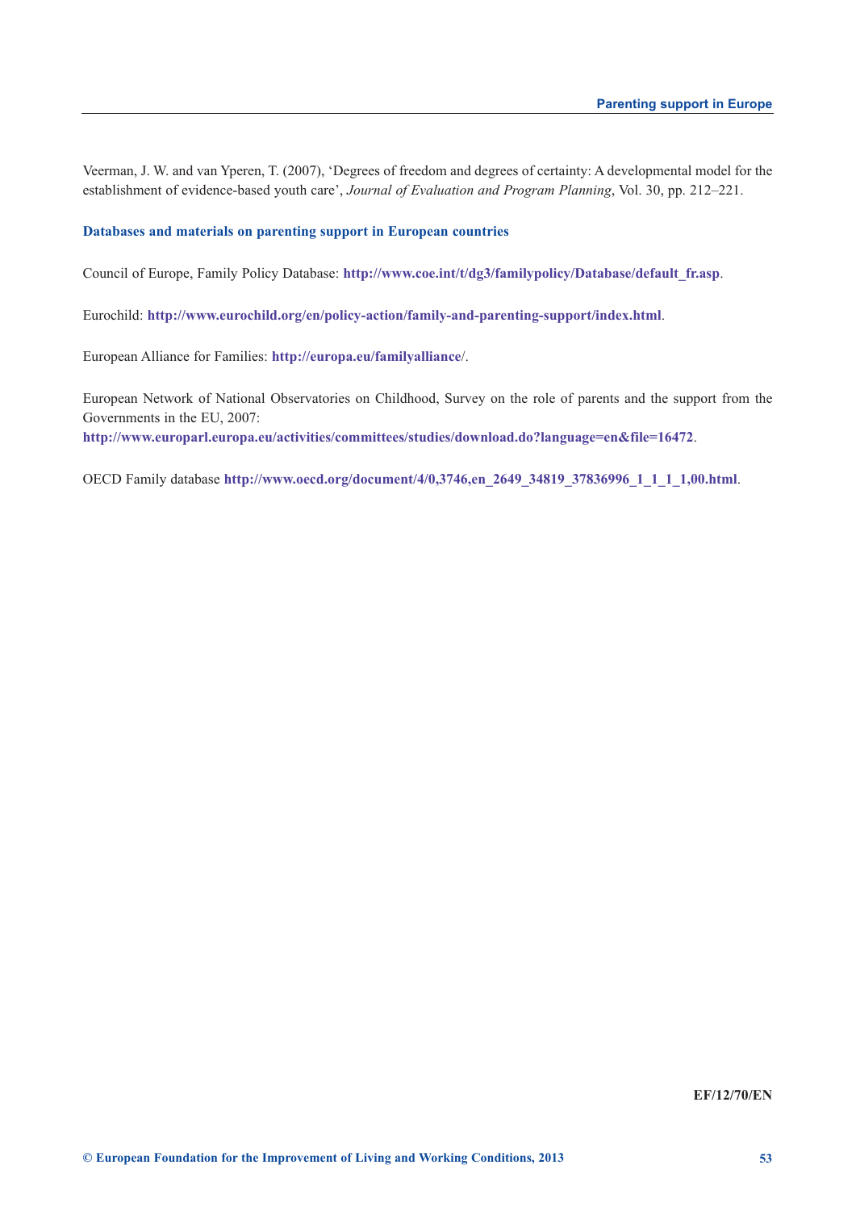Veerman, J. W. and van Yperen, T. (2007), 'Degrees of freedom and degrees of certainty: A developmental model for the establishment of evidence-based youth care', *Journal of Evaluation and Program Planning*, Vol. 30, pp. 212–221.

### Databases and materials on parenting support in European countries

Council of Europe, Family Policy Database: **http://www.coe.int/t/dg3/familypolicy/Database/default_fr.asp**.

Eurochild: **http://www.eurochild.org/en/policy-action/family-and-parenting-support/index.html**.

European Alliance for Families: **http://europa.eu/familyalliance/**.

European Network of National Observatories on Childhood, Survey on the role of parents and the support from the Governments in the EU, 2007:
**http://www.europarl.europa.eu/activities/committees/studies/download.do?language=en&file=16472**.

OECD Family database **http://www.oecd.org/document/4/0,3746,en_2649_34819_37836996_1_1_1_1,00.html**.

EF/12/70/EN

© European Foundation for the Improvement of Living and Working Conditions, 2013